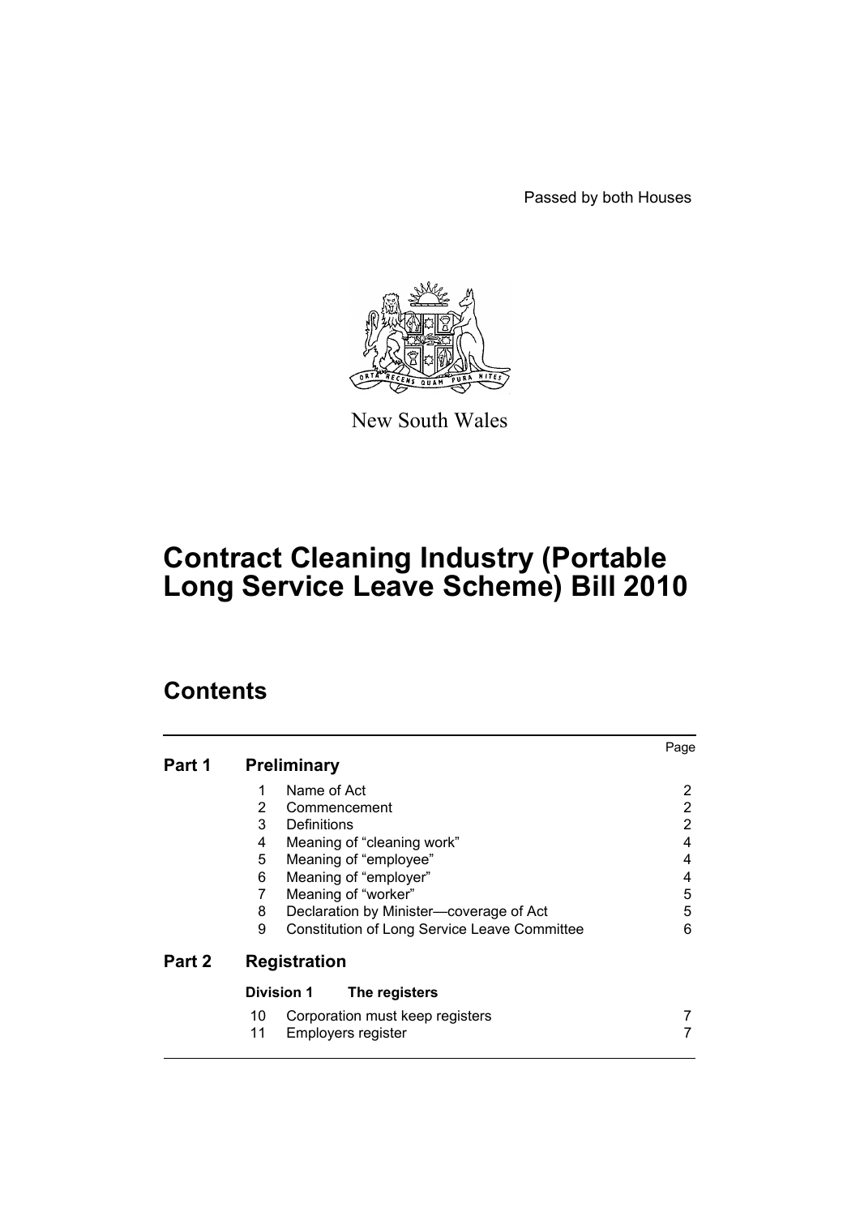Passed by both Houses

New South Wales

# Contract Cleaning Industry (Portable Long Service Leave Scheme) Bill 2010

## Contents

| | | | Page |
|---|---|---|---|
| **Part 1** | **Preliminary** | | |
| | 1 | Name of Act | 2 |
| | 2 | Commencement | 2 |
| | 3 | Definitions | 2 |
| | 4 | Meaning of "cleaning work" | 4 |
| | 5 | Meaning of "employee" | 4 |
| | 6 | Meaning of "employer" | 4 |
| | 7 | Meaning of "worker" | 5 |
| | 8 | Declaration by Minister—coverage of Act | 5 |
| | 9 | Constitution of Long Service Leave Committee | 6 |
| **Part 2** | **Registration** | | |
| | **Division 1** | **The registers** | |
| | 10 | Corporation must keep registers | 7 |
| | 11 | Employers register | 7 |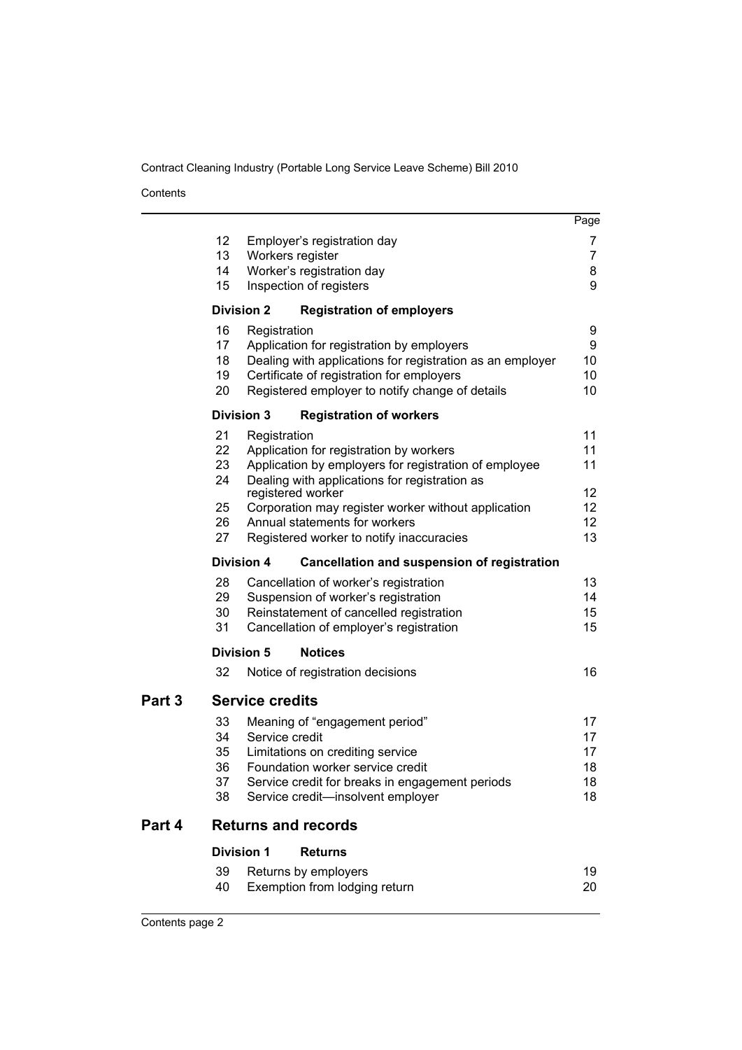| | | Page |
|---|---|---|
| 12 | Employer's registration day | 7 |
| 13 | Workers register | 7 |
| 14 | Worker's registration day | 8 |
| 15 | Inspection of registers | 9 |
| **Division 2** | **Registration of employers** | |
| 16 | Registration | 9 |
| 17 | Application for registration by employers | 9 |
| 18 | Dealing with applications for registration as an employer | 10 |
| 19 | Certificate of registration for employers | 10 |
| 20 | Registered employer to notify change of details | 10 |
| **Division 3** | **Registration of workers** | |
| 21 | Registration | 11 |
| 22 | Application for registration by workers | 11 |
| 23 | Application by employers for registration of employee | 11 |
| 24 | Dealing with applications for registration as registered worker | 12 |
| 25 | Corporation may register worker without application | 12 |
| 26 | Annual statements for workers | 12 |
| 27 | Registered worker to notify inaccuracies | 13 |
| **Division 4** | **Cancellation and suspension of registration** | |
| 28 | Cancellation of worker's registration | 13 |
| 29 | Suspension of worker's registration | 14 |
| 30 | Reinstatement of cancelled registration | 15 |
| 31 | Cancellation of employer's registration | 15 |
| **Division 5** | **Notices** | |
| 32 | Notice of registration decisions | 16 |
| **Part 3** | **Service credits** | |
| 33 | Meaning of "engagement period" | 17 |
| 34 | Service credit | 17 |
| 35 | Limitations on crediting service | 17 |
| 36 | Foundation worker service credit | 18 |
| 37 | Service credit for breaks in engagement periods | 18 |
| 38 | Service credit—insolvent employer | 18 |
| **Part 4** | **Returns and records** | |
| **Division 1** | **Returns** | |
| 39 | Returns by employers | 19 |
| 40 | Exemption from lodging return | 20 |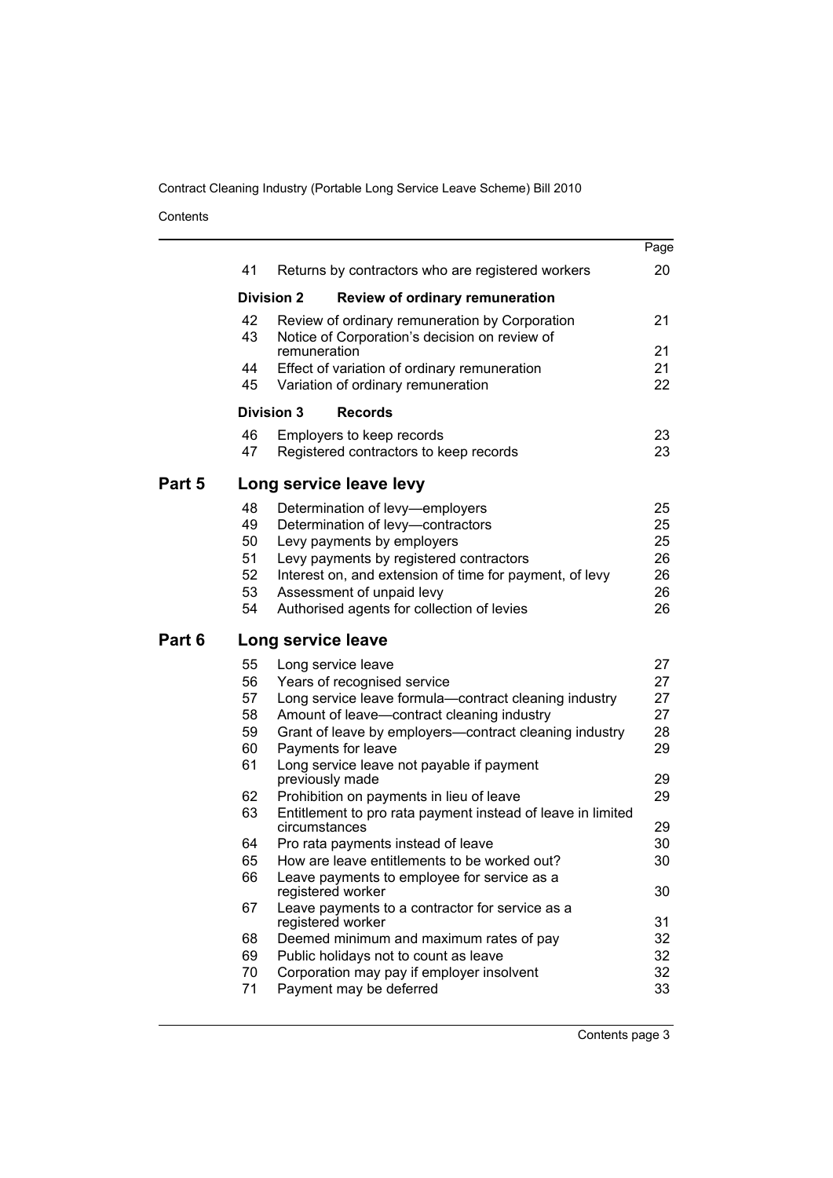| | | | Page |
|---|---|---|---|
| | 41 | Returns by contractors who are registered workers | 20 |
| | **Division 2** | **Review of ordinary remuneration** | |
| | 42 | Review of ordinary remuneration by Corporation | 21 |
| | 43 | Notice of Corporation's decision on review of remuneration | 21 |
| | 44 | Effect of variation of ordinary remuneration | 21 |
| | 45 | Variation of ordinary remuneration | 22 |
| | **Division 3** | **Records** | |
| | 46 | Employers to keep records | 23 |
| | 47 | Registered contractors to keep records | 23 |
| **Part 5** | **Long service leave levy** | | |
| | 48 | Determination of levy—employers | 25 |
| | 49 | Determination of levy—contractors | 25 |
| | 50 | Levy payments by employers | 25 |
| | 51 | Levy payments by registered contractors | 26 |
| | 52 | Interest on, and extension of time for payment, of levy | 26 |
| | 53 | Assessment of unpaid levy | 26 |
| | 54 | Authorised agents for collection of levies | 26 |
| **Part 6** | **Long service leave** | | |
| | 55 | Long service leave | 27 |
| | 56 | Years of recognised service | 27 |
| | 57 | Long service leave formula—contract cleaning industry | 27 |
| | 58 | Amount of leave—contract cleaning industry | 27 |
| | 59 | Grant of leave by employers—contract cleaning industry | 28 |
| | 60 | Payments for leave | 29 |
| | 61 | Long service leave not payable if payment previously made | 29 |
| | 62 | Prohibition on payments in lieu of leave | 29 |
| | 63 | Entitlement to pro rata payment instead of leave in limited circumstances | 29 |
| | 64 | Pro rata payments instead of leave | 30 |
| | 65 | How are leave entitlements to be worked out? | 30 |
| | 66 | Leave payments to employee for service as a registered worker | 30 |
| | 67 | Leave payments to a contractor for service as a registered worker | 31 |
| | 68 | Deemed minimum and maximum rates of pay | 32 |
| | 69 | Public holidays not to count as leave | 32 |
| | 70 | Corporation may pay if employer insolvent | 32 |
| | 71 | Payment may be deferred | 33 |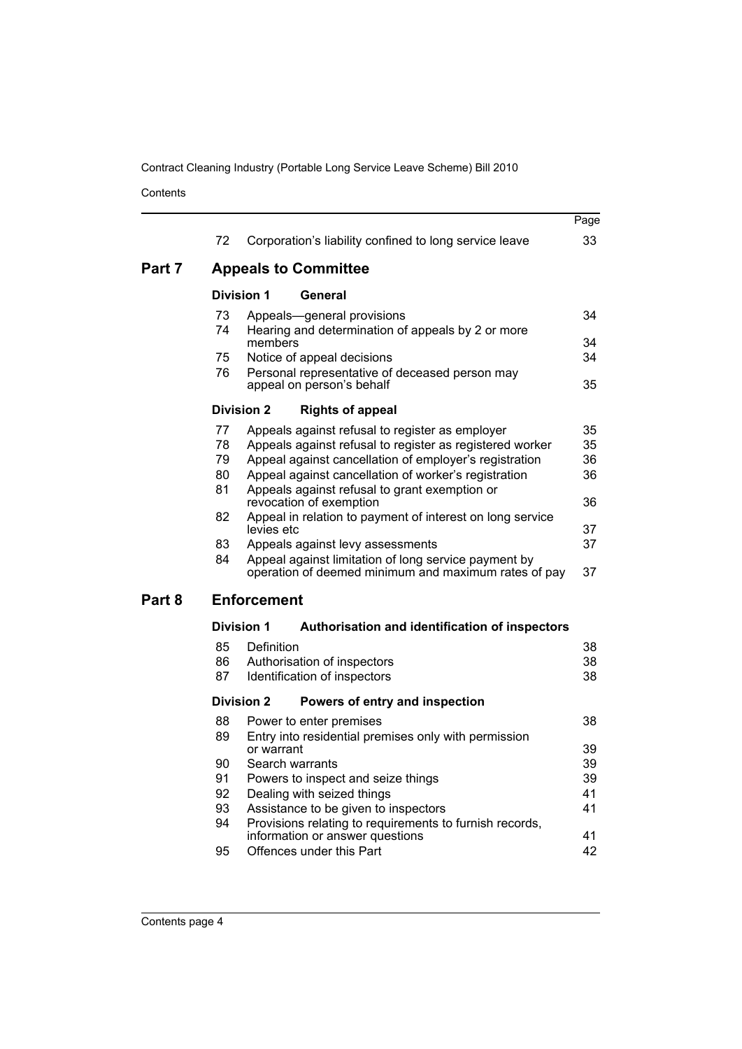| | | Page |
|---|---|---|
| 72 | Corporation's liability confined to long service leave | 33 |
| **Part 7** | **Appeals to Committee** | |
| **Division 1** | **General** | |
| 73 | Appeals—general provisions | 34 |
| 74 | Hearing and determination of appeals by 2 or more members | 34 |
| 75 | Notice of appeal decisions | 34 |
| 76 | Personal representative of deceased person may appeal on person's behalf | 35 |
| **Division 2** | **Rights of appeal** | |
| 77 | Appeals against refusal to register as employer | 35 |
| 78 | Appeals against refusal to register as registered worker | 35 |
| 79 | Appeal against cancellation of employer's registration | 36 |
| 80 | Appeal against cancellation of worker's registration | 36 |
| 81 | Appeals against refusal to grant exemption or revocation of exemption | 36 |
| 82 | Appeal in relation to payment of interest on long service levies etc | 37 |
| 83 | Appeals against levy assessments | 37 |
| 84 | Appeal against limitation of long service payment by operation of deemed minimum and maximum rates of pay | 37 |
| **Part 8** | **Enforcement** | |
| **Division 1** | **Authorisation and identification of inspectors** | |
| 85 | Definition | 38 |
| 86 | Authorisation of inspectors | 38 |
| 87 | Identification of inspectors | 38 |
| **Division 2** | **Powers of entry and inspection** | |
| 88 | Power to enter premises | 38 |
| 89 | Entry into residential premises only with permission or warrant | 39 |
| 90 | Search warrants | 39 |
| 91 | Powers to inspect and seize things | 39 |
| 92 | Dealing with seized things | 41 |
| 93 | Assistance to be given to inspectors | 41 |
| 94 | Provisions relating to requirements to furnish records, information or answer questions | 41 |
| 95 | Offences under this Part | 42 |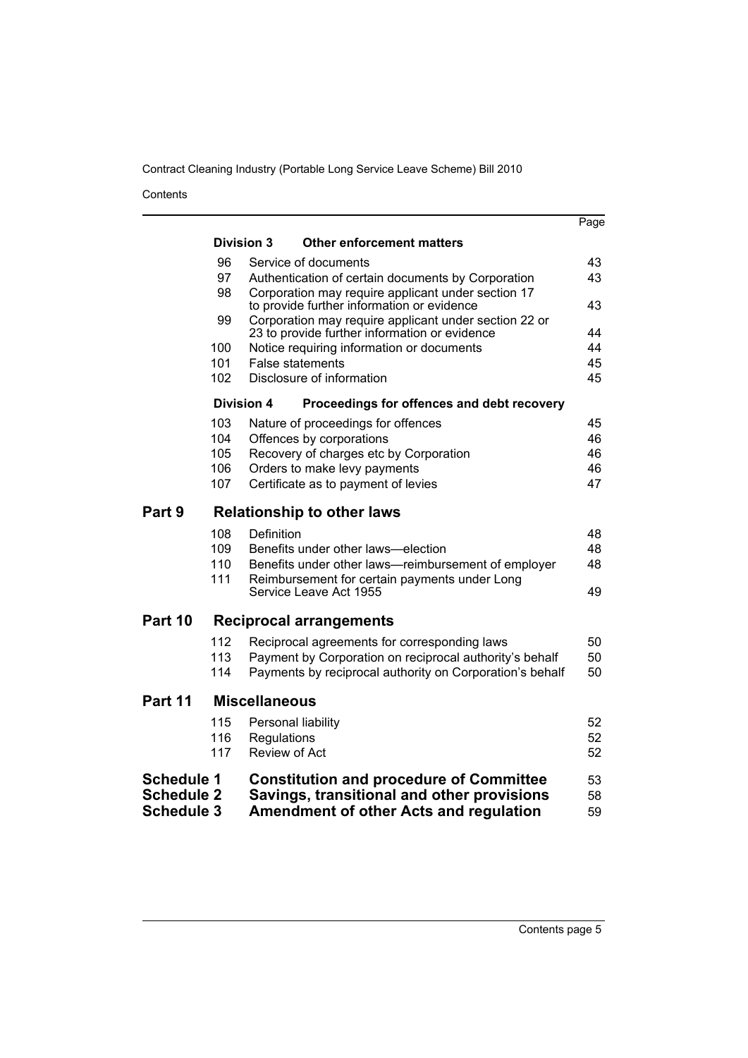| | | | Page |
|---|---|---|---|
| | **Division 3** | **Other enforcement matters** | |
| | 96 | Service of documents | 43 |
| | 97 | Authentication of certain documents by Corporation | 43 |
| | 98 | Corporation may require applicant under section 17 to provide further information or evidence | 43 |
| | 99 | Corporation may require applicant under section 22 or 23 to provide further information or evidence | 44 |
| | 100 | Notice requiring information or documents | 44 |
| | 101 | False statements | 45 |
| | 102 | Disclosure of information | 45 |
| | **Division 4** | **Proceedings for offences and debt recovery** | |
| | 103 | Nature of proceedings for offences | 45 |
| | 104 | Offences by corporations | 46 |
| | 105 | Recovery of charges etc by Corporation | 46 |
| | 106 | Orders to make levy payments | 46 |
| | 107 | Certificate as to payment of levies | 47 |
| **Part 9** | **Relationship to other laws** | | |
| | 108 | Definition | 48 |
| | 109 | Benefits under other laws—election | 48 |
| | 110 | Benefits under other laws—reimbursement of employer | 48 |
| | 111 | Reimbursement for certain payments under Long Service Leave Act 1955 | 49 |
| **Part 10** | **Reciprocal arrangements** | | |
| | 112 | Reciprocal agreements for corresponding laws | 50 |
| | 113 | Payment by Corporation on reciprocal authority's behalf | 50 |
| | 114 | Payments by reciprocal authority on Corporation's behalf | 50 |
| **Part 11** | **Miscellaneous** | | |
| | 115 | Personal liability | 52 |
| | 116 | Regulations | 52 |
| | 117 | Review of Act | 52 |
| **Schedule 1** | **Constitution and procedure of Committee** | | 53 |
| **Schedule 2** | **Savings, transitional and other provisions** | | 58 |
| **Schedule 3** | **Amendment of other Acts and regulation** | | 59 |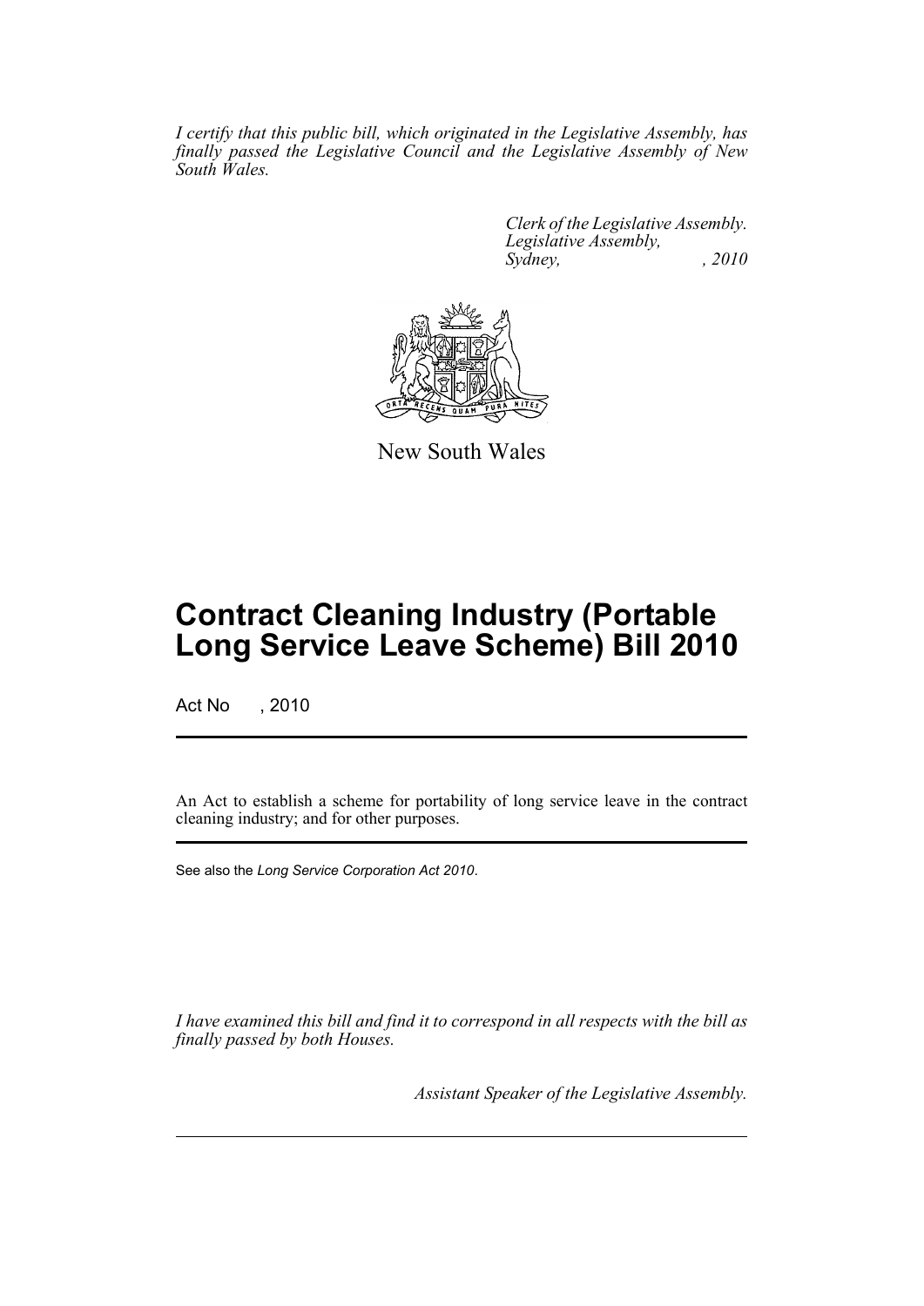*I certify that this public bill, which originated in the Legislative Assembly, has finally passed the Legislative Council and the Legislative Assembly of New South Wales.*

*Clerk of the Legislative Assembly.*
*Legislative Assembly,*
*Sydney, , 2010*

New South Wales

# Contract Cleaning Industry (Portable Long Service Leave Scheme) Bill 2010

Act No , 2010

An Act to establish a scheme for portability of long service leave in the contract cleaning industry; and for other purposes.

See also the *Long Service Corporation Act 2010*.

*I have examined this bill and find it to correspond in all respects with the bill as finally passed by both Houses.*

*Assistant Speaker of the Legislative Assembly.*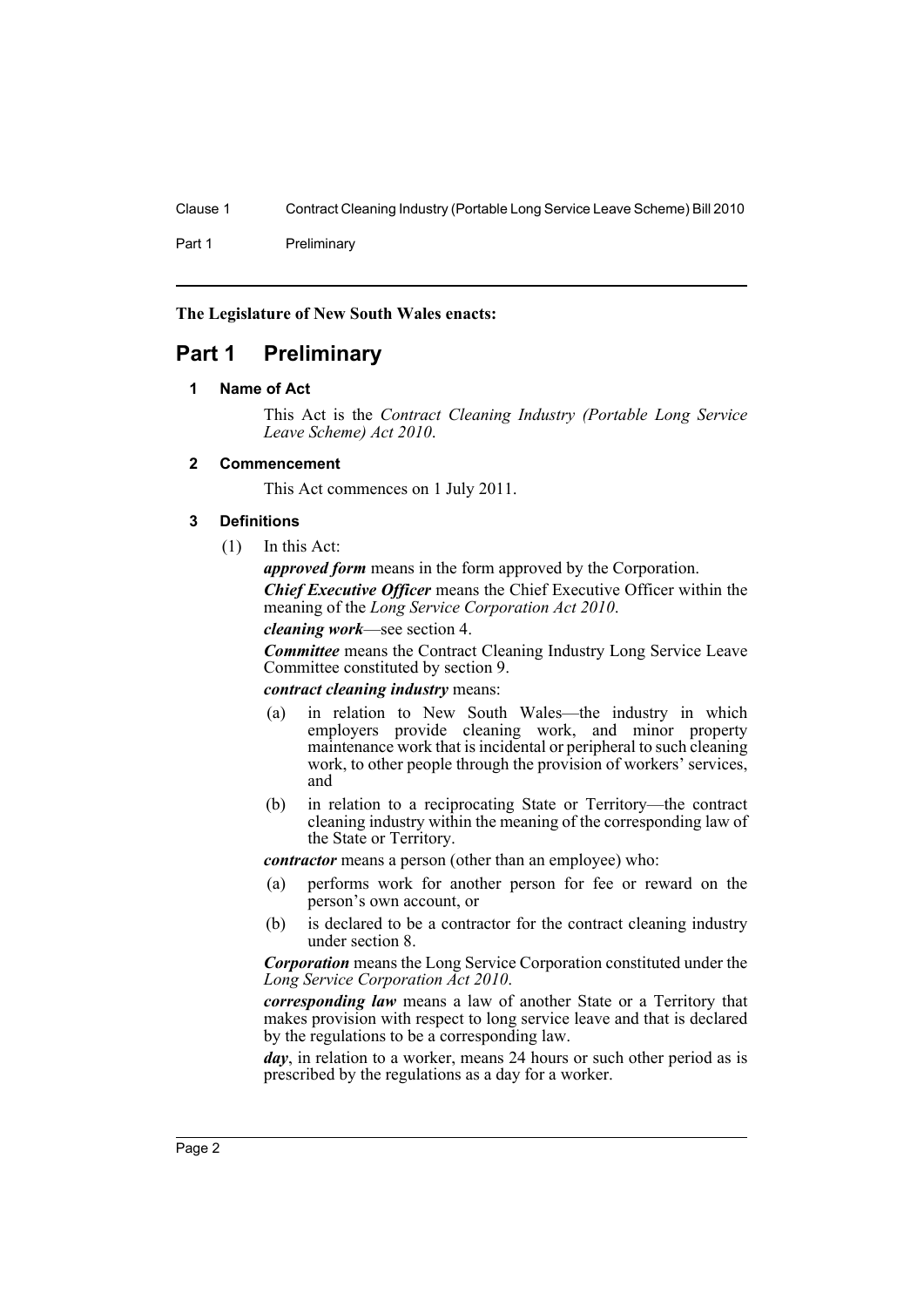**The Legislature of New South Wales enacts:**

# Part 1 Preliminary

## 1 Name of Act

This Act is the *Contract Cleaning Industry (Portable Long Service Leave Scheme) Act 2010*.

## 2 Commencement

This Act commences on 1 July 2011.

## 3 Definitions

(1) In this Act:

***approved form*** means in the form approved by the Corporation.

***Chief Executive Officer*** means the Chief Executive Officer within the meaning of the *Long Service Corporation Act 2010*.

***cleaning work***—see section 4.

***Committee*** means the Contract Cleaning Industry Long Service Leave Committee constituted by section 9.

***contract cleaning industry*** means:

- (a) in relation to New South Wales—the industry in which employers provide cleaning work, and minor property maintenance work that is incidental or peripheral to such cleaning work, to other people through the provision of workers' services, and
- (b) in relation to a reciprocating State or Territory—the contract cleaning industry within the meaning of the corresponding law of the State or Territory.

***contractor*** means a person (other than an employee) who:

- (a) performs work for another person for fee or reward on the person's own account, or
- (b) is declared to be a contractor for the contract cleaning industry under section 8.

***Corporation*** means the Long Service Corporation constituted under the *Long Service Corporation Act 2010*.

***corresponding law*** means a law of another State or a Territory that makes provision with respect to long service leave and that is declared by the regulations to be a corresponding law.

***day***, in relation to a worker, means 24 hours or such other period as is prescribed by the regulations as a day for a worker.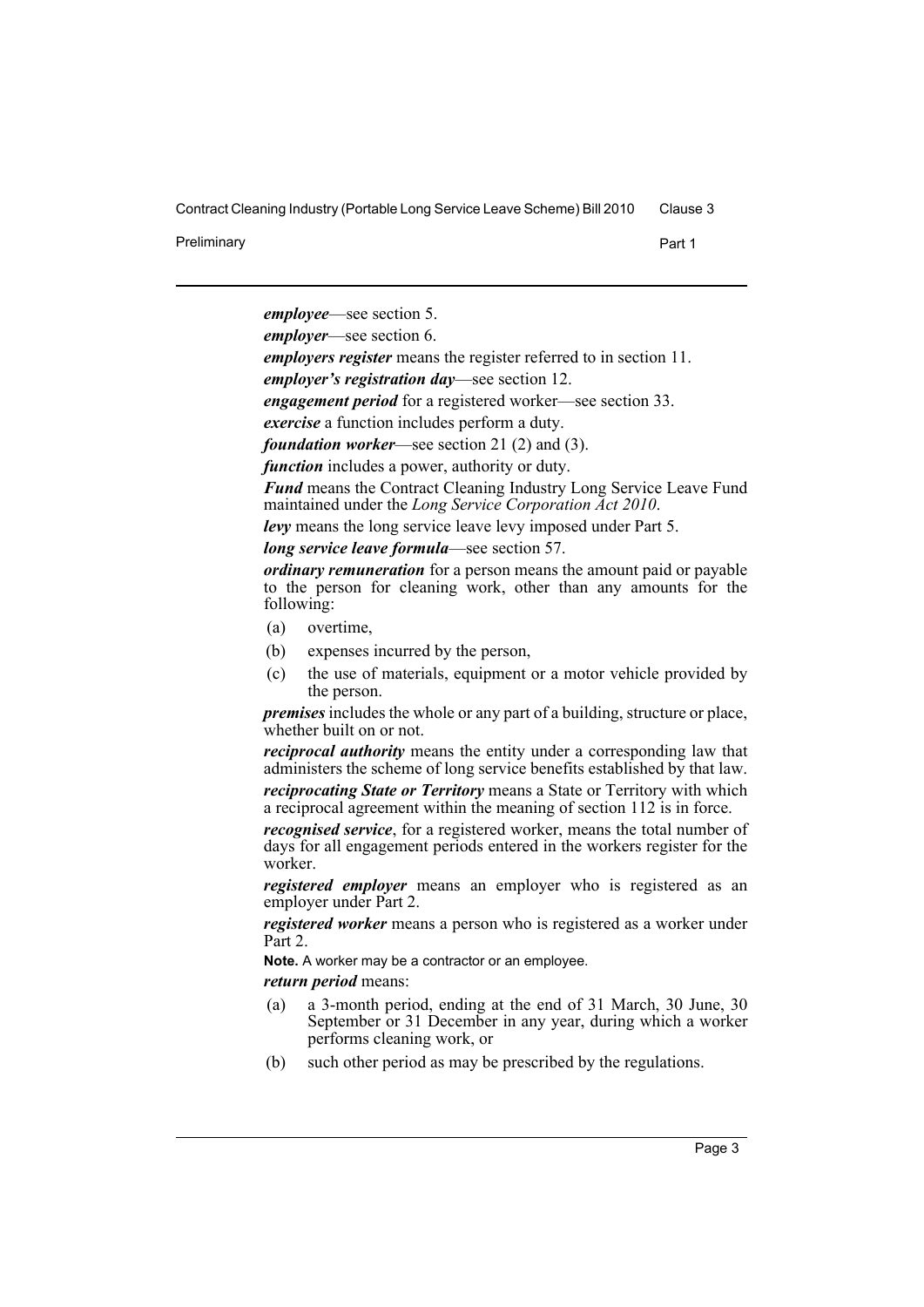***employee***—see section 5.

***employer***—see section 6.

***employers register*** means the register referred to in section 11.

***employer's registration day***—see section 12.

***engagement period*** for a registered worker—see section 33.

***exercise*** a function includes perform a duty.

***foundation worker***—see section 21 (2) and (3).

***function*** includes a power, authority or duty.

***Fund*** means the Contract Cleaning Industry Long Service Leave Fund maintained under the *Long Service Corporation Act 2010*.

***levy*** means the long service leave levy imposed under Part 5.

***long service leave formula***—see section 57.

***ordinary remuneration*** for a person means the amount paid or payable to the person for cleaning work, other than any amounts for the following:

(a) overtime,

(b) expenses incurred by the person,

(c) the use of materials, equipment or a motor vehicle provided by the person.

***premises*** includes the whole or any part of a building, structure or place, whether built on or not.

***reciprocal authority*** means the entity under a corresponding law that administers the scheme of long service benefits established by that law.

***reciprocating State or Territory*** means a State or Territory with which a reciprocal agreement within the meaning of section 112 is in force.

***recognised service***, for a registered worker, means the total number of days for all engagement periods entered in the workers register for the worker.

***registered employer*** means an employer who is registered as an employer under Part 2.

***registered worker*** means a person who is registered as a worker under Part 2.

**Note.** A worker may be a contractor or an employee.

***return period*** means:

(a) a 3-month period, ending at the end of 31 March, 30 June, 30 September or 31 December in any year, during which a worker performs cleaning work, or

(b) such other period as may be prescribed by the regulations.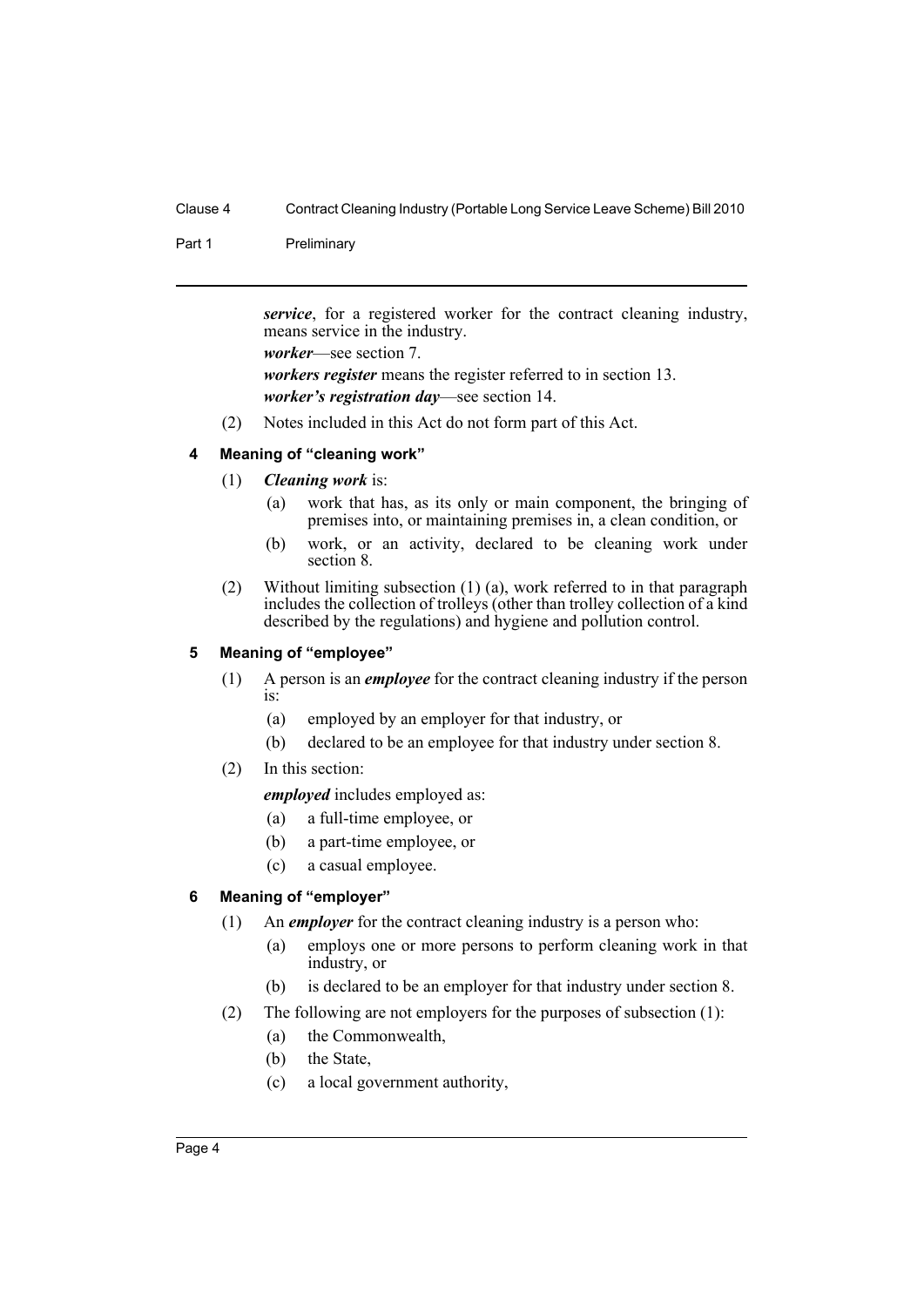***service***, for a registered worker for the contract cleaning industry, means service in the industry.

***worker***—see section 7.

***workers register*** means the register referred to in section 13.

***worker's registration day***—see section 14.

(2) Notes included in this Act do not form part of this Act.

#### 4 Meaning of "cleaning work"

(1) ***Cleaning work*** is:

- (a) work that has, as its only or main component, the bringing of premises into, or maintaining premises in, a clean condition, or
- (b) work, or an activity, declared to be cleaning work under section 8.

(2) Without limiting subsection (1) (a), work referred to in that paragraph includes the collection of trolleys (other than trolley collection of a kind described by the regulations) and hygiene and pollution control.

#### 5 Meaning of "employee"

(1) A person is an ***employee*** for the contract cleaning industry if the person is:

- (a) employed by an employer for that industry, or
- (b) declared to be an employee for that industry under section 8.

(2) In this section:

***employed*** includes employed as:

- (a) a full-time employee, or
- (b) a part-time employee, or
- (c) a casual employee.

#### 6 Meaning of "employer"

(1) An ***employer*** for the contract cleaning industry is a person who:

- (a) employs one or more persons to perform cleaning work in that industry, or
- (b) is declared to be an employer for that industry under section 8.

(2) The following are not employers for the purposes of subsection (1):

- (a) the Commonwealth,
- (b) the State,
- (c) a local government authority,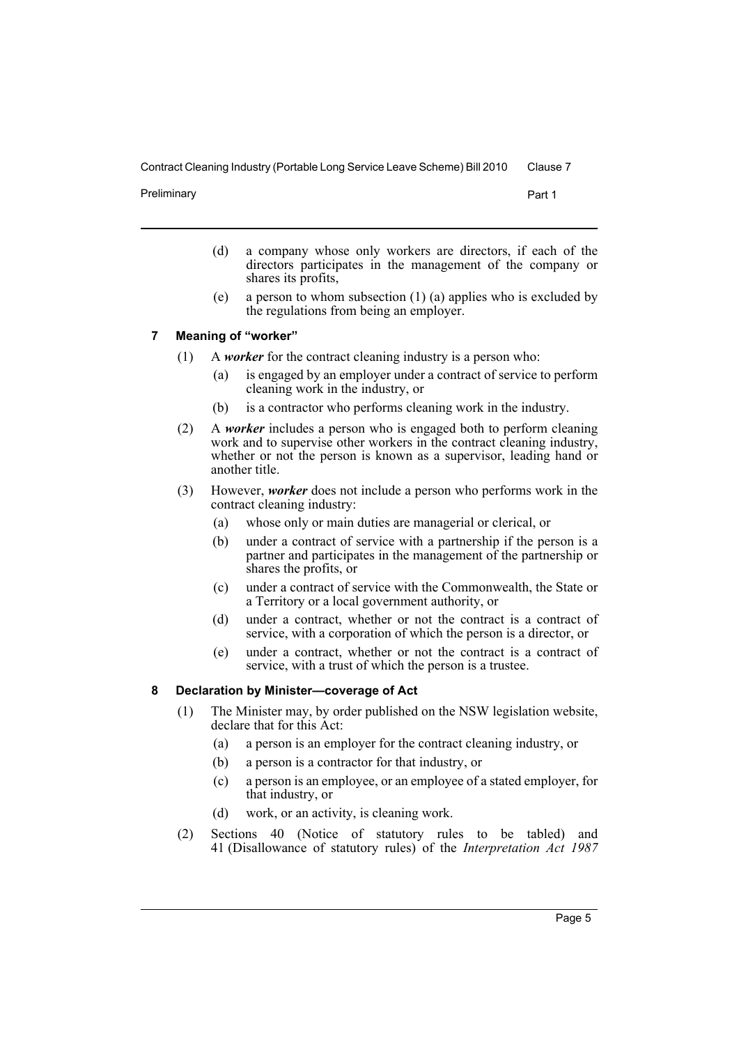(d) a company whose only workers are directors, if each of the directors participates in the management of the company or shares its profits,

(e) a person to whom subsection (1) (a) applies who is excluded by the regulations from being an employer.

## 7 Meaning of "worker"

(1) A ***worker*** for the contract cleaning industry is a person who:

(a) is engaged by an employer under a contract of service to perform cleaning work in the industry, or

(b) is a contractor who performs cleaning work in the industry.

(2) A ***worker*** includes a person who is engaged both to perform cleaning work and to supervise other workers in the contract cleaning industry, whether or not the person is known as a supervisor, leading hand or another title.

(3) However, ***worker*** does not include a person who performs work in the contract cleaning industry:

(a) whose only or main duties are managerial or clerical, or

(b) under a contract of service with a partnership if the person is a partner and participates in the management of the partnership or shares the profits, or

(c) under a contract of service with the Commonwealth, the State or a Territory or a local government authority, or

(d) under a contract, whether or not the contract is a contract of service, with a corporation of which the person is a director, or

(e) under a contract, whether or not the contract is a contract of service, with a trust of which the person is a trustee.

## 8 Declaration by Minister—coverage of Act

(1) The Minister may, by order published on the NSW legislation website, declare that for this Act:

(a) a person is an employer for the contract cleaning industry, or

(b) a person is a contractor for that industry, or

(c) a person is an employee, or an employee of a stated employer, for that industry, or

(d) work, or an activity, is cleaning work.

(2) Sections 40 (Notice of statutory rules to be tabled) and 41 (Disallowance of statutory rules) of the *Interpretation Act 1987*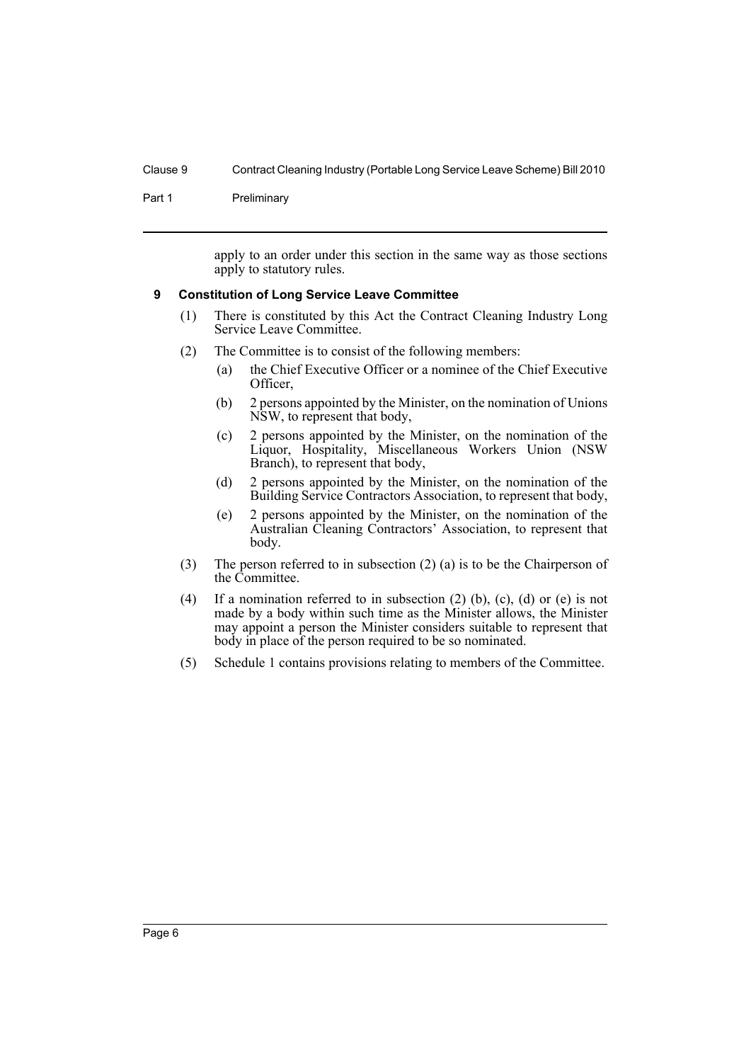apply to an order under this section in the same way as those sections apply to statutory rules.

## 9 Constitution of Long Service Leave Committee

(1) There is constituted by this Act the Contract Cleaning Industry Long Service Leave Committee.

(2) The Committee is to consist of the following members:

- (a) the Chief Executive Officer or a nominee of the Chief Executive Officer,
- (b) 2 persons appointed by the Minister, on the nomination of Unions NSW, to represent that body,
- (c) 2 persons appointed by the Minister, on the nomination of the Liquor, Hospitality, Miscellaneous Workers Union (NSW Branch), to represent that body,
- (d) 2 persons appointed by the Minister, on the nomination of the Building Service Contractors Association, to represent that body,
- (e) 2 persons appointed by the Minister, on the nomination of the Australian Cleaning Contractors' Association, to represent that body.

(3) The person referred to in subsection (2) (a) is to be the Chairperson of the Committee.

(4) If a nomination referred to in subsection (2) (b), (c), (d) or (e) is not made by a body within such time as the Minister allows, the Minister may appoint a person the Minister considers suitable to represent that body in place of the person required to be so nominated.

(5) Schedule 1 contains provisions relating to members of the Committee.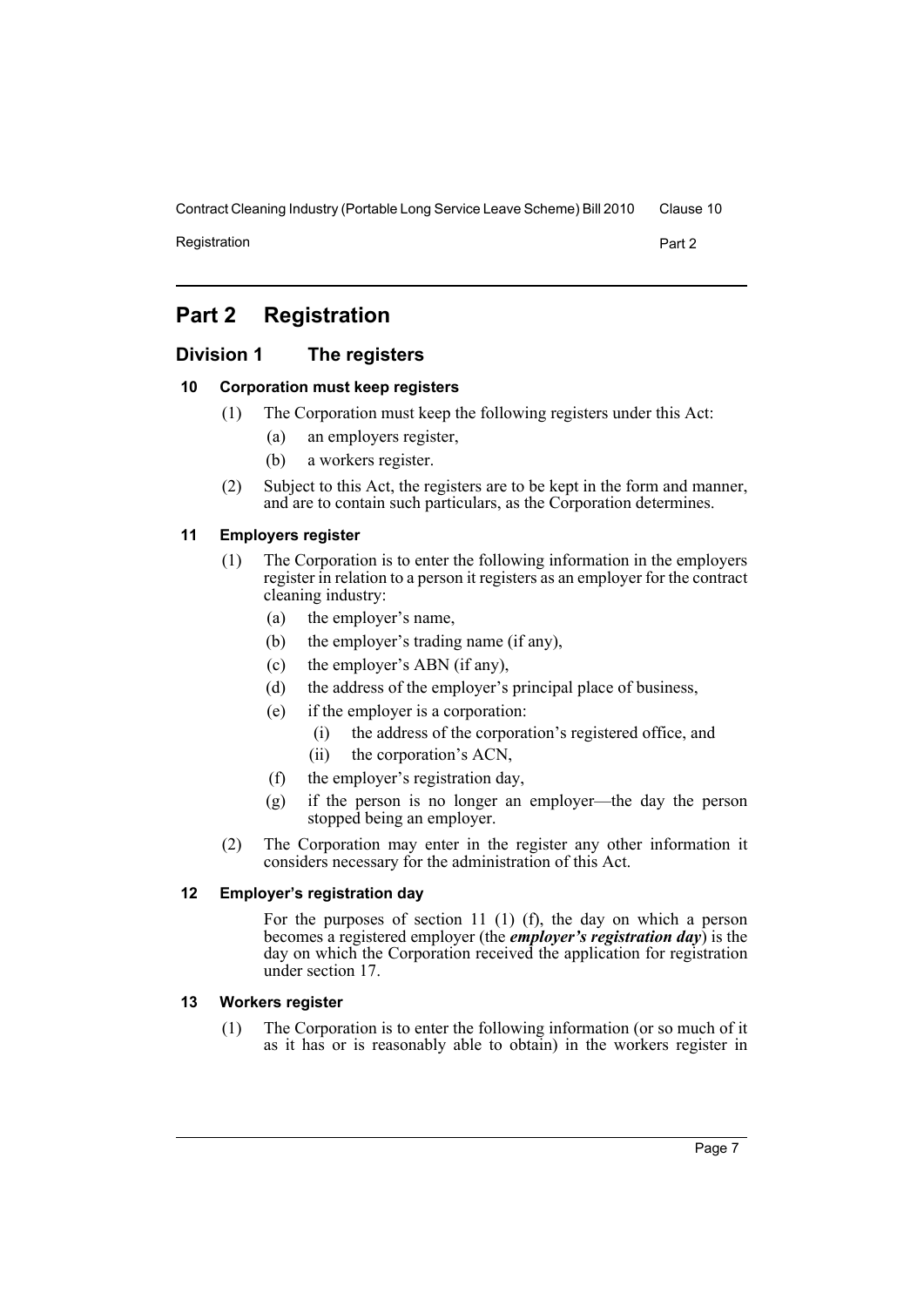# Part 2 Registration

## Division 1 The registers

### 10 Corporation must keep registers

(1) The Corporation must keep the following registers under this Act:

- (a) an employers register,
- (b) a workers register.

(2) Subject to this Act, the registers are to be kept in the form and manner, and are to contain such particulars, as the Corporation determines.

### 11 Employers register

(1) The Corporation is to enter the following information in the employers register in relation to a person it registers as an employer for the contract cleaning industry:

- (a) the employer's name,
- (b) the employer's trading name (if any),
- (c) the employer's ABN (if any),
- (d) the address of the employer's principal place of business,
- (e) if the employer is a corporation:
  - (i) the address of the corporation's registered office, and
  - (ii) the corporation's ACN,
- (f) the employer's registration day,
- (g) if the person is no longer an employer—the day the person stopped being an employer.

(2) The Corporation may enter in the register any other information it considers necessary for the administration of this Act.

### 12 Employer's registration day

For the purposes of section 11 (1) (f), the day on which a person becomes a registered employer (the ***employer's registration day***) is the day on which the Corporation received the application for registration under section 17.

### 13 Workers register

(1) The Corporation is to enter the following information (or so much of it as it has or is reasonably able to obtain) in the workers register in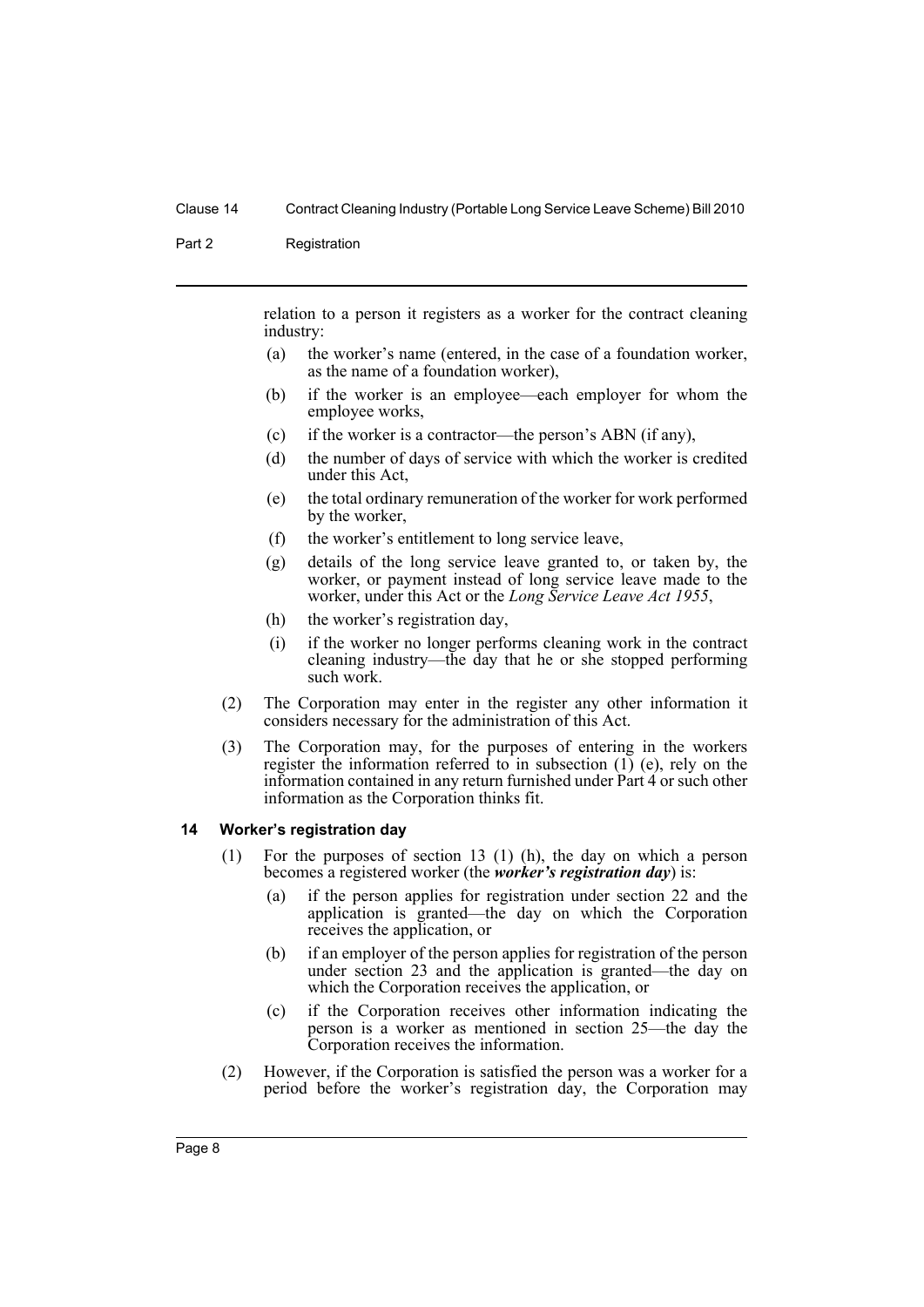relation to a person it registers as a worker for the contract cleaning industry:

(a) the worker's name (entered, in the case of a foundation worker, as the name of a foundation worker),

(b) if the worker is an employee—each employer for whom the employee works,

(c) if the worker is a contractor—the person's ABN (if any),

(d) the number of days of service with which the worker is credited under this Act,

(e) the total ordinary remuneration of the worker for work performed by the worker,

(f) the worker's entitlement to long service leave,

(g) details of the long service leave granted to, or taken by, the worker, or payment instead of long service leave made to the worker, under this Act or the *Long Service Leave Act 1955*,

(h) the worker's registration day,

(i) if the worker no longer performs cleaning work in the contract cleaning industry—the day that he or she stopped performing such work.

(2) The Corporation may enter in the register any other information it considers necessary for the administration of this Act.

(3) The Corporation may, for the purposes of entering in the workers register the information referred to in subsection (1) (e), rely on the information contained in any return furnished under Part 4 or such other information as the Corporation thinks fit.

### 14 Worker's registration day

(1) For the purposes of section 13 (1) (h), the day on which a person becomes a registered worker (the ***worker's registration day***) is:

(a) if the person applies for registration under section 22 and the application is granted—the day on which the Corporation receives the application, or

(b) if an employer of the person applies for registration of the person under section 23 and the application is granted—the day on which the Corporation receives the application, or

(c) if the Corporation receives other information indicating the person is a worker as mentioned in section 25—the day the Corporation receives the information.

(2) However, if the Corporation is satisfied the person was a worker for a period before the worker's registration day, the Corporation may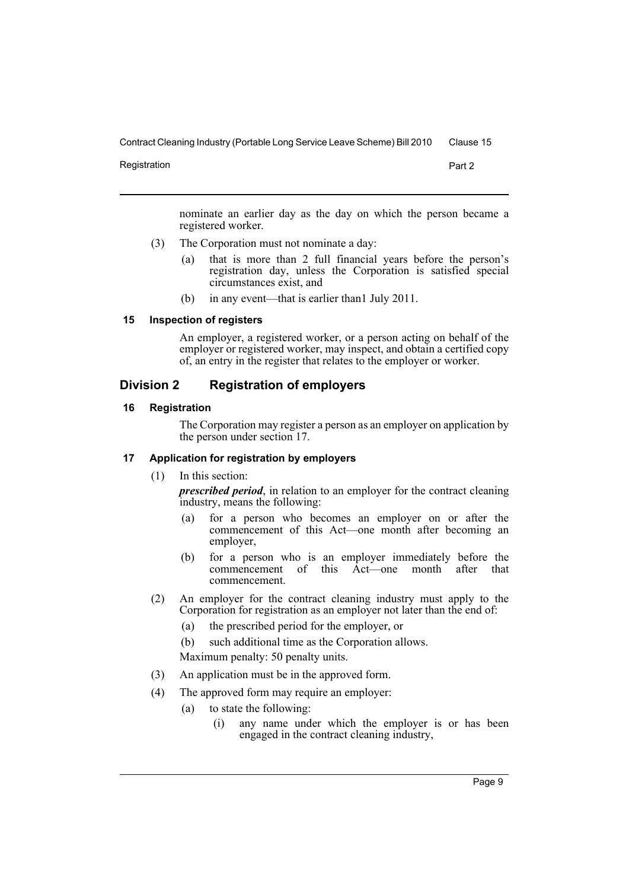nominate an earlier day as the day on which the person became a registered worker.

(3) The Corporation must not nominate a day:

(a) that is more than 2 full financial years before the person's registration day, unless the Corporation is satisfied special circumstances exist, and

(b) in any event—that is earlier than1 July 2011.

#### 15 Inspection of registers

An employer, a registered worker, or a person acting on behalf of the employer or registered worker, may inspect, and obtain a certified copy of, an entry in the register that relates to the employer or worker.

## Division 2 Registration of employers

#### 16 Registration

The Corporation may register a person as an employer on application by the person under section 17.

#### 17 Application for registration by employers

(1) In this section:

***prescribed period***, in relation to an employer for the contract cleaning industry, means the following:

(a) for a person who becomes an employer on or after the commencement of this Act—one month after becoming an employer,

(b) for a person who is an employer immediately before the commencement of this Act—one month after that commencement.

(2) An employer for the contract cleaning industry must apply to the Corporation for registration as an employer not later than the end of:

(a) the prescribed period for the employer, or

(b) such additional time as the Corporation allows.

Maximum penalty: 50 penalty units.

(3) An application must be in the approved form.

(4) The approved form may require an employer:

(a) to state the following:

(i) any name under which the employer is or has been engaged in the contract cleaning industry,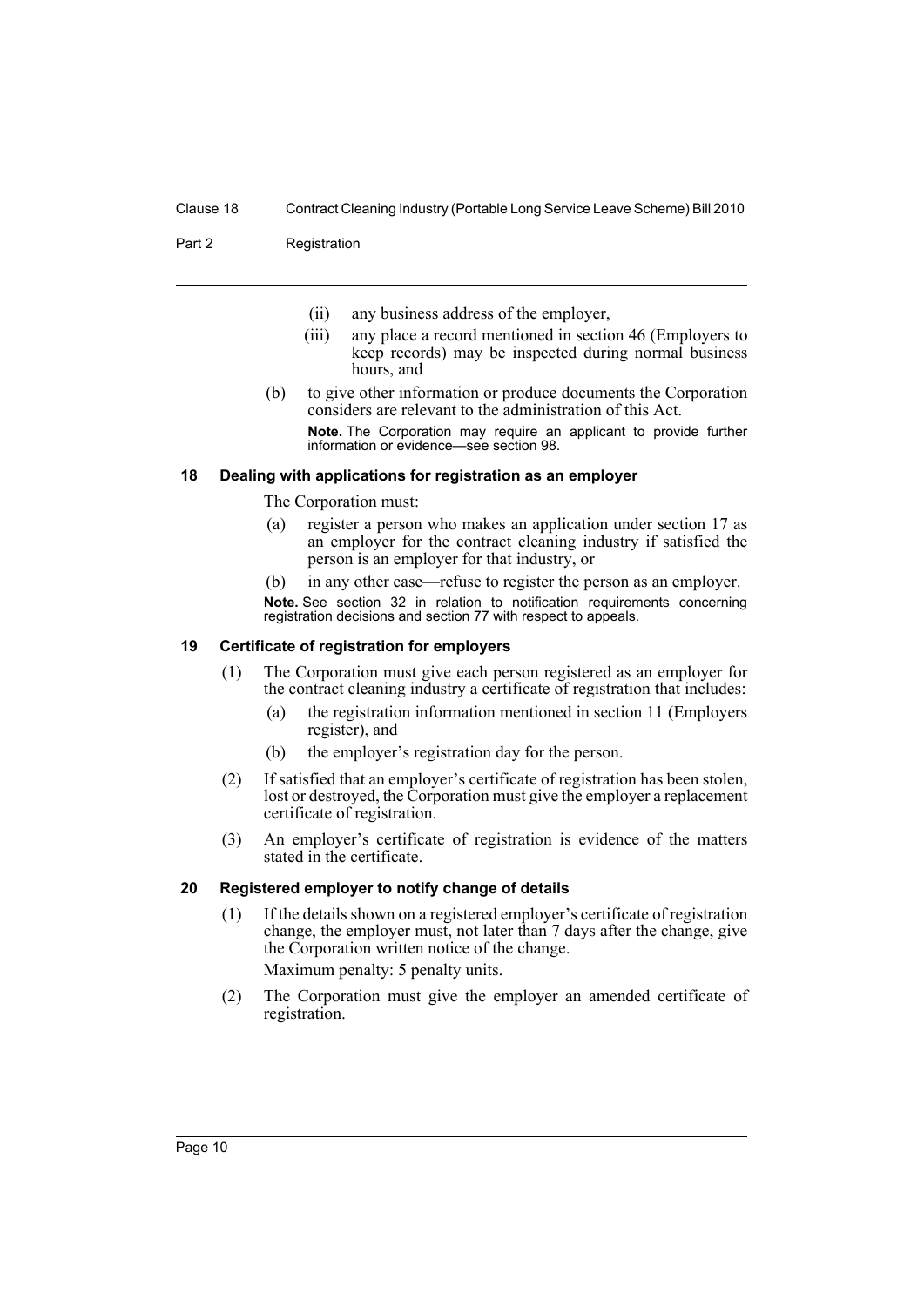(ii) any business address of the employer,

(iii) any place a record mentioned in section 46 (Employers to keep records) may be inspected during normal business hours, and

(b) to give other information or produce documents the Corporation considers are relevant to the administration of this Act.

**Note.** The Corporation may require an applicant to provide further information or evidence—see section 98.

### 18 Dealing with applications for registration as an employer

The Corporation must:

(a) register a person who makes an application under section 17 as an employer for the contract cleaning industry if satisfied the person is an employer for that industry, or

(b) in any other case—refuse to register the person as an employer.

**Note.** See section 32 in relation to notification requirements concerning registration decisions and section 77 with respect to appeals.

### 19 Certificate of registration for employers

(1) The Corporation must give each person registered as an employer for the contract cleaning industry a certificate of registration that includes:

(a) the registration information mentioned in section 11 (Employers register), and

(b) the employer's registration day for the person.

(2) If satisfied that an employer's certificate of registration has been stolen, lost or destroyed, the Corporation must give the employer a replacement certificate of registration.

(3) An employer's certificate of registration is evidence of the matters stated in the certificate.

### 20 Registered employer to notify change of details

(1) If the details shown on a registered employer's certificate of registration change, the employer must, not later than 7 days after the change, give the Corporation written notice of the change.

Maximum penalty: 5 penalty units.

(2) The Corporation must give the employer an amended certificate of registration.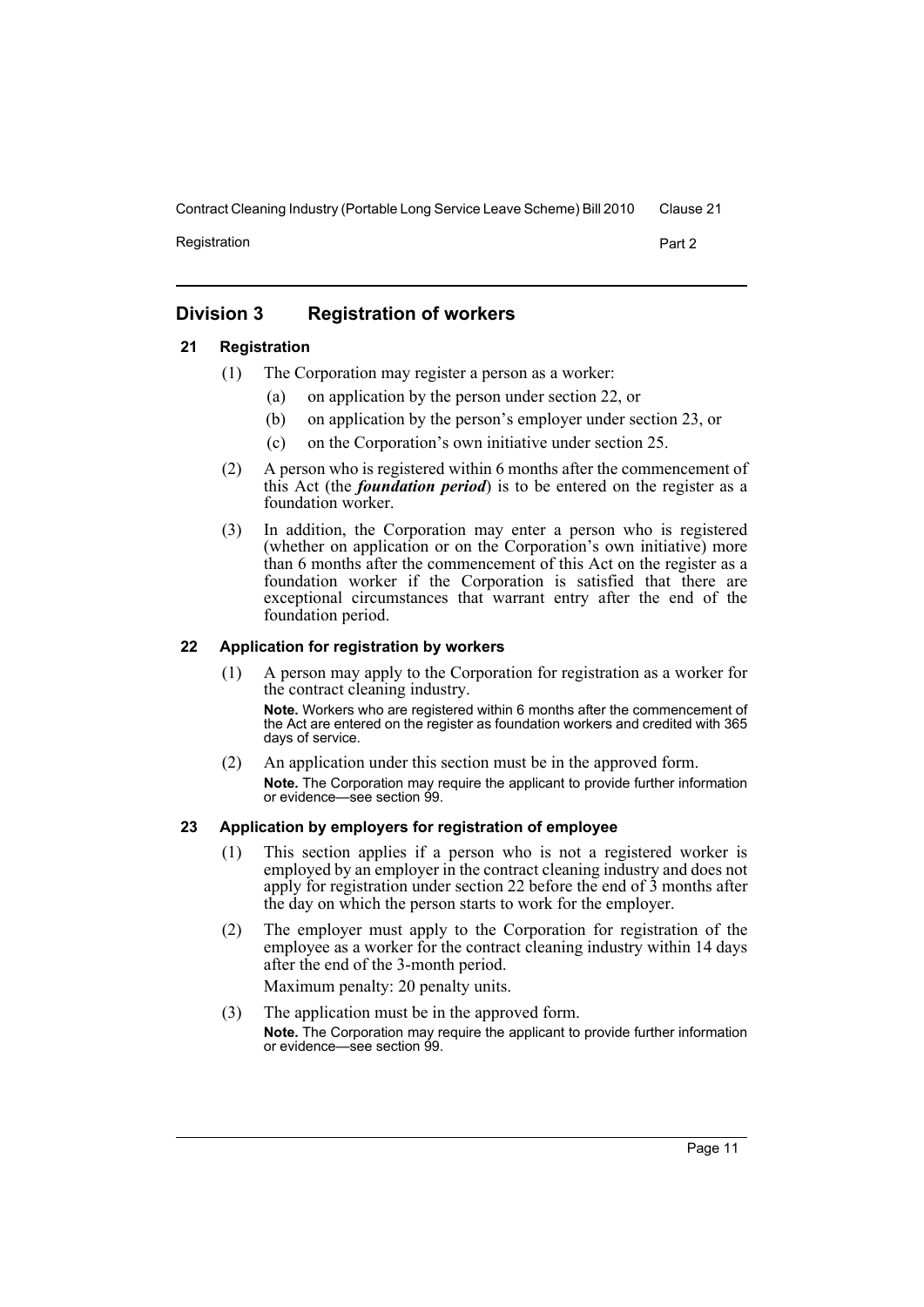## Division 3 Registration of workers

### 21 Registration

(1) The Corporation may register a person as a worker:

- (a) on application by the person under section 22, or
- (b) on application by the person's employer under section 23, or
- (c) on the Corporation's own initiative under section 25.

(2) A person who is registered within 6 months after the commencement of this Act (the ***foundation period***) is to be entered on the register as a foundation worker.

(3) In addition, the Corporation may enter a person who is registered (whether on application or on the Corporation's own initiative) more than 6 months after the commencement of this Act on the register as a foundation worker if the Corporation is satisfied that there are exceptional circumstances that warrant entry after the end of the foundation period.

### 22 Application for registration by workers

(1) A person may apply to the Corporation for registration as a worker for the contract cleaning industry.

**Note.** Workers who are registered within 6 months after the commencement of the Act are entered on the register as foundation workers and credited with 365 days of service.

(2) An application under this section must be in the approved form.

**Note.** The Corporation may require the applicant to provide further information or evidence—see section 99.

### 23 Application by employers for registration of employee

(1) This section applies if a person who is not a registered worker is employed by an employer in the contract cleaning industry and does not apply for registration under section 22 before the end of 3 months after the day on which the person starts to work for the employer.

(2) The employer must apply to the Corporation for registration of the employee as a worker for the contract cleaning industry within 14 days after the end of the 3-month period.

Maximum penalty: 20 penalty units.

(3) The application must be in the approved form.

**Note.** The Corporation may require the applicant to provide further information or evidence—see section 99.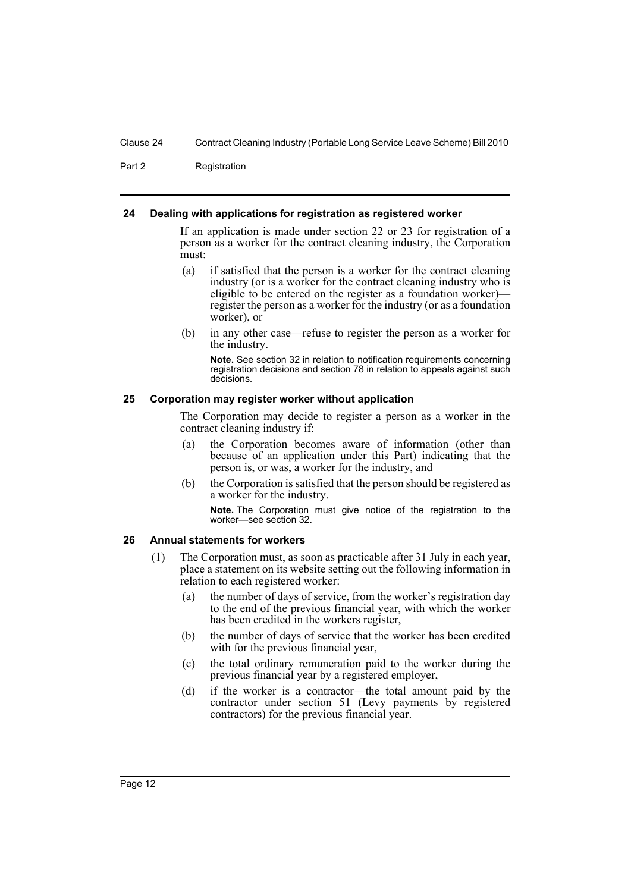### 24 Dealing with applications for registration as registered worker

If an application is made under section 22 or 23 for registration of a person as a worker for the contract cleaning industry, the Corporation must:

(a) if satisfied that the person is a worker for the contract cleaning industry (or is a worker for the contract cleaning industry who is eligible to be entered on the register as a foundation worker)—register the person as a worker for the industry (or as a foundation worker), or

(b) in any other case—refuse to register the person as a worker for the industry.

**Note.** See section 32 in relation to notification requirements concerning registration decisions and section 78 in relation to appeals against such decisions.

### 25 Corporation may register worker without application

The Corporation may decide to register a person as a worker in the contract cleaning industry if:

(a) the Corporation becomes aware of information (other than because of an application under this Part) indicating that the person is, or was, a worker for the industry, and

(b) the Corporation is satisfied that the person should be registered as a worker for the industry.

**Note.** The Corporation must give notice of the registration to the worker—see section 32.

### 26 Annual statements for workers

(1) The Corporation must, as soon as practicable after 31 July in each year, place a statement on its website setting out the following information in relation to each registered worker:

(a) the number of days of service, from the worker's registration day to the end of the previous financial year, with which the worker has been credited in the workers register,

(b) the number of days of service that the worker has been credited with for the previous financial year,

(c) the total ordinary remuneration paid to the worker during the previous financial year by a registered employer,

(d) if the worker is a contractor—the total amount paid by the contractor under section 51 (Levy payments by registered contractors) for the previous financial year.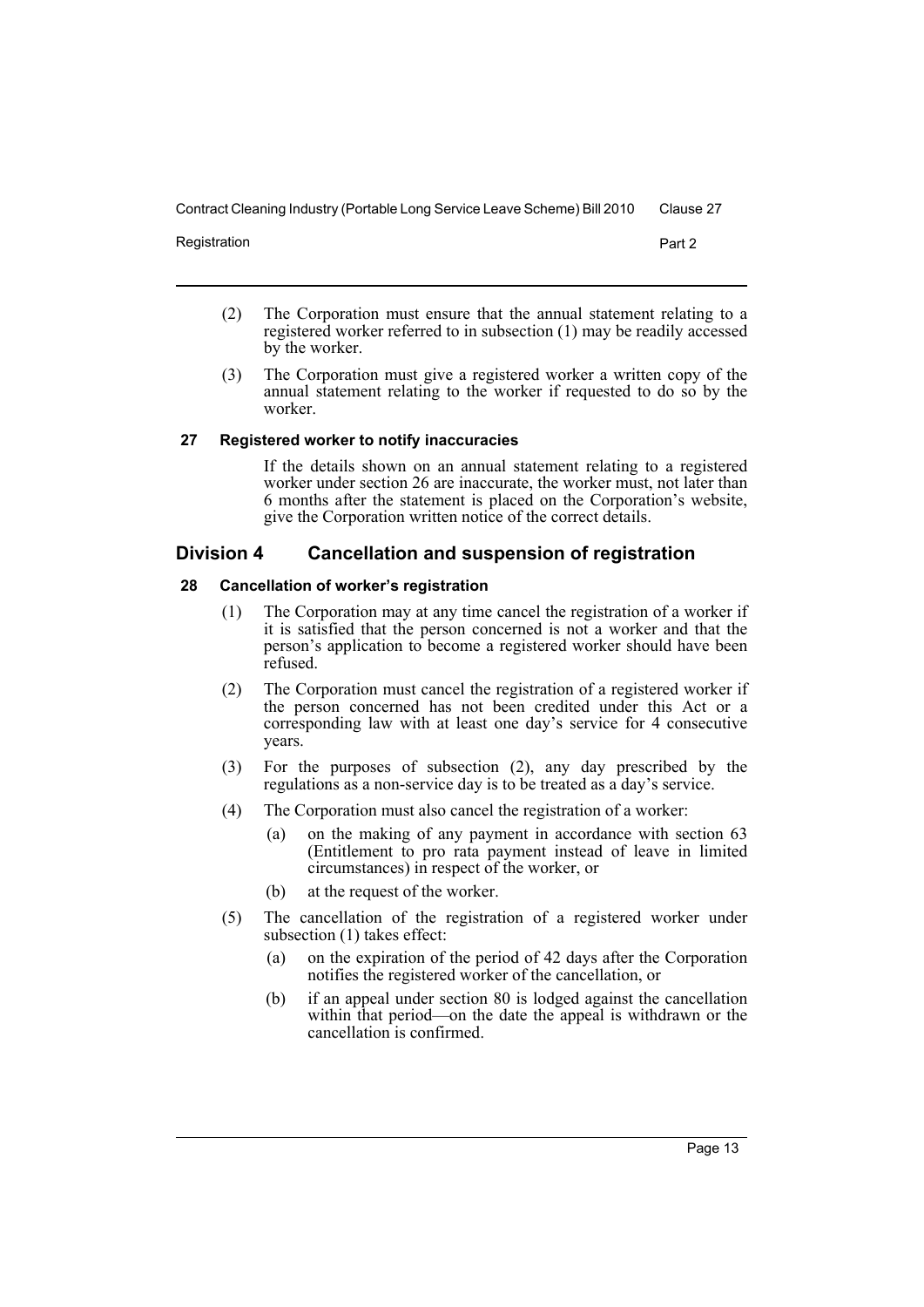(2) The Corporation must ensure that the annual statement relating to a registered worker referred to in subsection (1) may be readily accessed by the worker.

(3) The Corporation must give a registered worker a written copy of the annual statement relating to the worker if requested to do so by the worker.

#### 27 Registered worker to notify inaccuracies

If the details shown on an annual statement relating to a registered worker under section 26 are inaccurate, the worker must, not later than 6 months after the statement is placed on the Corporation's website, give the Corporation written notice of the correct details.

## Division 4 Cancellation and suspension of registration

#### 28 Cancellation of worker's registration

(1) The Corporation may at any time cancel the registration of a worker if it is satisfied that the person concerned is not a worker and that the person's application to become a registered worker should have been refused.

(2) The Corporation must cancel the registration of a registered worker if the person concerned has not been credited under this Act or a corresponding law with at least one day's service for 4 consecutive years.

(3) For the purposes of subsection (2), any day prescribed by the regulations as a non-service day is to be treated as a day's service.

(4) The Corporation must also cancel the registration of a worker:

- (a) on the making of any payment in accordance with section 63 (Entitlement to pro rata payment instead of leave in limited circumstances) in respect of the worker, or
- (b) at the request of the worker.

(5) The cancellation of the registration of a registered worker under subsection (1) takes effect:

- (a) on the expiration of the period of 42 days after the Corporation notifies the registered worker of the cancellation, or
- (b) if an appeal under section 80 is lodged against the cancellation within that period—on the date the appeal is withdrawn or the cancellation is confirmed.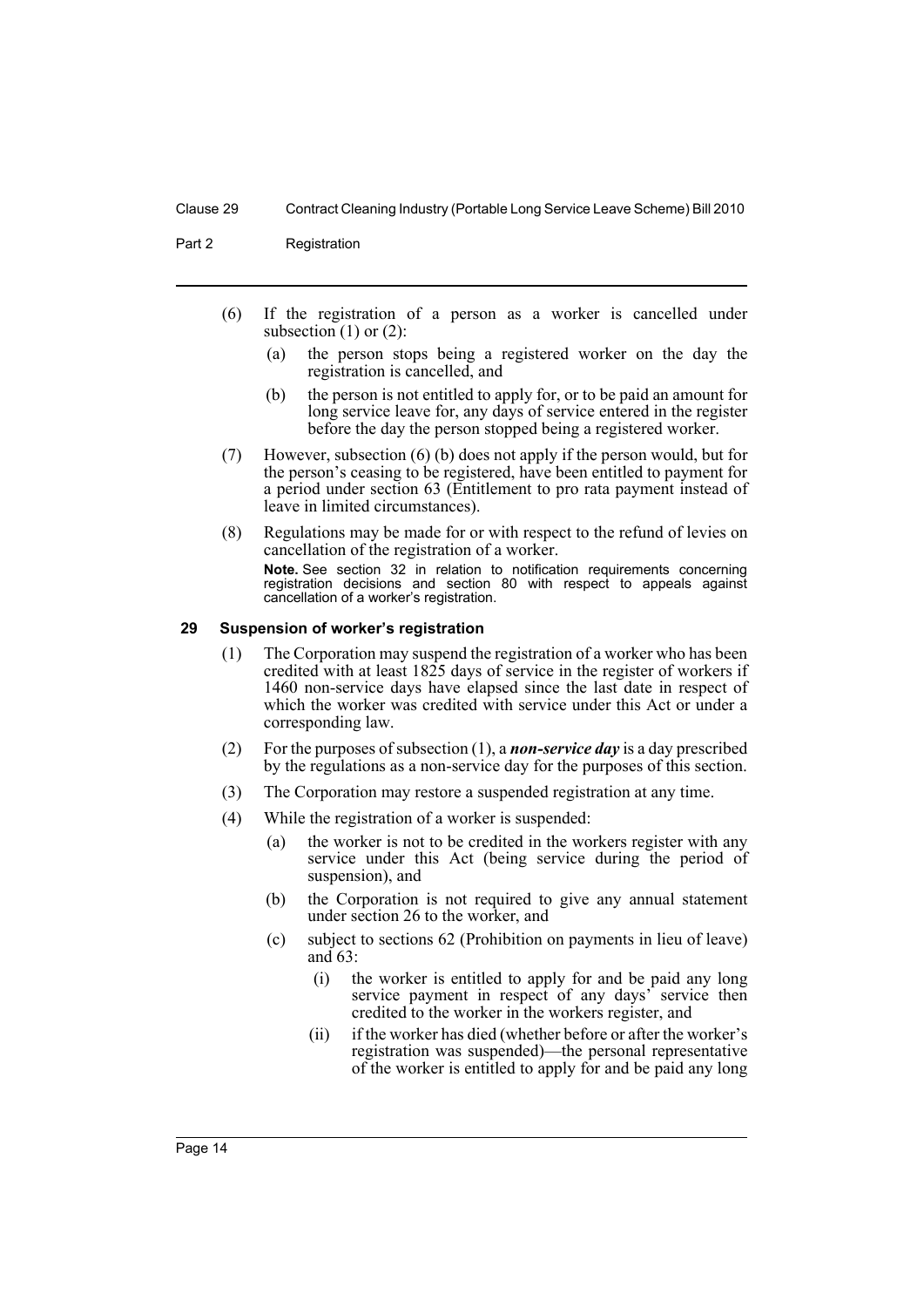(6) If the registration of a person as a worker is cancelled under subsection (1) or (2):

   (a) the person stops being a registered worker on the day the registration is cancelled, and

   (b) the person is not entitled to apply for, or to be paid an amount for long service leave for, any days of service entered in the register before the day the person stopped being a registered worker.

(7) However, subsection (6) (b) does not apply if the person would, but for the person's ceasing to be registered, have been entitled to payment for a period under section 63 (Entitlement to pro rata payment instead of leave in limited circumstances).

(8) Regulations may be made for or with respect to the refund of levies on cancellation of the registration of a worker.

**Note.** See section 32 in relation to notification requirements concerning registration decisions and section 80 with respect to appeals against cancellation of a worker's registration.

### 29 Suspension of worker's registration

(1) The Corporation may suspend the registration of a worker who has been credited with at least 1825 days of service in the register of workers if 1460 non-service days have elapsed since the last date in respect of which the worker was credited with service under this Act or under a corresponding law.

(2) For the purposes of subsection (1), a ***non-service day*** is a day prescribed by the regulations as a non-service day for the purposes of this section.

(3) The Corporation may restore a suspended registration at any time.

(4) While the registration of a worker is suspended:

   (a) the worker is not to be credited in the workers register with any service under this Act (being service during the period of suspension), and

   (b) the Corporation is not required to give any annual statement under section 26 to the worker, and

   (c) subject to sections 62 (Prohibition on payments in lieu of leave) and 63:

      (i) the worker is entitled to apply for and be paid any long service payment in respect of any days' service then credited to the worker in the workers register, and

      (ii) if the worker has died (whether before or after the worker's registration was suspended)—the personal representative of the worker is entitled to apply for and be paid any long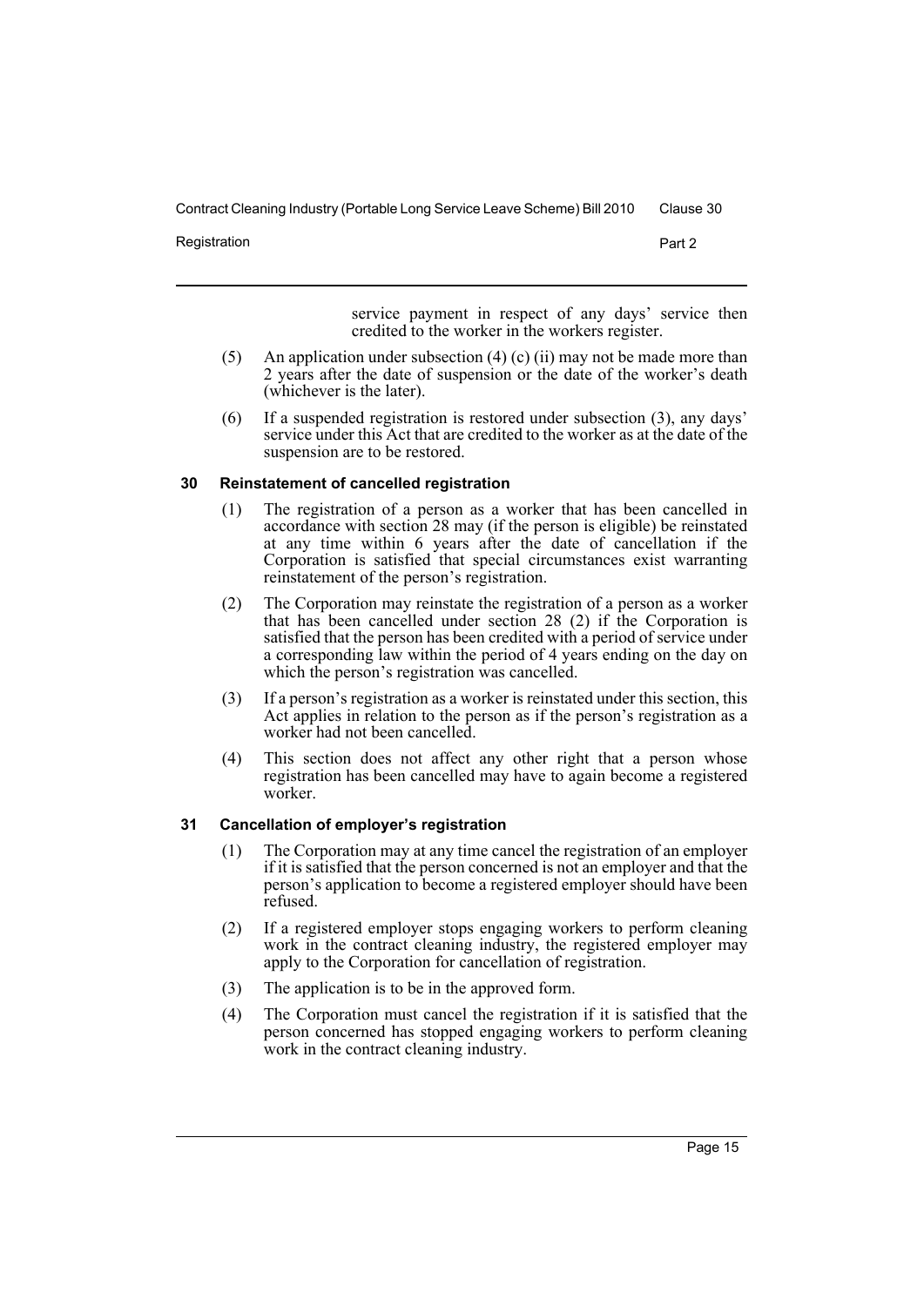service payment in respect of any days' service then credited to the worker in the workers register.

(5) An application under subsection (4) (c) (ii) may not be made more than 2 years after the date of suspension or the date of the worker's death (whichever is the later).

(6) If a suspended registration is restored under subsection (3), any days' service under this Act that are credited to the worker as at the date of the suspension are to be restored.

### 30 Reinstatement of cancelled registration

(1) The registration of a person as a worker that has been cancelled in accordance with section 28 may (if the person is eligible) be reinstated at any time within 6 years after the date of cancellation if the Corporation is satisfied that special circumstances exist warranting reinstatement of the person's registration.

(2) The Corporation may reinstate the registration of a person as a worker that has been cancelled under section 28 (2) if the Corporation is satisfied that the person has been credited with a period of service under a corresponding law within the period of 4 years ending on the day on which the person's registration was cancelled.

(3) If a person's registration as a worker is reinstated under this section, this Act applies in relation to the person as if the person's registration as a worker had not been cancelled.

(4) This section does not affect any other right that a person whose registration has been cancelled may have to again become a registered worker.

### 31 Cancellation of employer's registration

(1) The Corporation may at any time cancel the registration of an employer if it is satisfied that the person concerned is not an employer and that the person's application to become a registered employer should have been refused.

(2) If a registered employer stops engaging workers to perform cleaning work in the contract cleaning industry, the registered employer may apply to the Corporation for cancellation of registration.

(3) The application is to be in the approved form.

(4) The Corporation must cancel the registration if it is satisfied that the person concerned has stopped engaging workers to perform cleaning work in the contract cleaning industry.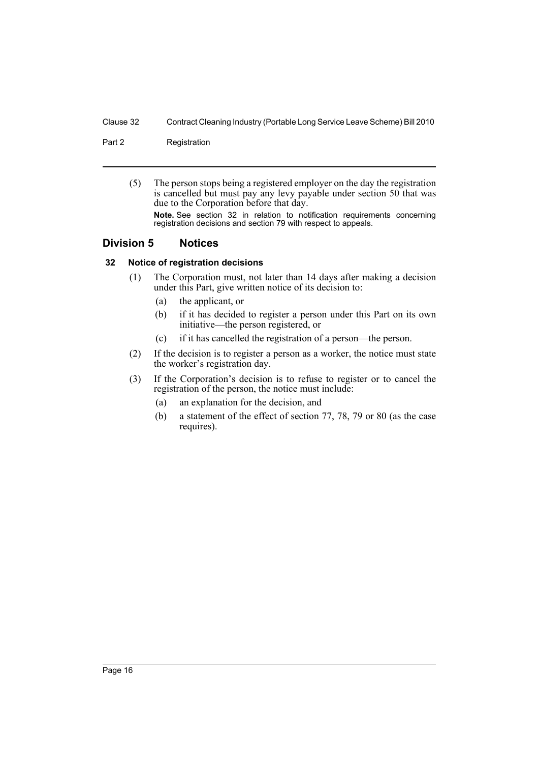(5) The person stops being a registered employer on the day the registration is cancelled but must pay any levy payable under section 50 that was due to the Corporation before that day.

**Note.** See section 32 in relation to notification requirements concerning registration decisions and section 79 with respect to appeals.

## Division 5 Notices

### 32 Notice of registration decisions

(1) The Corporation must, not later than 14 days after making a decision under this Part, give written notice of its decision to:

- (a) the applicant, or
- (b) if it has decided to register a person under this Part on its own initiative—the person registered, or
- (c) if it has cancelled the registration of a person—the person.

(2) If the decision is to register a person as a worker, the notice must state the worker's registration day.

(3) If the Corporation's decision is to refuse to register or to cancel the registration of the person, the notice must include:

- (a) an explanation for the decision, and
- (b) a statement of the effect of section 77, 78, 79 or 80 (as the case requires).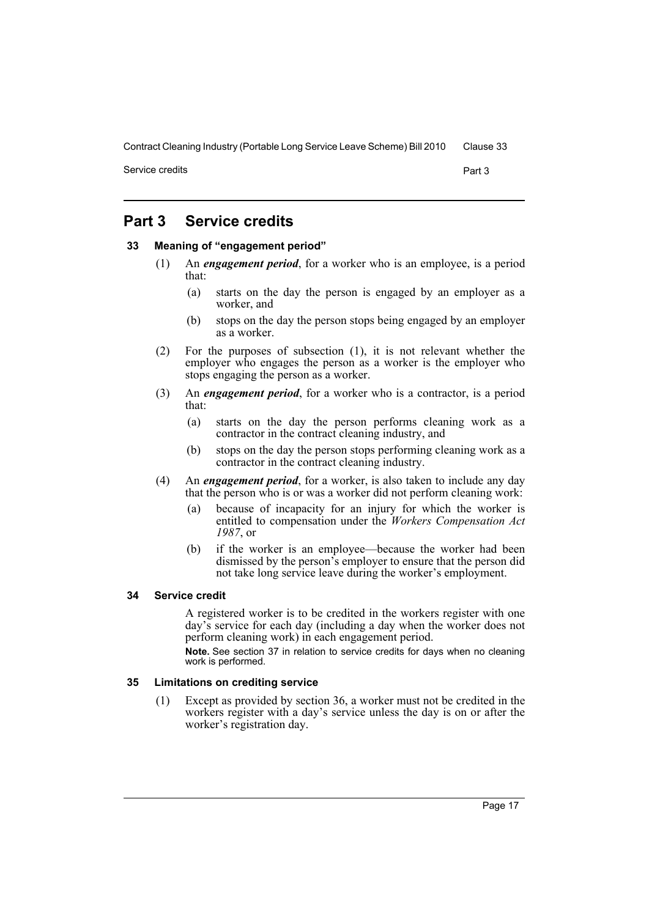# Part 3 Service credits

## 33 Meaning of "engagement period"

(1) An ***engagement period***, for a worker who is an employee, is a period that:

(a) starts on the day the person is engaged by an employer as a worker, and

(b) stops on the day the person stops being engaged by an employer as a worker.

(2) For the purposes of subsection (1), it is not relevant whether the employer who engages the person as a worker is the employer who stops engaging the person as a worker.

(3) An ***engagement period***, for a worker who is a contractor, is a period that:

(a) starts on the day the person performs cleaning work as a contractor in the contract cleaning industry, and

(b) stops on the day the person stops performing cleaning work as a contractor in the contract cleaning industry.

(4) An ***engagement period***, for a worker, is also taken to include any day that the person who is or was a worker did not perform cleaning work:

(a) because of incapacity for an injury for which the worker is entitled to compensation under the *Workers Compensation Act 1987*, or

(b) if the worker is an employee—because the worker had been dismissed by the person's employer to ensure that the person did not take long service leave during the worker's employment.

## 34 Service credit

A registered worker is to be credited in the workers register with one day's service for each day (including a day when the worker does not perform cleaning work) in each engagement period.

**Note.** See section 37 in relation to service credits for days when no cleaning work is performed.

## 35 Limitations on crediting service

(1) Except as provided by section 36, a worker must not be credited in the workers register with a day's service unless the day is on or after the worker's registration day.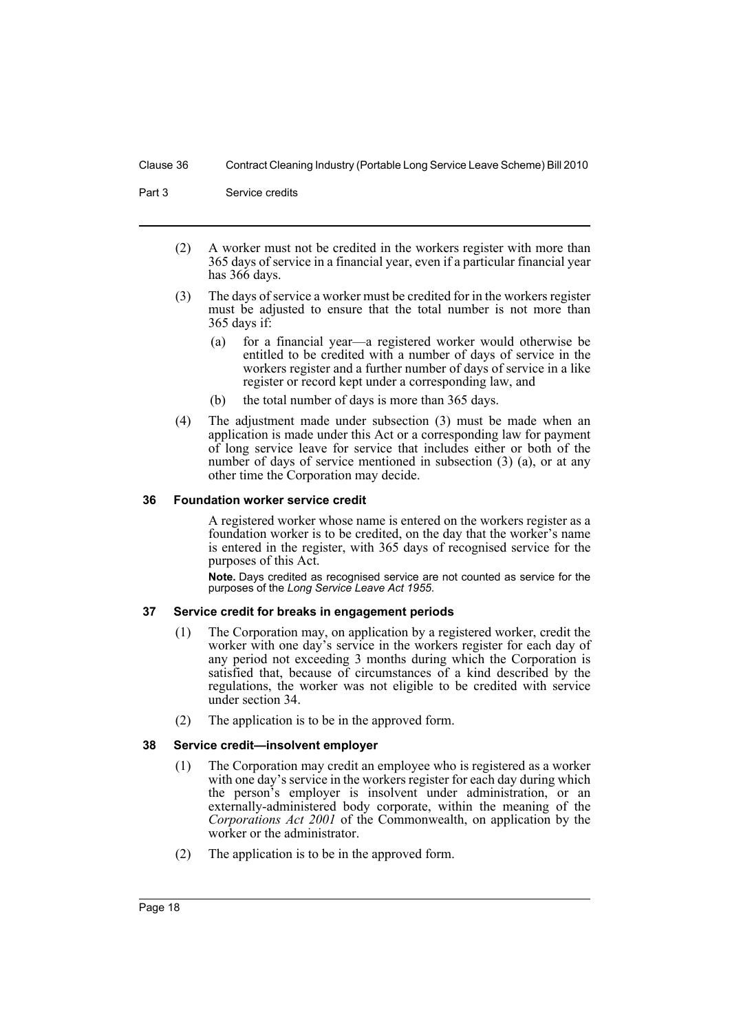(2) A worker must not be credited in the workers register with more than 365 days of service in a financial year, even if a particular financial year has 366 days.

(3) The days of service a worker must be credited for in the workers register must be adjusted to ensure that the total number is not more than 365 days if:

   (a) for a financial year—a registered worker would otherwise be entitled to be credited with a number of days of service in the workers register and a further number of days of service in a like register or record kept under a corresponding law, and

   (b) the total number of days is more than 365 days.

(4) The adjustment made under subsection (3) must be made when an application is made under this Act or a corresponding law for payment of long service leave for service that includes either or both of the number of days of service mentioned in subsection (3) (a), or at any other time the Corporation may decide.

### 36 Foundation worker service credit

A registered worker whose name is entered on the workers register as a foundation worker is to be credited, on the day that the worker's name is entered in the register, with 365 days of recognised service for the purposes of this Act.

**Note.** Days credited as recognised service are not counted as service for the purposes of the *Long Service Leave Act 1955*.

### 37 Service credit for breaks in engagement periods

(1) The Corporation may, on application by a registered worker, credit the worker with one day's service in the workers register for each day of any period not exceeding 3 months during which the Corporation is satisfied that, because of circumstances of a kind described by the regulations, the worker was not eligible to be credited with service under section 34.

(2) The application is to be in the approved form.

### 38 Service credit—insolvent employer

(1) The Corporation may credit an employee who is registered as a worker with one day's service in the workers register for each day during which the person's employer is insolvent under administration, or an externally-administered body corporate, within the meaning of the *Corporations Act 2001* of the Commonwealth, on application by the worker or the administrator.

(2) The application is to be in the approved form.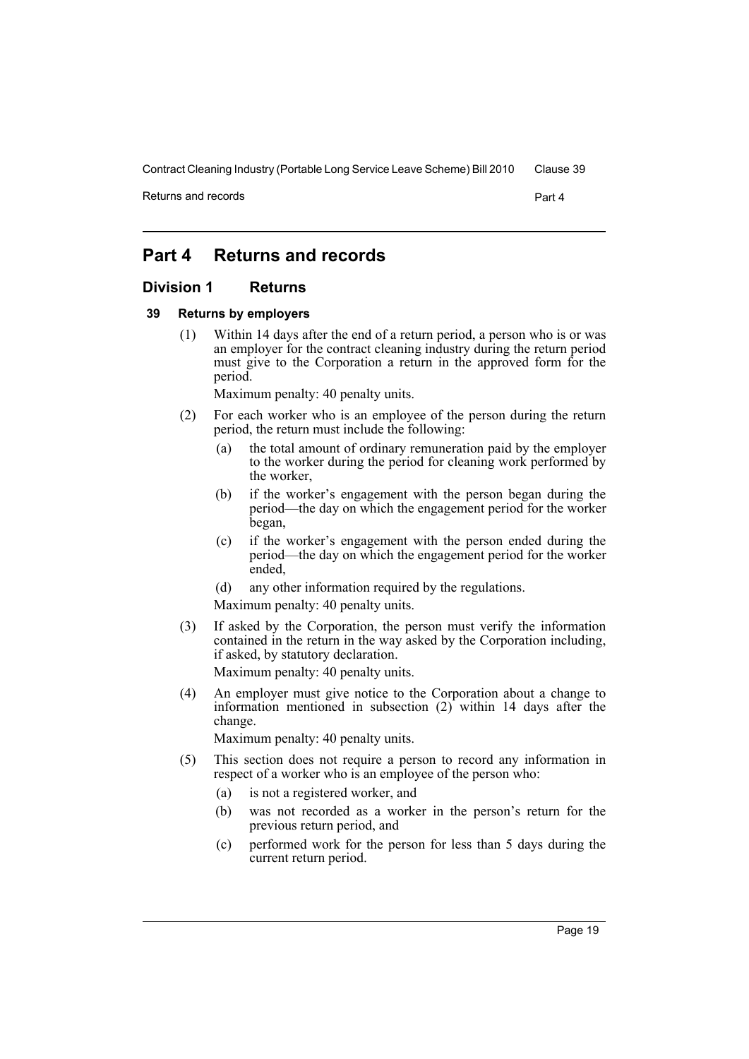# Part 4 Returns and records

## Division 1 Returns

### 39 Returns by employers

(1) Within 14 days after the end of a return period, a person who is or was an employer for the contract cleaning industry during the return period must give to the Corporation a return in the approved form for the period.

Maximum penalty: 40 penalty units.

(2) For each worker who is an employee of the person during the return period, the return must include the following:

- (a) the total amount of ordinary remuneration paid by the employer to the worker during the period for cleaning work performed by the worker,
- (b) if the worker's engagement with the person began during the period—the day on which the engagement period for the worker began,
- (c) if the worker's engagement with the person ended during the period—the day on which the engagement period for the worker ended,
- (d) any other information required by the regulations.

Maximum penalty: 40 penalty units.

(3) If asked by the Corporation, the person must verify the information contained in the return in the way asked by the Corporation including, if asked, by statutory declaration.

Maximum penalty: 40 penalty units.

(4) An employer must give notice to the Corporation about a change to information mentioned in subsection (2) within 14 days after the change.

Maximum penalty: 40 penalty units.

(5) This section does not require a person to record any information in respect of a worker who is an employee of the person who:

- (a) is not a registered worker, and
- (b) was not recorded as a worker in the person's return for the previous return period, and
- (c) performed work for the person for less than 5 days during the current return period.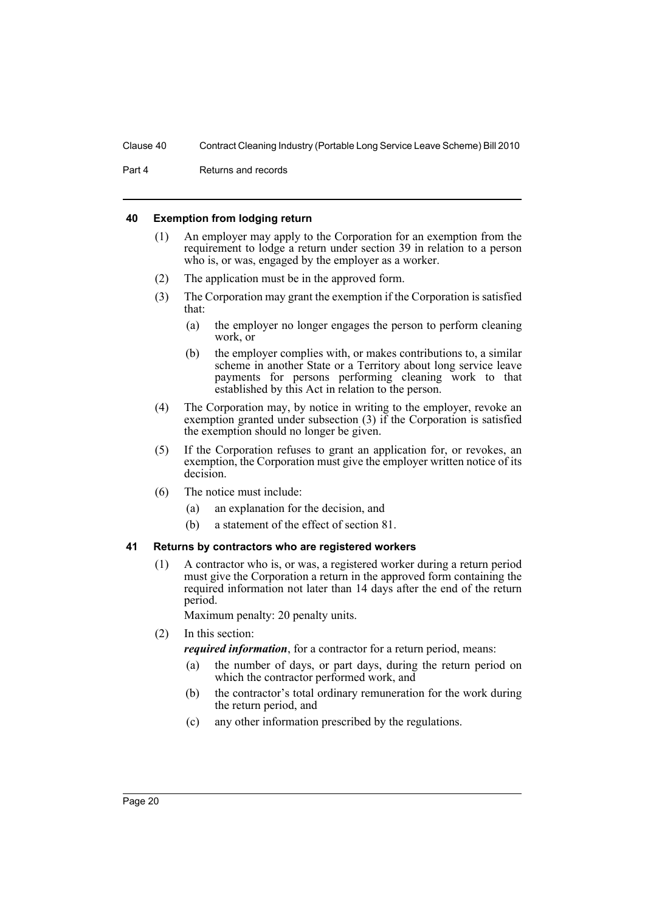### 40 Exemption from lodging return

(1) An employer may apply to the Corporation for an exemption from the requirement to lodge a return under section 39 in relation to a person who is, or was, engaged by the employer as a worker.

(2) The application must be in the approved form.

(3) The Corporation may grant the exemption if the Corporation is satisfied that:

(a) the employer no longer engages the person to perform cleaning work, or

(b) the employer complies with, or makes contributions to, a similar scheme in another State or a Territory about long service leave payments for persons performing cleaning work to that established by this Act in relation to the person.

(4) The Corporation may, by notice in writing to the employer, revoke an exemption granted under subsection (3) if the Corporation is satisfied the exemption should no longer be given.

(5) If the Corporation refuses to grant an application for, or revokes, an exemption, the Corporation must give the employer written notice of its decision.

(6) The notice must include:

(a) an explanation for the decision, and

(b) a statement of the effect of section 81.

### 41 Returns by contractors who are registered workers

(1) A contractor who is, or was, a registered worker during a return period must give the Corporation a return in the approved form containing the required information not later than 14 days after the end of the return period.

Maximum penalty: 20 penalty units.

(2) In this section:

***required information***, for a contractor for a return period, means:

(a) the number of days, or part days, during the return period on which the contractor performed work, and

(b) the contractor's total ordinary remuneration for the work during the return period, and

(c) any other information prescribed by the regulations.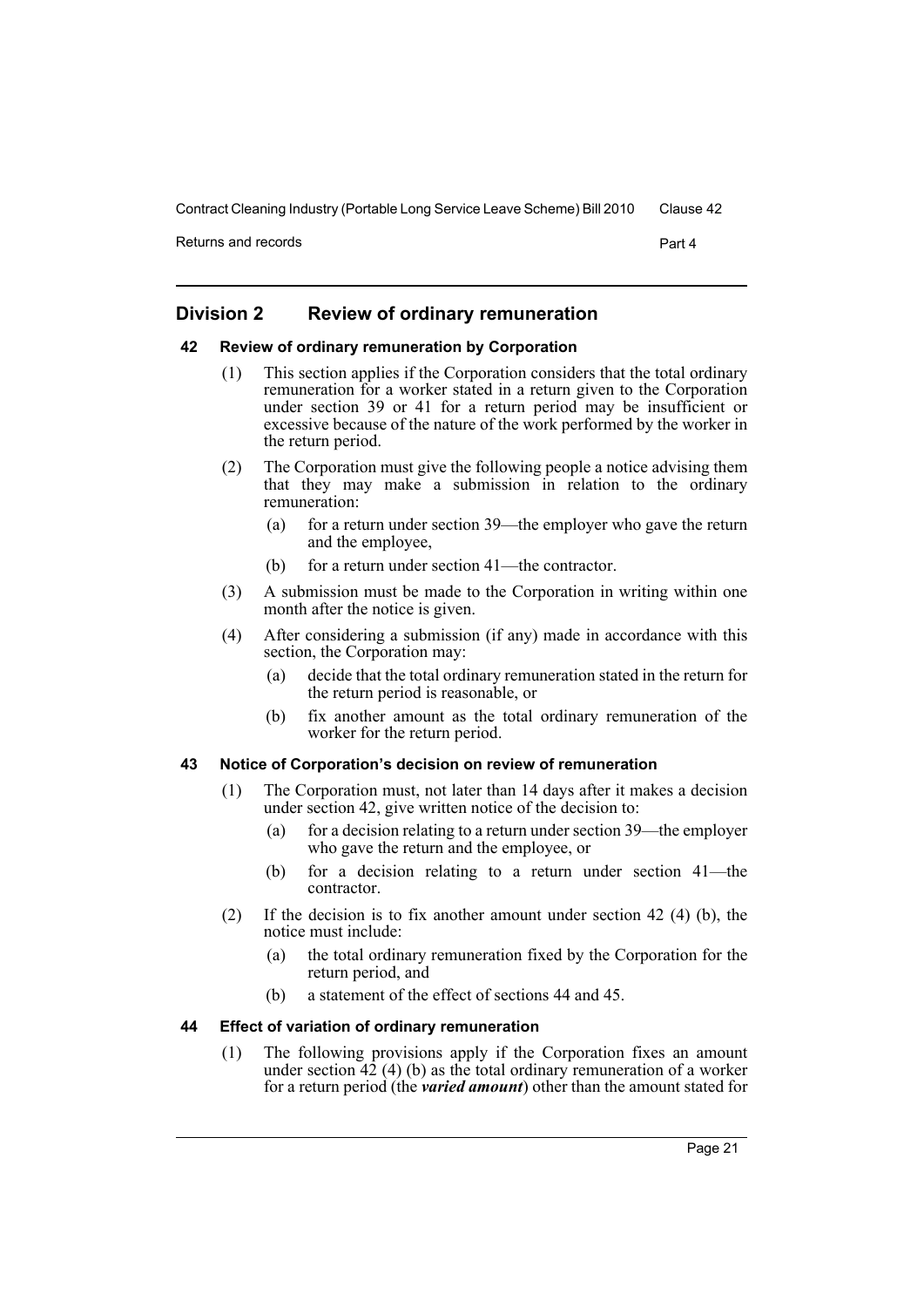## Division 2 Review of ordinary remuneration

### 42 Review of ordinary remuneration by Corporation

(1) This section applies if the Corporation considers that the total ordinary remuneration for a worker stated in a return given to the Corporation under section 39 or 41 for a return period may be insufficient or excessive because of the nature of the work performed by the worker in the return period.

(2) The Corporation must give the following people a notice advising them that they may make a submission in relation to the ordinary remuneration:

- (a) for a return under section 39—the employer who gave the return and the employee,
- (b) for a return under section 41—the contractor.

(3) A submission must be made to the Corporation in writing within one month after the notice is given.

(4) After considering a submission (if any) made in accordance with this section, the Corporation may:

- (a) decide that the total ordinary remuneration stated in the return for the return period is reasonable, or
- (b) fix another amount as the total ordinary remuneration of the worker for the return period.

### 43 Notice of Corporation's decision on review of remuneration

(1) The Corporation must, not later than 14 days after it makes a decision under section 42, give written notice of the decision to:

- (a) for a decision relating to a return under section 39—the employer who gave the return and the employee, or
- (b) for a decision relating to a return under section 41—the contractor.

(2) If the decision is to fix another amount under section 42 (4) (b), the notice must include:

- (a) the total ordinary remuneration fixed by the Corporation for the return period, and
- (b) a statement of the effect of sections 44 and 45.

### 44 Effect of variation of ordinary remuneration

(1) The following provisions apply if the Corporation fixes an amount under section 42 (4) (b) as the total ordinary remuneration of a worker for a return period (the ***varied amount***) other than the amount stated for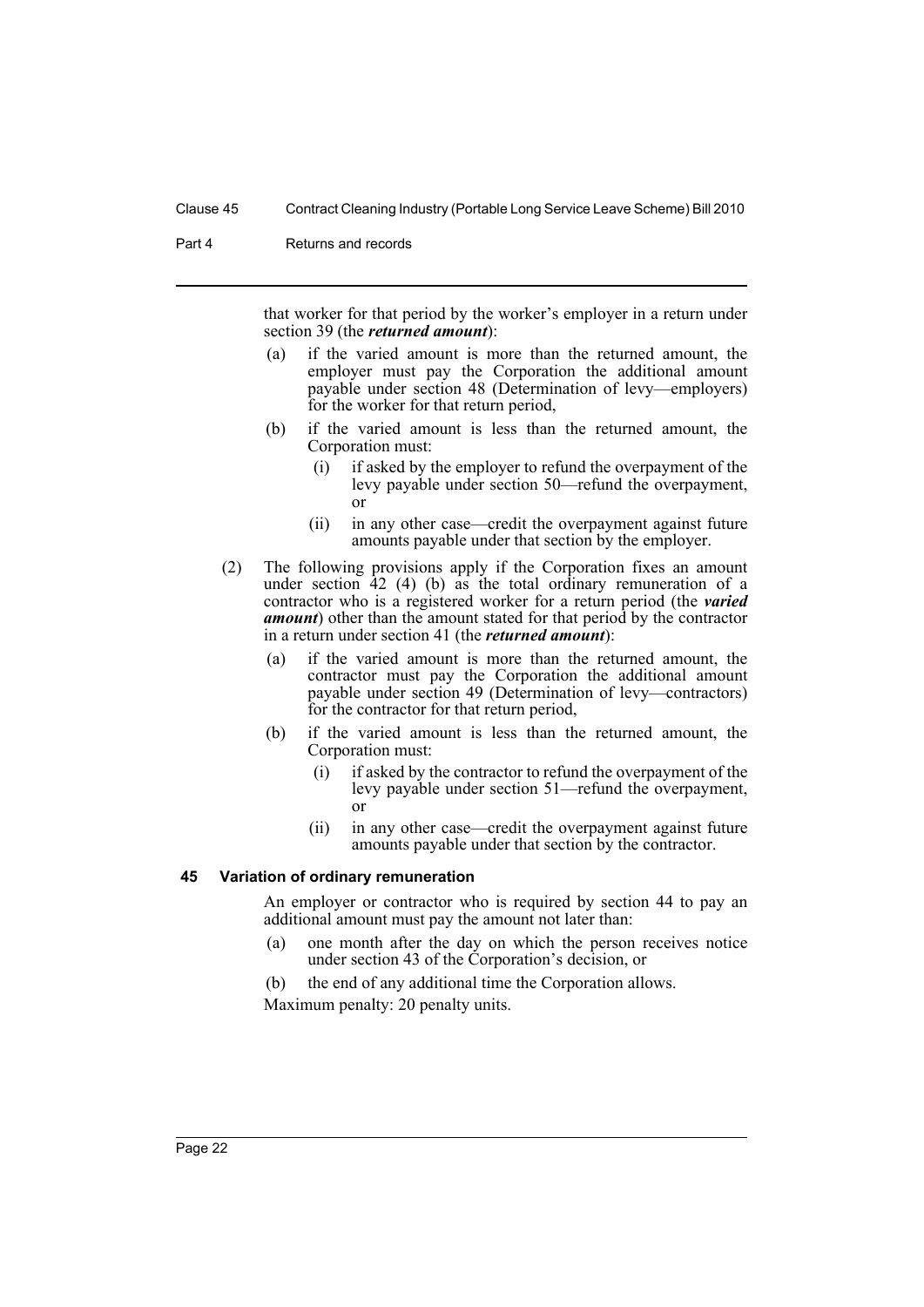that worker for that period by the worker's employer in a return under section 39 (the ***returned amount***):

(a) if the varied amount is more than the returned amount, the employer must pay the Corporation the additional amount payable under section 48 (Determination of levy—employers) for the worker for that return period,

(b) if the varied amount is less than the returned amount, the Corporation must:

   (i) if asked by the employer to refund the overpayment of the levy payable under section 50—refund the overpayment, or

   (ii) in any other case—credit the overpayment against future amounts payable under that section by the employer.

(2) The following provisions apply if the Corporation fixes an amount under section 42 (4) (b) as the total ordinary remuneration of a contractor who is a registered worker for a return period (the ***varied amount***) other than the amount stated for that period by the contractor in a return under section 41 (the ***returned amount***):

(a) if the varied amount is more than the returned amount, the contractor must pay the Corporation the additional amount payable under section 49 (Determination of levy—contractors) for the contractor for that return period,

(b) if the varied amount is less than the returned amount, the Corporation must:

   (i) if asked by the contractor to refund the overpayment of the levy payable under section 51—refund the overpayment, or

   (ii) in any other case—credit the overpayment against future amounts payable under that section by the contractor.

### 45 Variation of ordinary remuneration

An employer or contractor who is required by section 44 to pay an additional amount must pay the amount not later than:

(a) one month after the day on which the person receives notice under section 43 of the Corporation's decision, or

(b) the end of any additional time the Corporation allows.

Maximum penalty: 20 penalty units.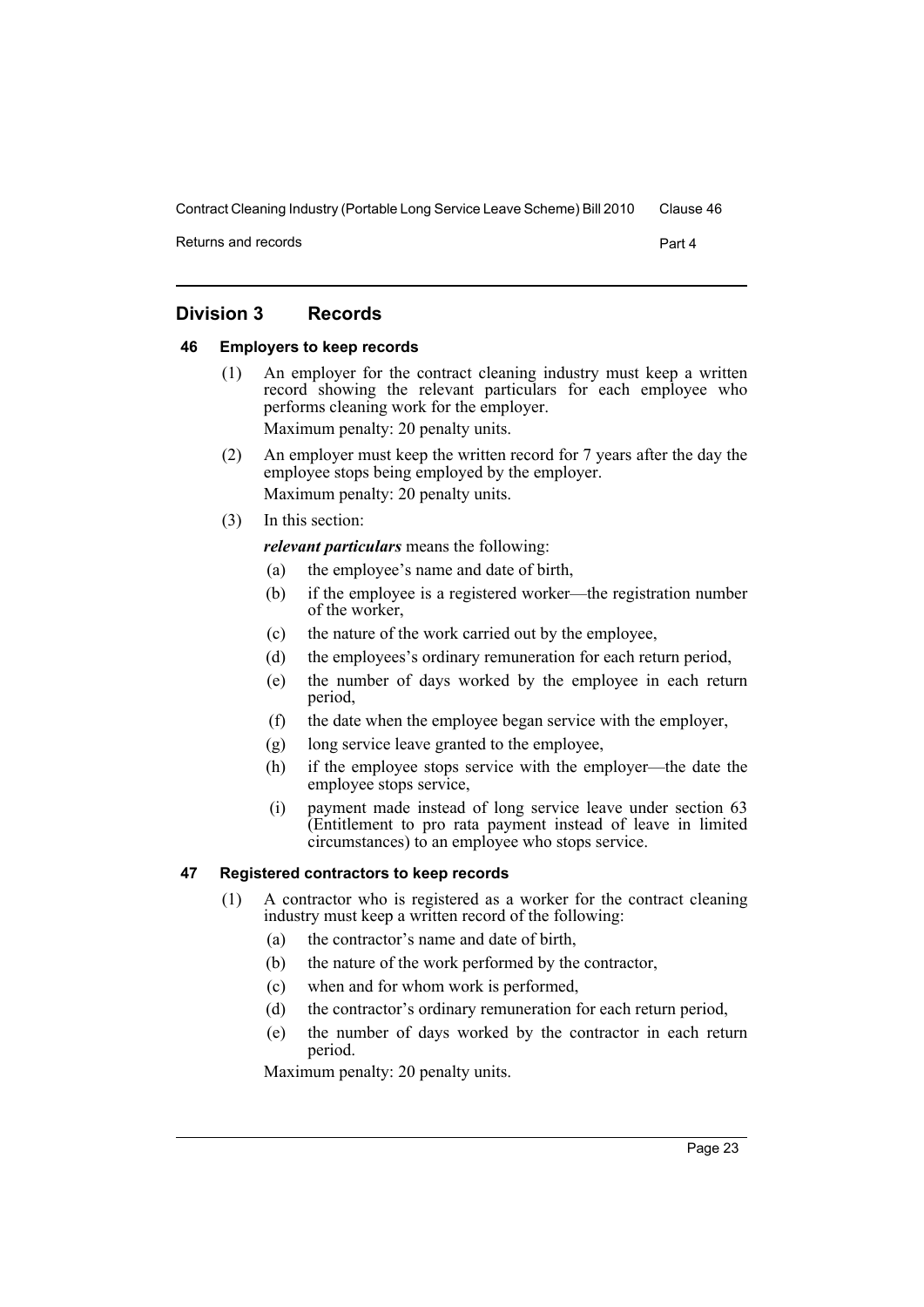## Division 3 Records

### 46 Employers to keep records

(1) An employer for the contract cleaning industry must keep a written record showing the relevant particulars for each employee who performs cleaning work for the employer.

Maximum penalty: 20 penalty units.

(2) An employer must keep the written record for 7 years after the day the employee stops being employed by the employer.

Maximum penalty: 20 penalty units.

(3) In this section:

***relevant particulars*** means the following:

- (a) the employee's name and date of birth,
- (b) if the employee is a registered worker—the registration number of the worker,
- (c) the nature of the work carried out by the employee,
- (d) the employees's ordinary remuneration for each return period,
- (e) the number of days worked by the employee in each return period,
- (f) the date when the employee began service with the employer,
- (g) long service leave granted to the employee,
- (h) if the employee stops service with the employer—the date the employee stops service,
- (i) payment made instead of long service leave under section 63 (Entitlement to pro rata payment instead of leave in limited circumstances) to an employee who stops service.

### 47 Registered contractors to keep records

(1) A contractor who is registered as a worker for the contract cleaning industry must keep a written record of the following:

- (a) the contractor's name and date of birth,
- (b) the nature of the work performed by the contractor,
- (c) when and for whom work is performed,
- (d) the contractor's ordinary remuneration for each return period,
- (e) the number of days worked by the contractor in each return period.

Maximum penalty: 20 penalty units.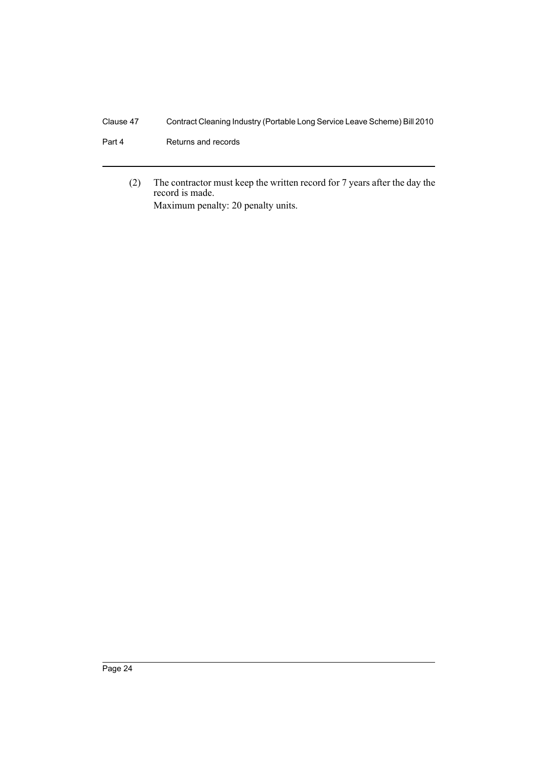(2) The contractor must keep the written record for 7 years after the day the record is made.

Maximum penalty: 20 penalty units.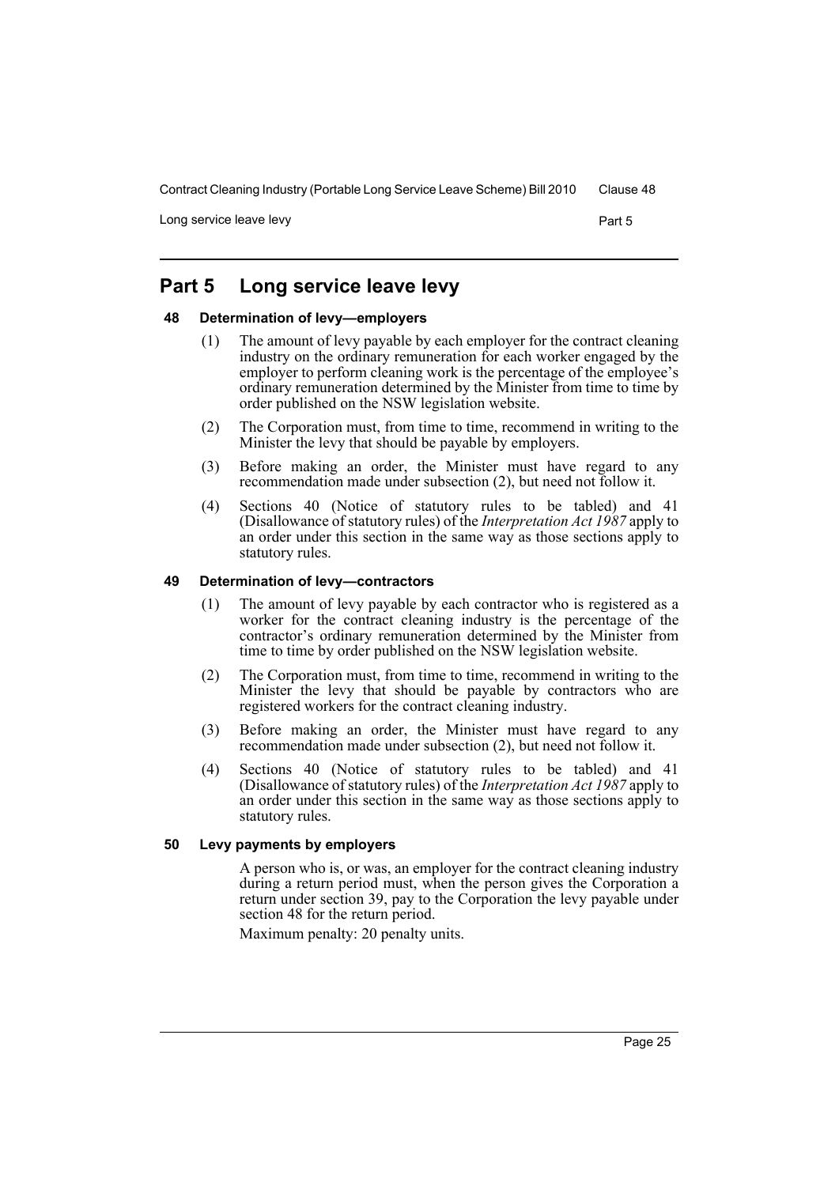# Part 5 Long service leave levy

## 48 Determination of levy—employers

(1) The amount of levy payable by each employer for the contract cleaning industry on the ordinary remuneration for each worker engaged by the employer to perform cleaning work is the percentage of the employee's ordinary remuneration determined by the Minister from time to time by order published on the NSW legislation website.

(2) The Corporation must, from time to time, recommend in writing to the Minister the levy that should be payable by employers.

(3) Before making an order, the Minister must have regard to any recommendation made under subsection (2), but need not follow it.

(4) Sections 40 (Notice of statutory rules to be tabled) and 41 (Disallowance of statutory rules) of the *Interpretation Act 1987* apply to an order under this section in the same way as those sections apply to statutory rules.

## 49 Determination of levy—contractors

(1) The amount of levy payable by each contractor who is registered as a worker for the contract cleaning industry is the percentage of the contractor's ordinary remuneration determined by the Minister from time to time by order published on the NSW legislation website.

(2) The Corporation must, from time to time, recommend in writing to the Minister the levy that should be payable by contractors who are registered workers for the contract cleaning industry.

(3) Before making an order, the Minister must have regard to any recommendation made under subsection (2), but need not follow it.

(4) Sections 40 (Notice of statutory rules to be tabled) and 41 (Disallowance of statutory rules) of the *Interpretation Act 1987* apply to an order under this section in the same way as those sections apply to statutory rules.

## 50 Levy payments by employers

A person who is, or was, an employer for the contract cleaning industry during a return period must, when the person gives the Corporation a return under section 39, pay to the Corporation the levy payable under section 48 for the return period.

Maximum penalty: 20 penalty units.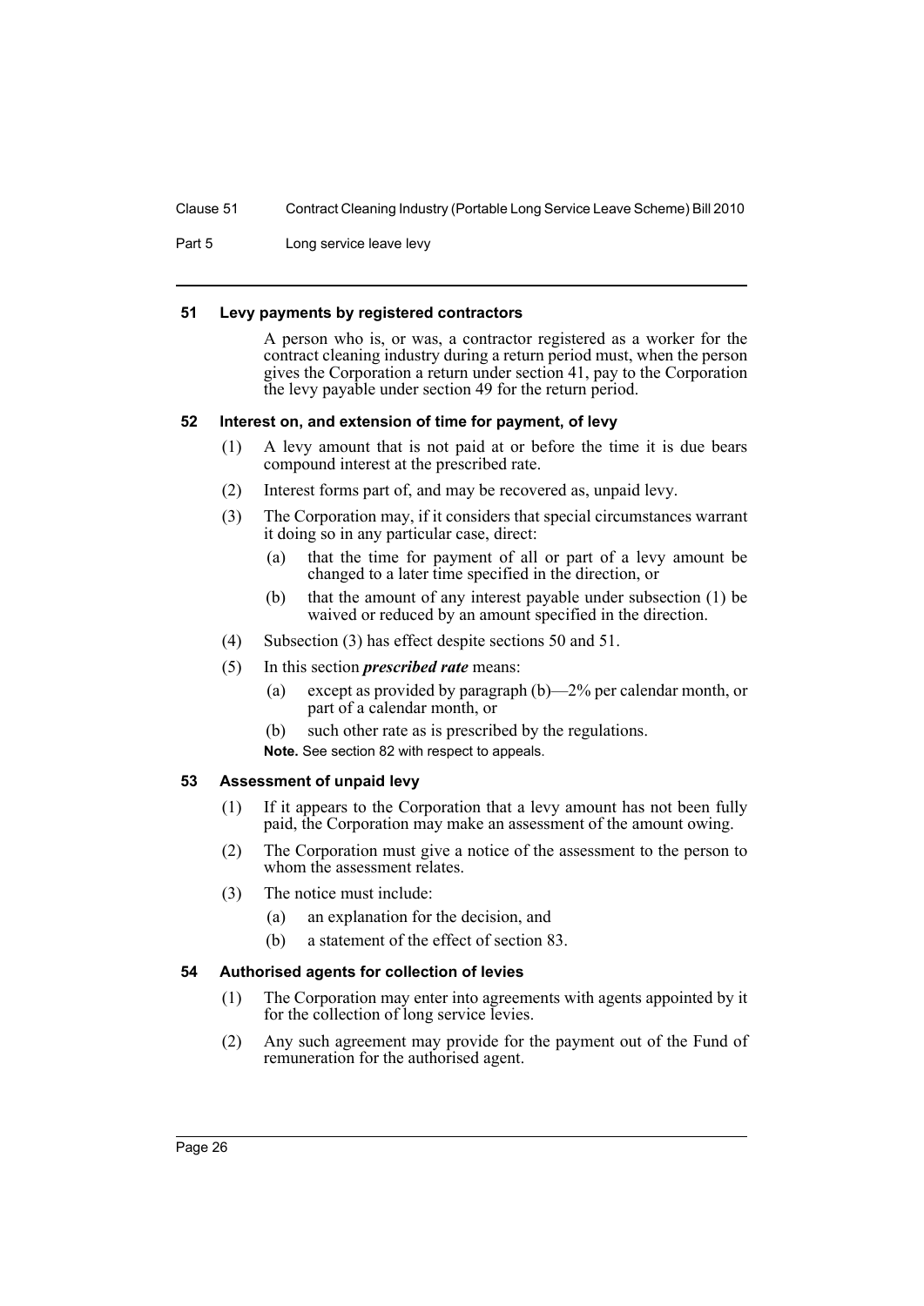#### 51 Levy payments by registered contractors

A person who is, or was, a contractor registered as a worker for the contract cleaning industry during a return period must, when the person gives the Corporation a return under section 41, pay to the Corporation the levy payable under section 49 for the return period.

#### 52 Interest on, and extension of time for payment, of levy

(1) A levy amount that is not paid at or before the time it is due bears compound interest at the prescribed rate.

(2) Interest forms part of, and may be recovered as, unpaid levy.

(3) The Corporation may, if it considers that special circumstances warrant it doing so in any particular case, direct:

- (a) that the time for payment of all or part of a levy amount be changed to a later time specified in the direction, or
- (b) that the amount of any interest payable under subsection (1) be waived or reduced by an amount specified in the direction.

(4) Subsection (3) has effect despite sections 50 and 51.

(5) In this section ***prescribed rate*** means:

- (a) except as provided by paragraph (b)—2% per calendar month, or part of a calendar month, or
- (b) such other rate as is prescribed by the regulations.

**Note.** See section 82 with respect to appeals.

#### 53 Assessment of unpaid levy

(1) If it appears to the Corporation that a levy amount has not been fully paid, the Corporation may make an assessment of the amount owing.

(2) The Corporation must give a notice of the assessment to the person to whom the assessment relates.

(3) The notice must include:

- (a) an explanation for the decision, and
- (b) a statement of the effect of section 83.

#### 54 Authorised agents for collection of levies

(1) The Corporation may enter into agreements with agents appointed by it for the collection of long service levies.

(2) Any such agreement may provide for the payment out of the Fund of remuneration for the authorised agent.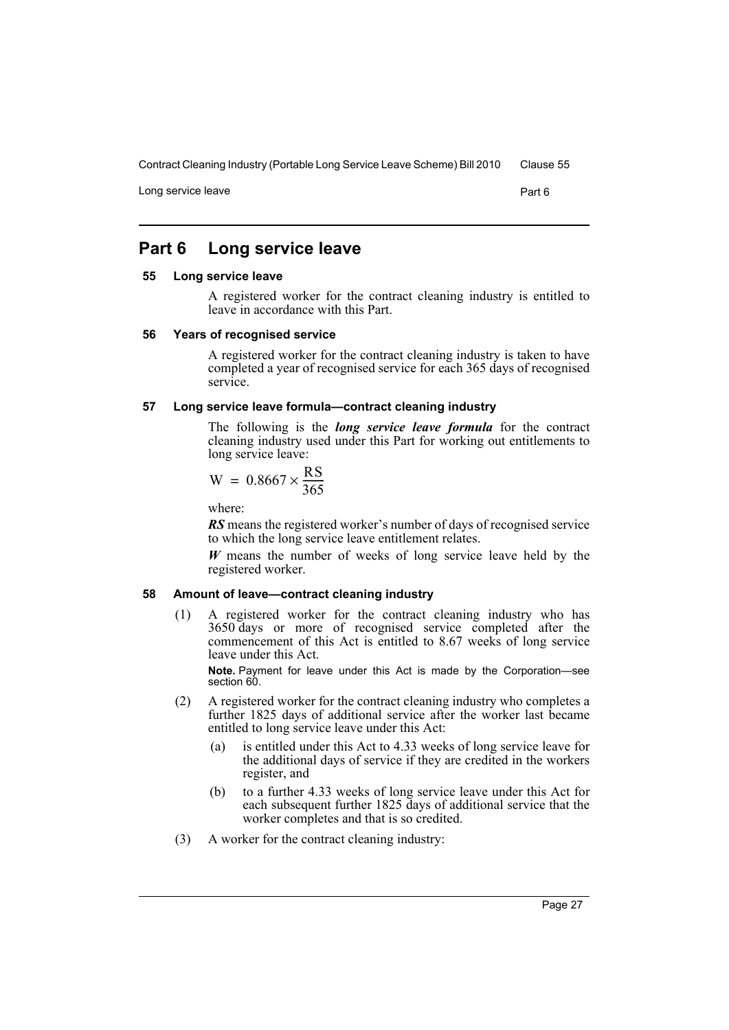# Part 6 Long service leave

### 55 Long service leave

A registered worker for the contract cleaning industry is entitled to leave in accordance with this Part.

### 56 Years of recognised service

A registered worker for the contract cleaning industry is taken to have completed a year of recognised service for each 365 days of recognised service.

### 57 Long service leave formula—contract cleaning industry

The following is the ***long service leave formula*** for the contract cleaning industry used under this Part for working out entitlements to long service leave:

$$W = 0.8667 \times \frac{RS}{365}$$

where:

***RS*** means the registered worker's number of days of recognised service to which the long service leave entitlement relates.

***W*** means the number of weeks of long service leave held by the registered worker.

### 58 Amount of leave—contract cleaning industry

(1) A registered worker for the contract cleaning industry who has 3650 days or more of recognised service completed after the commencement of this Act is entitled to 8.67 weeks of long service leave under this Act.

**Note.** Payment for leave under this Act is made by the Corporation—see section 60.

(2) A registered worker for the contract cleaning industry who completes a further 1825 days of additional service after the worker last became entitled to long service leave under this Act:

- (a) is entitled under this Act to 4.33 weeks of long service leave for the additional days of service if they are credited in the workers register, and
- (b) to a further 4.33 weeks of long service leave under this Act for each subsequent further 1825 days of additional service that the worker completes and that is so credited.

(3) A worker for the contract cleaning industry: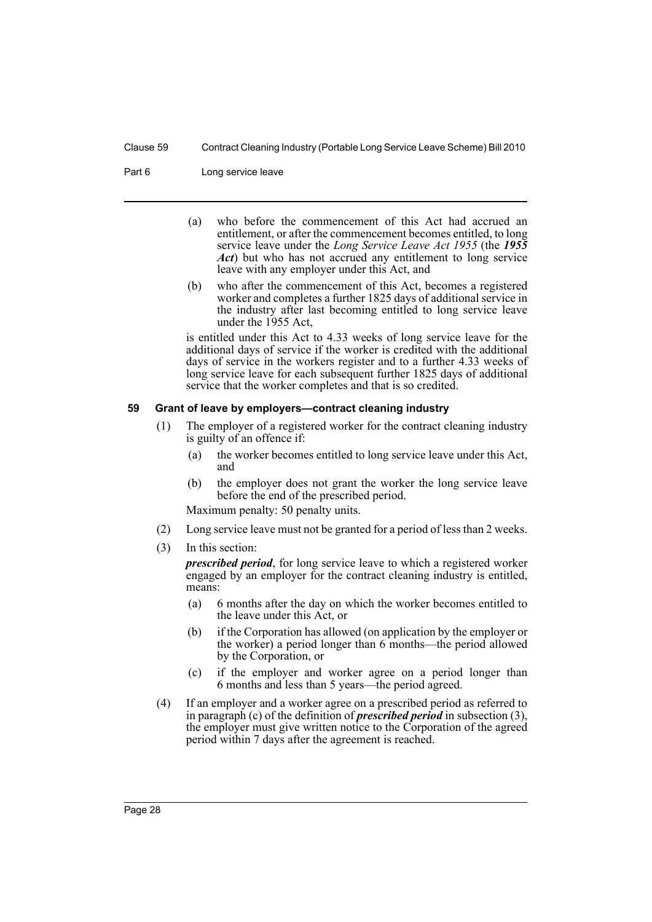(a) who before the commencement of this Act had accrued an entitlement, or after the commencement becomes entitled, to long service leave under the *Long Service Leave Act 1955* (the ***1955 Act***) but who has not accrued any entitlement to long service leave with any employer under this Act, and

(b) who after the commencement of this Act, becomes a registered worker and completes a further 1825 days of additional service in the industry after last becoming entitled to long service leave under the 1955 Act,

is entitled under this Act to 4.33 weeks of long service leave for the additional days of service if the worker is credited with the additional days of service in the workers register and to a further 4.33 weeks of long service leave for each subsequent further 1825 days of additional service that the worker completes and that is so credited.

### 59 Grant of leave by employers—contract cleaning industry

(1) The employer of a registered worker for the contract cleaning industry is guilty of an offence if:

(a) the worker becomes entitled to long service leave under this Act, and

(b) the employer does not grant the worker the long service leave before the end of the prescribed period.

Maximum penalty: 50 penalty units.

(2) Long service leave must not be granted for a period of less than 2 weeks.

(3) In this section:

***prescribed period***, for long service leave to which a registered worker engaged by an employer for the contract cleaning industry is entitled, means:

(a) 6 months after the day on which the worker becomes entitled to the leave under this Act, or

(b) if the Corporation has allowed (on application by the employer or the worker) a period longer than 6 months—the period allowed by the Corporation, or

(c) if the employer and worker agree on a period longer than 6 months and less than 5 years—the period agreed.

(4) If an employer and a worker agree on a prescribed period as referred to in paragraph (c) of the definition of ***prescribed period*** in subsection (3), the employer must give written notice to the Corporation of the agreed period within 7 days after the agreement is reached.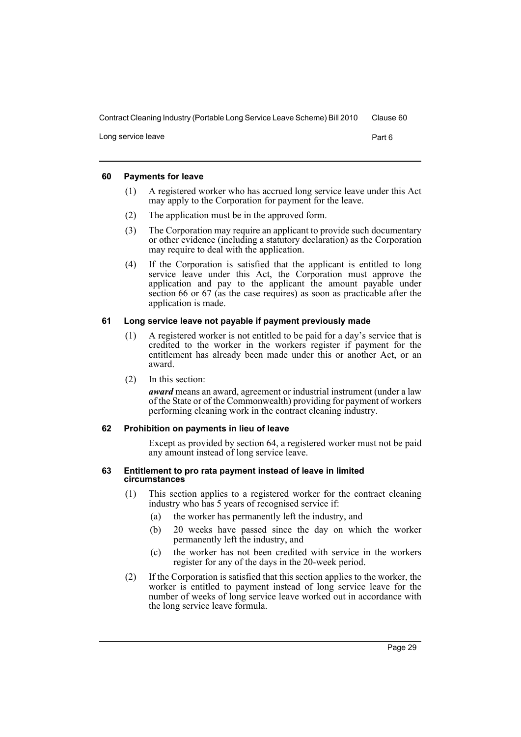### 60 Payments for leave

(1) A registered worker who has accrued long service leave under this Act may apply to the Corporation for payment for the leave.

(2) The application must be in the approved form.

(3) The Corporation may require an applicant to provide such documentary or other evidence (including a statutory declaration) as the Corporation may require to deal with the application.

(4) If the Corporation is satisfied that the applicant is entitled to long service leave under this Act, the Corporation must approve the application and pay to the applicant the amount payable under section 66 or 67 (as the case requires) as soon as practicable after the application is made.

### 61 Long service leave not payable if payment previously made

(1) A registered worker is not entitled to be paid for a day's service that is credited to the worker in the workers register if payment for the entitlement has already been made under this or another Act, or an award.

(2) In this section:

***award*** means an award, agreement or industrial instrument (under a law of the State or of the Commonwealth) providing for payment of workers performing cleaning work in the contract cleaning industry.

### 62 Prohibition on payments in lieu of leave

Except as provided by section 64, a registered worker must not be paid any amount instead of long service leave.

### 63 Entitlement to pro rata payment instead of leave in limited circumstances

(1) This section applies to a registered worker for the contract cleaning industry who has 5 years of recognised service if:

(a) the worker has permanently left the industry, and

(b) 20 weeks have passed since the day on which the worker permanently left the industry, and

(c) the worker has not been credited with service in the workers register for any of the days in the 20-week period.

(2) If the Corporation is satisfied that this section applies to the worker, the worker is entitled to payment instead of long service leave for the number of weeks of long service leave worked out in accordance with the long service leave formula.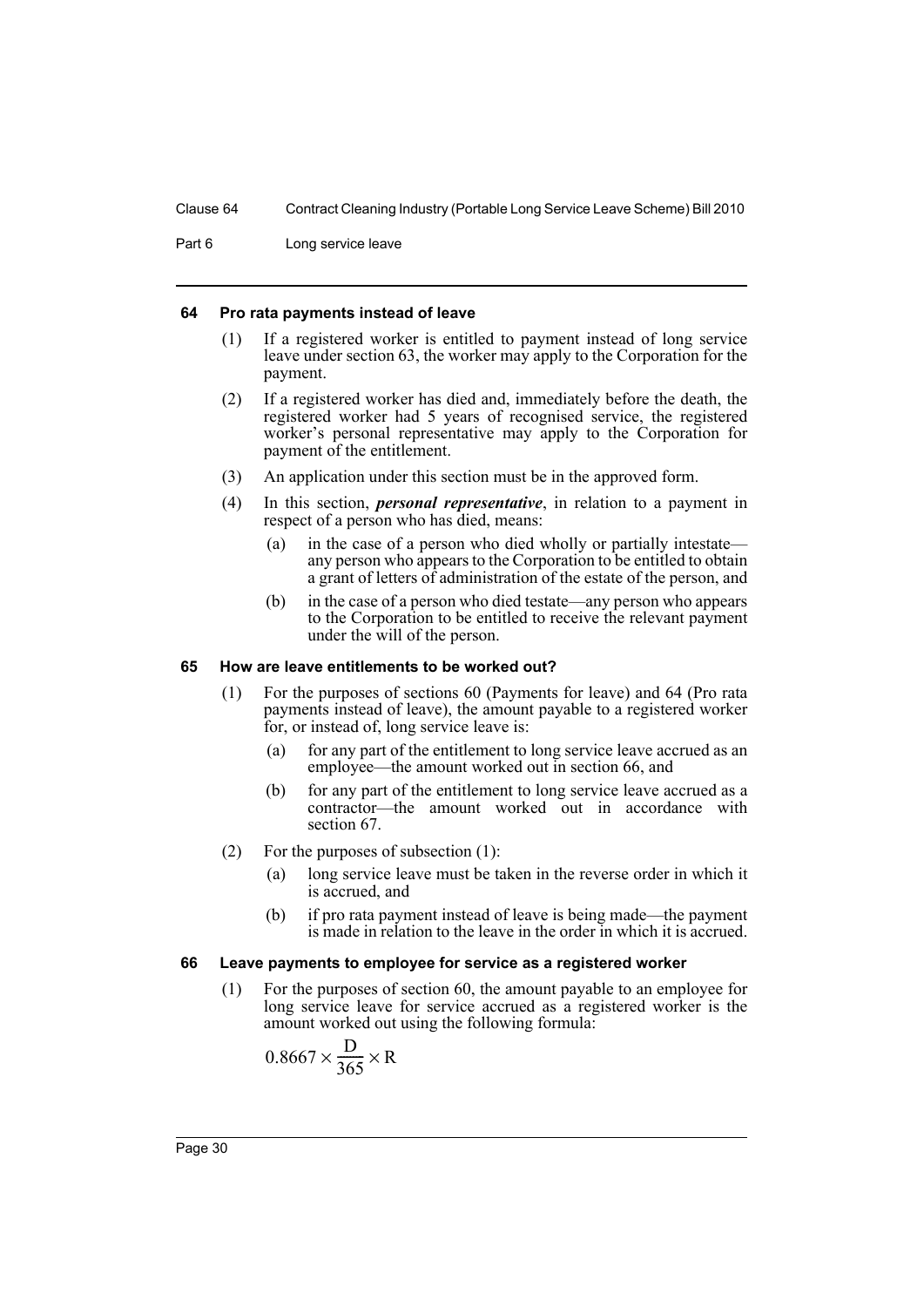#### 64 Pro rata payments instead of leave

(1) If a registered worker is entitled to payment instead of long service leave under section 63, the worker may apply to the Corporation for the payment.

(2) If a registered worker has died and, immediately before the death, the registered worker had 5 years of recognised service, the registered worker's personal representative may apply to the Corporation for payment of the entitlement.

(3) An application under this section must be in the approved form.

(4) In this section, ***personal representative***, in relation to a payment in respect of a person who has died, means:

- (a) in the case of a person who died wholly or partially intestate—any person who appears to the Corporation to be entitled to obtain a grant of letters of administration of the estate of the person, and
- (b) in the case of a person who died testate—any person who appears to the Corporation to be entitled to receive the relevant payment under the will of the person.

#### 65 How are leave entitlements to be worked out?

(1) For the purposes of sections 60 (Payments for leave) and 64 (Pro rata payments instead of leave), the amount payable to a registered worker for, or instead of, long service leave is:

- (a) for any part of the entitlement to long service leave accrued as an employee—the amount worked out in section 66, and
- (b) for any part of the entitlement to long service leave accrued as a contractor—the amount worked out in accordance with section 67.

(2) For the purposes of subsection (1):

- (a) long service leave must be taken in the reverse order in which it is accrued, and
- (b) if pro rata payment instead of leave is being made—the payment is made in relation to the leave in the order in which it is accrued.

#### 66 Leave payments to employee for service as a registered worker

(1) For the purposes of section 60, the amount payable to an employee for long service leave for service accrued as a registered worker is the amount worked out using the following formula:

$$0.8667 \times \frac{D}{365} \times R$$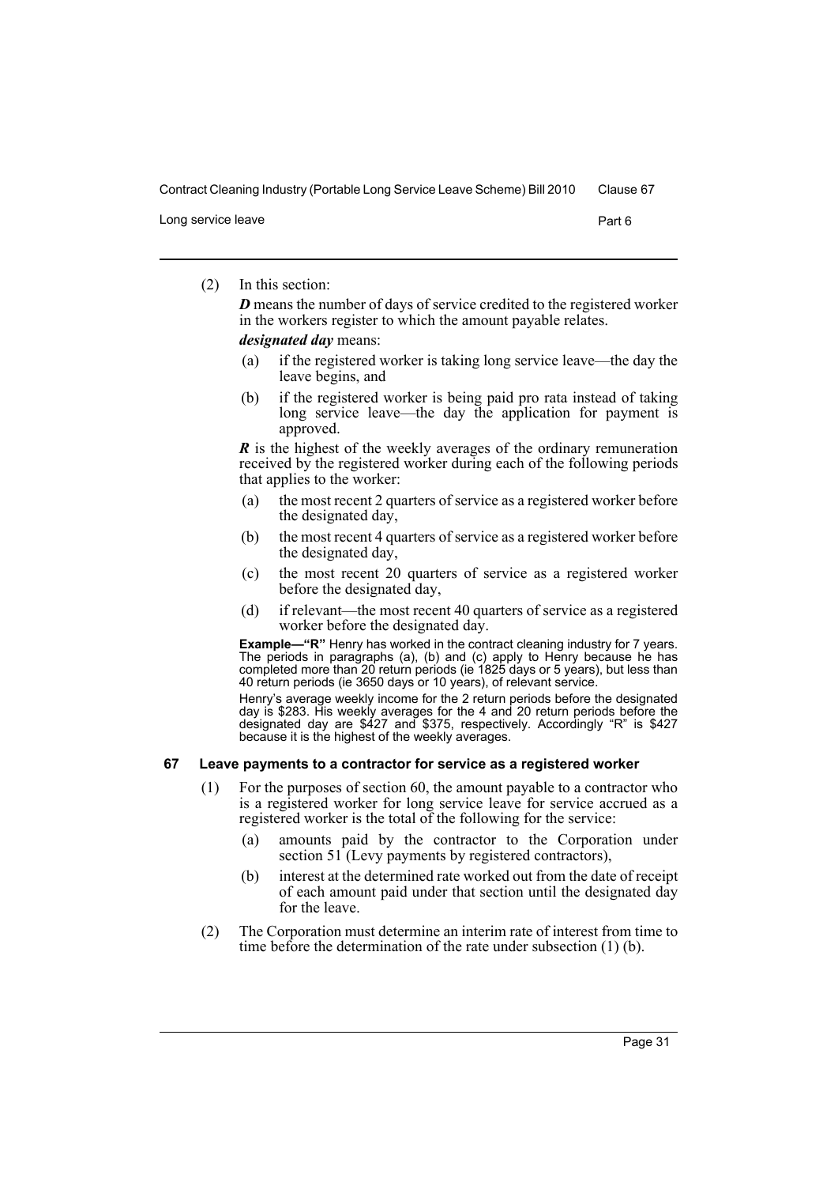(2) In this section:

***D*** means the number of days of service credited to the registered worker in the workers register to which the amount payable relates.

***designated day*** means:

- (a) if the registered worker is taking long service leave—the day the leave begins, and
- (b) if the registered worker is being paid pro rata instead of taking long service leave—the day the application for payment is approved.

***R*** is the highest of the weekly averages of the ordinary remuneration received by the registered worker during each of the following periods that applies to the worker:

- (a) the most recent 2 quarters of service as a registered worker before the designated day,
- (b) the most recent 4 quarters of service as a registered worker before the designated day,
- (c) the most recent 20 quarters of service as a registered worker before the designated day,
- (d) if relevant—the most recent 40 quarters of service as a registered worker before the designated day.

**Example—"R"** Henry has worked in the contract cleaning industry for 7 years. The periods in paragraphs (a), (b) and (c) apply to Henry because he has completed more than 20 return periods (ie 1825 days or 5 years), but less than 40 return periods (ie 3650 days or 10 years), of relevant service.

Henry's average weekly income for the 2 return periods before the designated day is $283. His weekly averages for the 4 and 20 return periods before the designated day are $427 and $375, respectively. Accordingly "R" is $427 because it is the highest of the weekly averages.

### 67 Leave payments to a contractor for service as a registered worker

(1) For the purposes of section 60, the amount payable to a contractor who is a registered worker for long service leave for service accrued as a registered worker is the total of the following for the service:

- (a) amounts paid by the contractor to the Corporation under section 51 (Levy payments by registered contractors),
- (b) interest at the determined rate worked out from the date of receipt of each amount paid under that section until the designated day for the leave.

(2) The Corporation must determine an interim rate of interest from time to time before the determination of the rate under subsection (1) (b).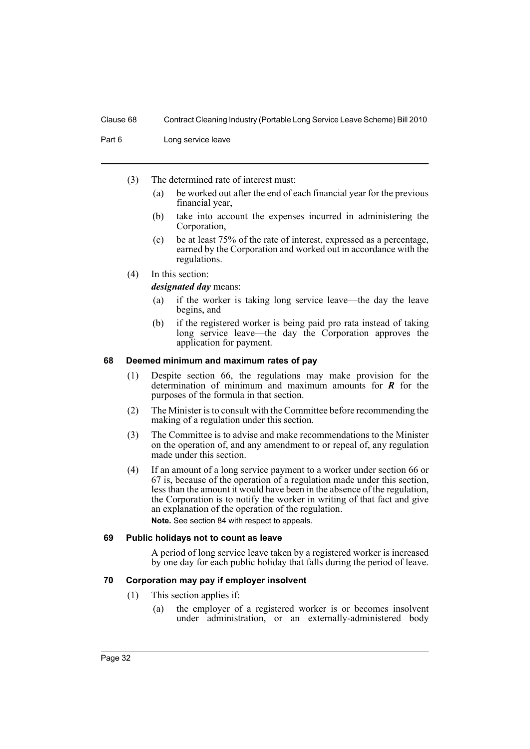(3) The determined rate of interest must:

(a) be worked out after the end of each financial year for the previous financial year,

(b) take into account the expenses incurred in administering the Corporation,

(c) be at least 75% of the rate of interest, expressed as a percentage, earned by the Corporation and worked out in accordance with the regulations.

(4) In this section:

***designated day*** means:

(a) if the worker is taking long service leave—the day the leave begins, and

(b) if the registered worker is being paid pro rata instead of taking long service leave—the day the Corporation approves the application for payment.

#### 68 Deemed minimum and maximum rates of pay

(1) Despite section 66, the regulations may make provision for the determination of minimum and maximum amounts for ***R*** for the purposes of the formula in that section.

(2) The Minister is to consult with the Committee before recommending the making of a regulation under this section.

(3) The Committee is to advise and make recommendations to the Minister on the operation of, and any amendment to or repeal of, any regulation made under this section.

(4) If an amount of a long service payment to a worker under section 66 or 67 is, because of the operation of a regulation made under this section, less than the amount it would have been in the absence of the regulation, the Corporation is to notify the worker in writing of that fact and give an explanation of the operation of the regulation.

**Note.** See section 84 with respect to appeals.

#### 69 Public holidays not to count as leave

A period of long service leave taken by a registered worker is increased by one day for each public holiday that falls during the period of leave.

#### 70 Corporation may pay if employer insolvent

(1) This section applies if:

(a) the employer of a registered worker is or becomes insolvent under administration, or an externally-administered body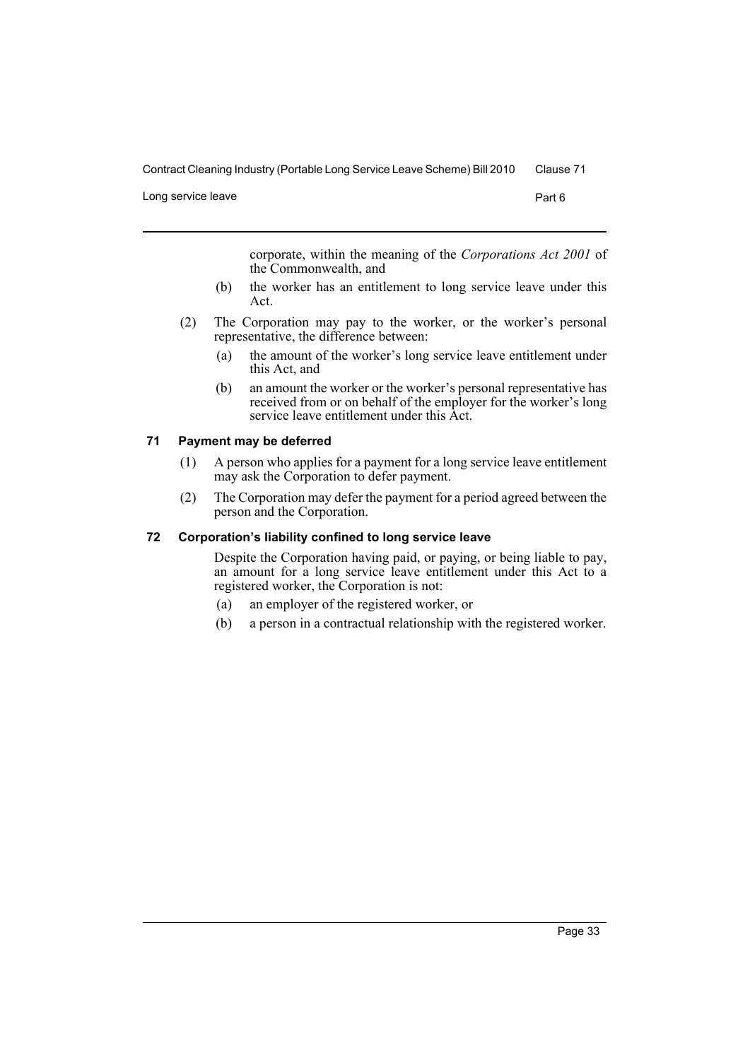corporate, within the meaning of the *Corporations Act 2001* of the Commonwealth, and

(b) the worker has an entitlement to long service leave under this Act.

(2) The Corporation may pay to the worker, or the worker's personal representative, the difference between:

(a) the amount of the worker's long service leave entitlement under this Act, and

(b) an amount the worker or the worker's personal representative has received from or on behalf of the employer for the worker's long service leave entitlement under this Act.

### 71 Payment may be deferred

(1) A person who applies for a payment for a long service leave entitlement may ask the Corporation to defer payment.

(2) The Corporation may defer the payment for a period agreed between the person and the Corporation.

### 72 Corporation's liability confined to long service leave

Despite the Corporation having paid, or paying, or being liable to pay, an amount for a long service leave entitlement under this Act to a registered worker, the Corporation is not:

(a) an employer of the registered worker, or

(b) a person in a contractual relationship with the registered worker.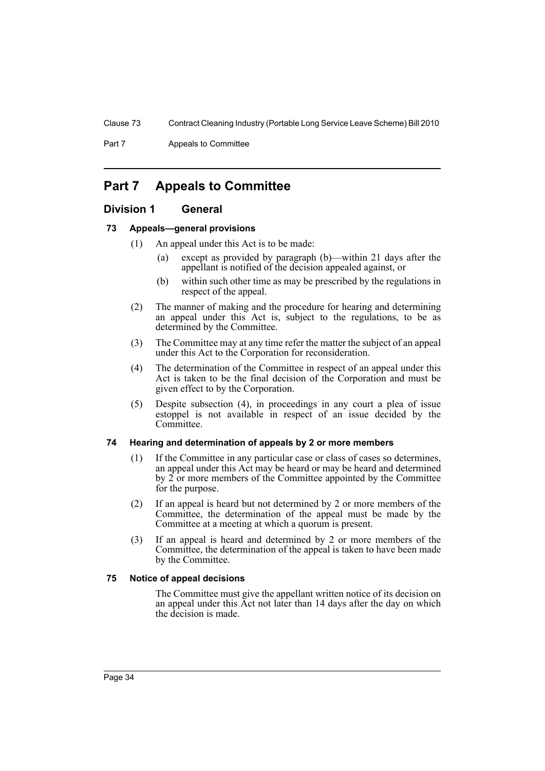# Part 7 Appeals to Committee

## Division 1 General

### 73 Appeals—general provisions

(1) An appeal under this Act is to be made:

- (a) except as provided by paragraph (b)—within 21 days after the appellant is notified of the decision appealed against, or
- (b) within such other time as may be prescribed by the regulations in respect of the appeal.

(2) The manner of making and the procedure for hearing and determining an appeal under this Act is, subject to the regulations, to be as determined by the Committee.

(3) The Committee may at any time refer the matter the subject of an appeal under this Act to the Corporation for reconsideration.

(4) The determination of the Committee in respect of an appeal under this Act is taken to be the final decision of the Corporation and must be given effect to by the Corporation.

(5) Despite subsection (4), in proceedings in any court a plea of issue estoppel is not available in respect of an issue decided by the Committee.

### 74 Hearing and determination of appeals by 2 or more members

(1) If the Committee in any particular case or class of cases so determines, an appeal under this Act may be heard or may be heard and determined by 2 or more members of the Committee appointed by the Committee for the purpose.

(2) If an appeal is heard but not determined by 2 or more members of the Committee, the determination of the appeal must be made by the Committee at a meeting at which a quorum is present.

(3) If an appeal is heard and determined by 2 or more members of the Committee, the determination of the appeal is taken to have been made by the Committee.

### 75 Notice of appeal decisions

The Committee must give the appellant written notice of its decision on an appeal under this Act not later than 14 days after the day on which the decision is made.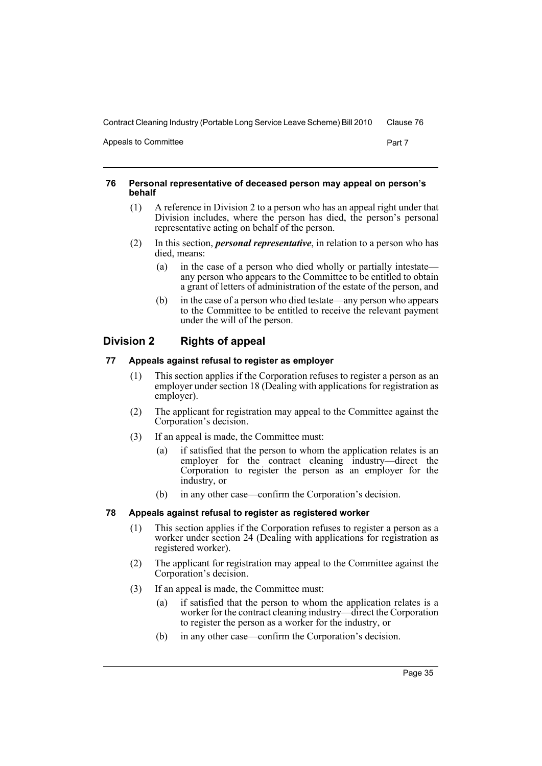#### 76 Personal representative of deceased person may appeal on person's behalf

(1) A reference in Division 2 to a person who has an appeal right under that Division includes, where the person has died, the person's personal representative acting on behalf of the person.

(2) In this section, ***personal representative***, in relation to a person who has died, means:

(a) in the case of a person who died wholly or partially intestate—any person who appears to the Committee to be entitled to obtain a grant of letters of administration of the estate of the person, and

(b) in the case of a person who died testate—any person who appears to the Committee to be entitled to receive the relevant payment under the will of the person.

## Division 2 Rights of appeal

#### 77 Appeals against refusal to register as employer

(1) This section applies if the Corporation refuses to register a person as an employer under section 18 (Dealing with applications for registration as employer).

(2) The applicant for registration may appeal to the Committee against the Corporation's decision.

(3) If an appeal is made, the Committee must:

(a) if satisfied that the person to whom the application relates is an employer for the contract cleaning industry—direct the Corporation to register the person as an employer for the industry, or

(b) in any other case—confirm the Corporation's decision.

#### 78 Appeals against refusal to register as registered worker

(1) This section applies if the Corporation refuses to register a person as a worker under section 24 (Dealing with applications for registration as registered worker).

(2) The applicant for registration may appeal to the Committee against the Corporation's decision.

(3) If an appeal is made, the Committee must:

(a) if satisfied that the person to whom the application relates is a worker for the contract cleaning industry—direct the Corporation to register the person as a worker for the industry, or

(b) in any other case—confirm the Corporation's decision.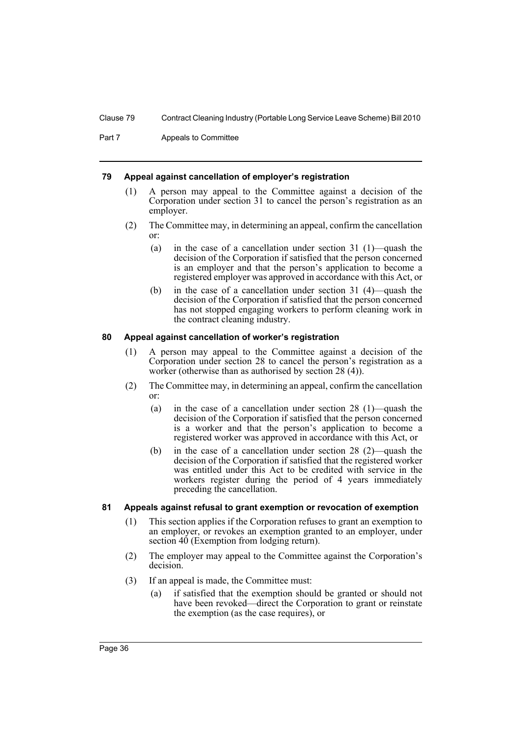### 79 Appeal against cancellation of employer's registration

(1) A person may appeal to the Committee against a decision of the Corporation under section 31 to cancel the person's registration as an employer.

(2) The Committee may, in determining an appeal, confirm the cancellation or:

- (a) in the case of a cancellation under section 31 (1)—quash the decision of the Corporation if satisfied that the person concerned is an employer and that the person's application to become a registered employer was approved in accordance with this Act, or
- (b) in the case of a cancellation under section 31 (4)—quash the decision of the Corporation if satisfied that the person concerned has not stopped engaging workers to perform cleaning work in the contract cleaning industry.

### 80 Appeal against cancellation of worker's registration

(1) A person may appeal to the Committee against a decision of the Corporation under section 28 to cancel the person's registration as a worker (otherwise than as authorised by section 28 (4)).

(2) The Committee may, in determining an appeal, confirm the cancellation or:

- (a) in the case of a cancellation under section 28 (1)—quash the decision of the Corporation if satisfied that the person concerned is a worker and that the person's application to become a registered worker was approved in accordance with this Act, or
- (b) in the case of a cancellation under section 28 (2)—quash the decision of the Corporation if satisfied that the registered worker was entitled under this Act to be credited with service in the workers register during the period of 4 years immediately preceding the cancellation.

### 81 Appeals against refusal to grant exemption or revocation of exemption

(1) This section applies if the Corporation refuses to grant an exemption to an employer, or revokes an exemption granted to an employer, under section 40 (Exemption from lodging return).

(2) The employer may appeal to the Committee against the Corporation's decision.

(3) If an appeal is made, the Committee must:

- (a) if satisfied that the exemption should be granted or should not have been revoked—direct the Corporation to grant or reinstate the exemption (as the case requires), or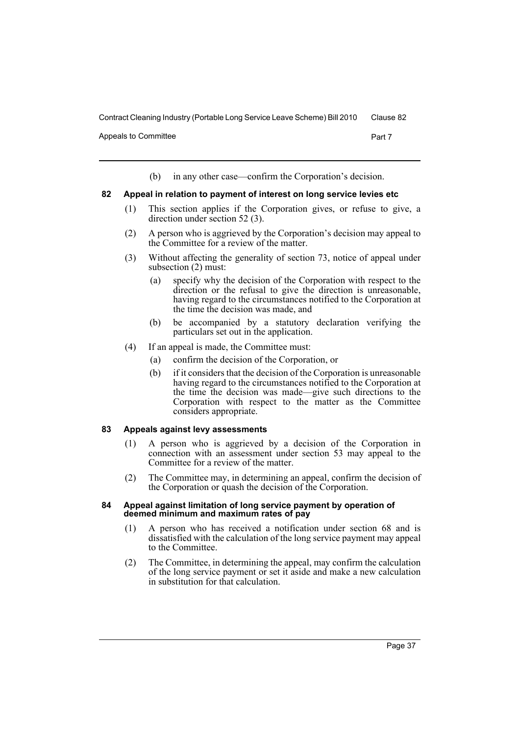(b) in any other case—confirm the Corporation's decision.

#### 82 Appeal in relation to payment of interest on long service levies etc

(1) This section applies if the Corporation gives, or refuse to give, a direction under section 52 (3).

(2) A person who is aggrieved by the Corporation's decision may appeal to the Committee for a review of the matter.

(3) Without affecting the generality of section 73, notice of appeal under subsection (2) must:

(a) specify why the decision of the Corporation with respect to the direction or the refusal to give the direction is unreasonable, having regard to the circumstances notified to the Corporation at the time the decision was made, and

(b) be accompanied by a statutory declaration verifying the particulars set out in the application.

(4) If an appeal is made, the Committee must:

(a) confirm the decision of the Corporation, or

(b) if it considers that the decision of the Corporation is unreasonable having regard to the circumstances notified to the Corporation at the time the decision was made—give such directions to the Corporation with respect to the matter as the Committee considers appropriate.

#### 83 Appeals against levy assessments

(1) A person who is aggrieved by a decision of the Corporation in connection with an assessment under section 53 may appeal to the Committee for a review of the matter.

(2) The Committee may, in determining an appeal, confirm the decision of the Corporation or quash the decision of the Corporation.

#### 84 Appeal against limitation of long service payment by operation of deemed minimum and maximum rates of pay

(1) A person who has received a notification under section 68 and is dissatisfied with the calculation of the long service payment may appeal to the Committee.

(2) The Committee, in determining the appeal, may confirm the calculation of the long service payment or set it aside and make a new calculation in substitution for that calculation.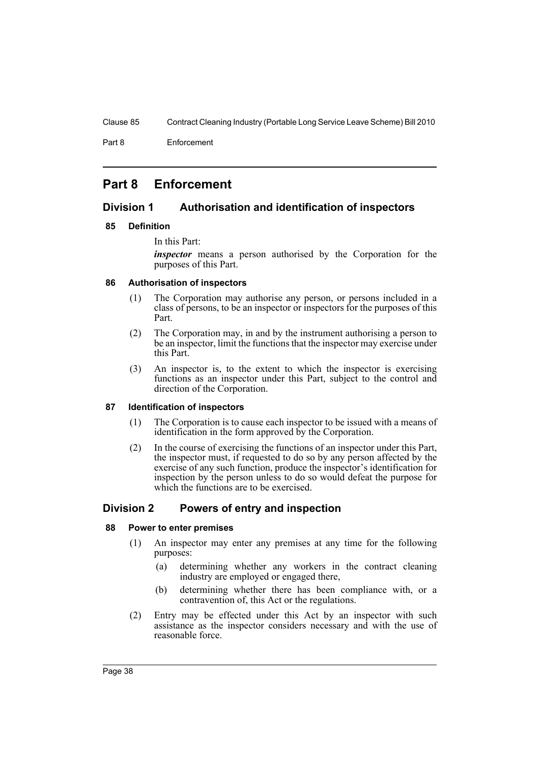# Part 8 Enforcement

## Division 1 Authorisation and identification of inspectors

### 85 Definition

In this Part:

***inspector*** means a person authorised by the Corporation for the purposes of this Part.

### 86 Authorisation of inspectors

(1) The Corporation may authorise any person, or persons included in a class of persons, to be an inspector or inspectors for the purposes of this Part.

(2) The Corporation may, in and by the instrument authorising a person to be an inspector, limit the functions that the inspector may exercise under this Part.

(3) An inspector is, to the extent to which the inspector is exercising functions as an inspector under this Part, subject to the control and direction of the Corporation.

### 87 Identification of inspectors

(1) The Corporation is to cause each inspector to be issued with a means of identification in the form approved by the Corporation.

(2) In the course of exercising the functions of an inspector under this Part, the inspector must, if requested to do so by any person affected by the exercise of any such function, produce the inspector's identification for inspection by the person unless to do so would defeat the purpose for which the functions are to be exercised.

## Division 2 Powers of entry and inspection

### 88 Power to enter premises

(1) An inspector may enter any premises at any time for the following purposes:

(a) determining whether any workers in the contract cleaning industry are employed or engaged there,

(b) determining whether there has been compliance with, or a contravention of, this Act or the regulations.

(2) Entry may be effected under this Act by an inspector with such assistance as the inspector considers necessary and with the use of reasonable force.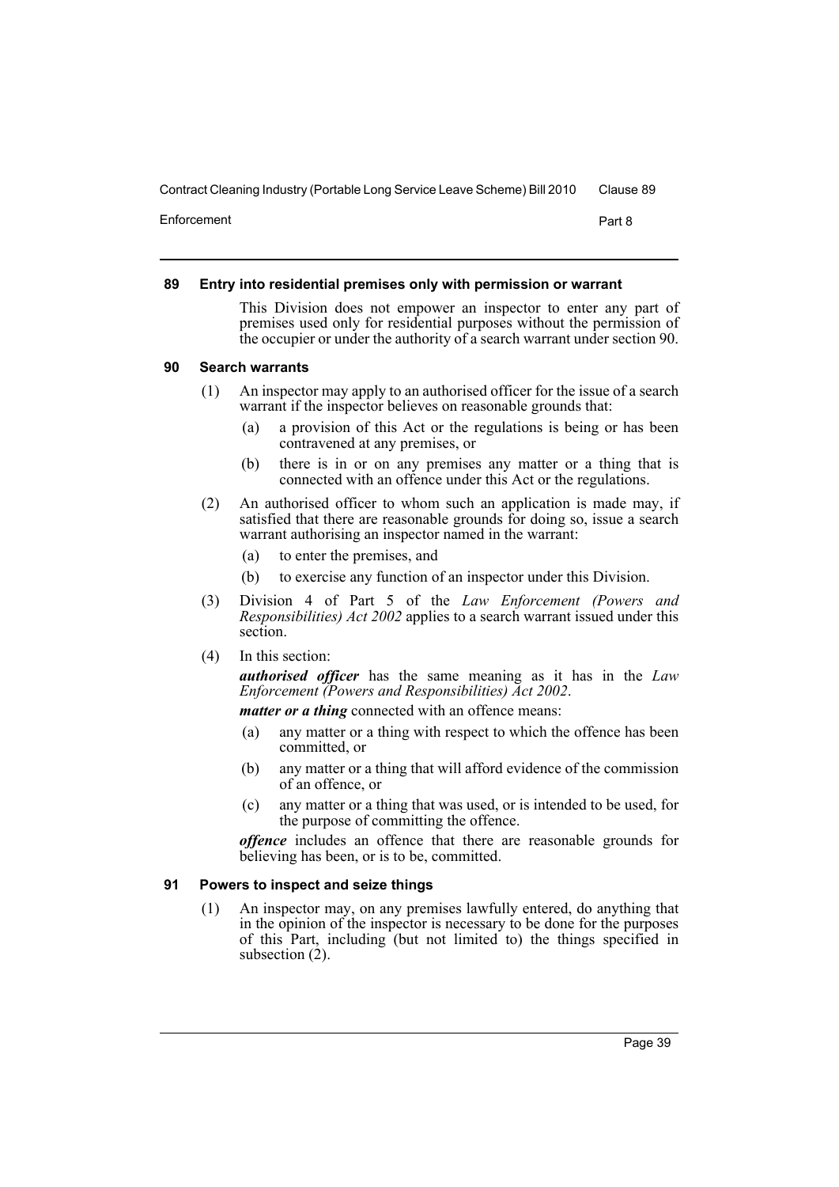### 89 Entry into residential premises only with permission or warrant

This Division does not empower an inspector to enter any part of premises used only for residential purposes without the permission of the occupier or under the authority of a search warrant under section 90.

### 90 Search warrants

(1) An inspector may apply to an authorised officer for the issue of a search warrant if the inspector believes on reasonable grounds that:

(a) a provision of this Act or the regulations is being or has been contravened at any premises, or

(b) there is in or on any premises any matter or a thing that is connected with an offence under this Act or the regulations.

(2) An authorised officer to whom such an application is made may, if satisfied that there are reasonable grounds for doing so, issue a search warrant authorising an inspector named in the warrant:

(a) to enter the premises, and

(b) to exercise any function of an inspector under this Division.

(3) Division 4 of Part 5 of the *Law Enforcement (Powers and Responsibilities) Act 2002* applies to a search warrant issued under this section.

(4) In this section:

***authorised officer*** has the same meaning as it has in the *Law Enforcement (Powers and Responsibilities) Act 2002*.

***matter or a thing*** connected with an offence means:

(a) any matter or a thing with respect to which the offence has been committed, or

(b) any matter or a thing that will afford evidence of the commission of an offence, or

(c) any matter or a thing that was used, or is intended to be used, for the purpose of committing the offence.

***offence*** includes an offence that there are reasonable grounds for believing has been, or is to be, committed.

### 91 Powers to inspect and seize things

(1) An inspector may, on any premises lawfully entered, do anything that in the opinion of the inspector is necessary to be done for the purposes of this Part, including (but not limited to) the things specified in subsection (2).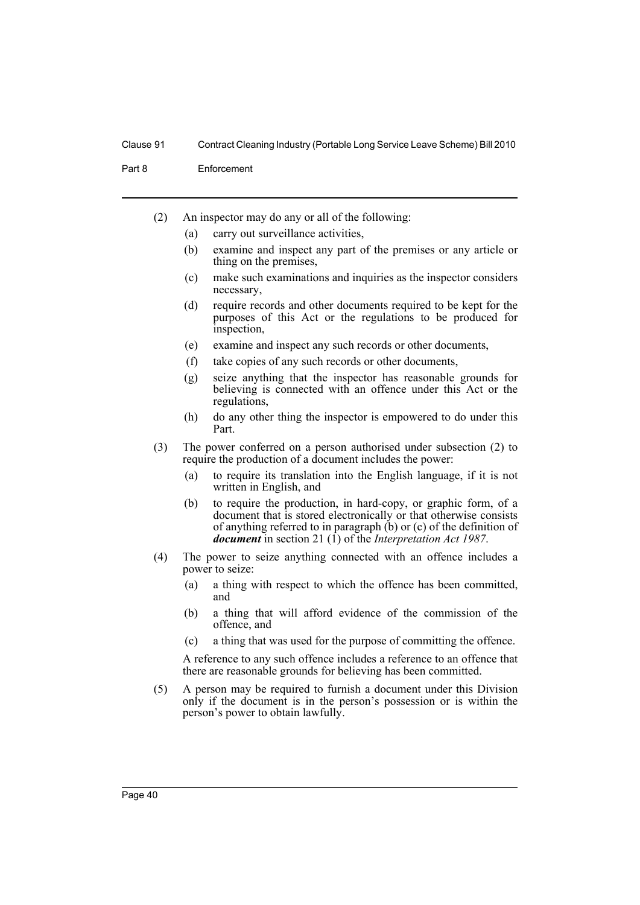(2) An inspector may do any or all of the following:

(a) carry out surveillance activities,

(b) examine and inspect any part of the premises or any article or thing on the premises,

(c) make such examinations and inquiries as the inspector considers necessary,

(d) require records and other documents required to be kept for the purposes of this Act or the regulations to be produced for inspection,

(e) examine and inspect any such records or other documents,

(f) take copies of any such records or other documents,

(g) seize anything that the inspector has reasonable grounds for believing is connected with an offence under this Act or the regulations,

(h) do any other thing the inspector is empowered to do under this Part.

(3) The power conferred on a person authorised under subsection (2) to require the production of a document includes the power:

(a) to require its translation into the English language, if it is not written in English, and

(b) to require the production, in hard-copy, or graphic form, of a document that is stored electronically or that otherwise consists of anything referred to in paragraph (b) or (c) of the definition of ***document*** in section 21 (1) of the *Interpretation Act 1987*.

(4) The power to seize anything connected with an offence includes a power to seize:

(a) a thing with respect to which the offence has been committed, and

(b) a thing that will afford evidence of the commission of the offence, and

(c) a thing that was used for the purpose of committing the offence.

A reference to any such offence includes a reference to an offence that there are reasonable grounds for believing has been committed.

(5) A person may be required to furnish a document under this Division only if the document is in the person's possession or is within the person's power to obtain lawfully.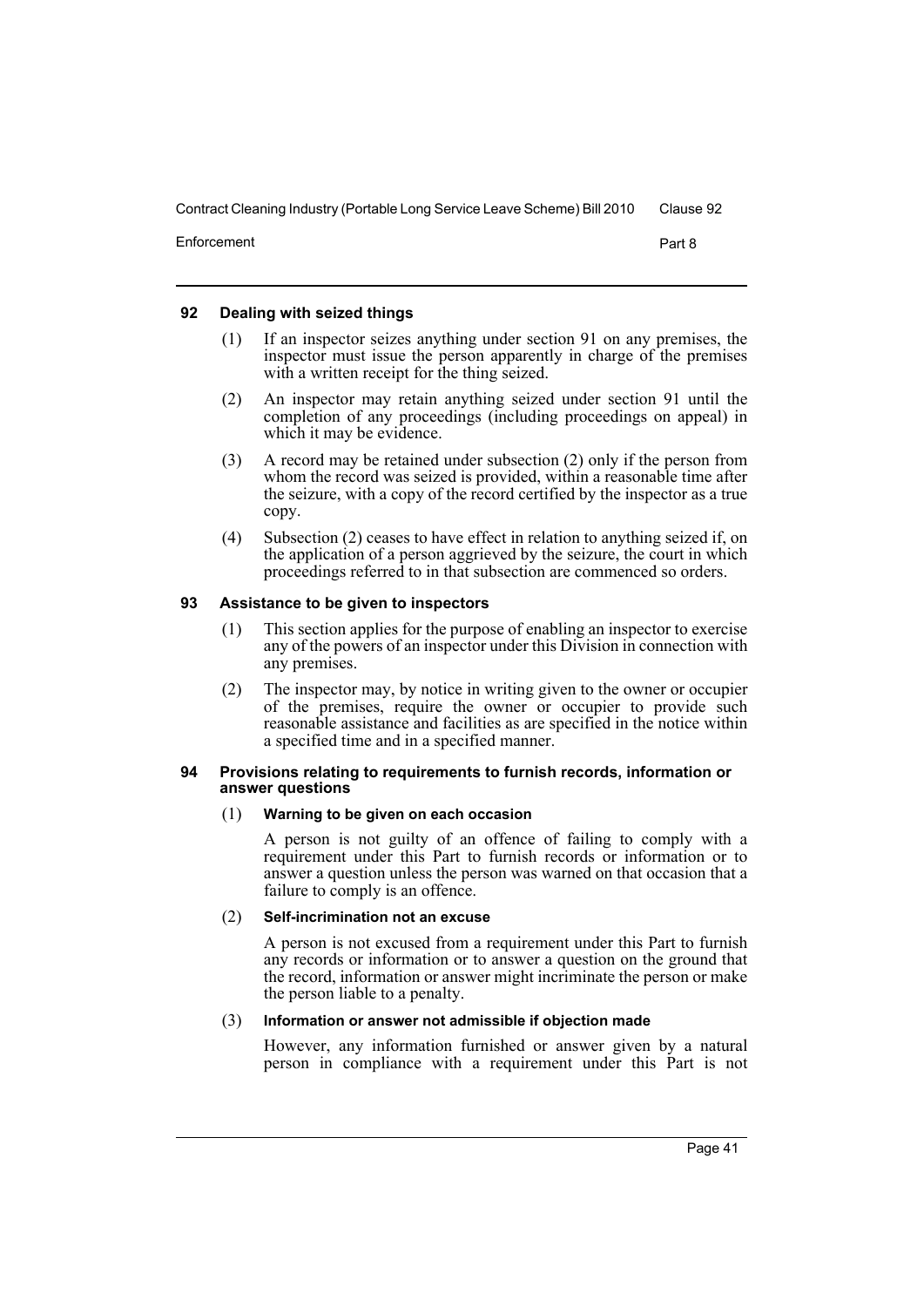### 92 Dealing with seized things

(1) If an inspector seizes anything under section 91 on any premises, the inspector must issue the person apparently in charge of the premises with a written receipt for the thing seized.

(2) An inspector may retain anything seized under section 91 until the completion of any proceedings (including proceedings on appeal) in which it may be evidence.

(3) A record may be retained under subsection (2) only if the person from whom the record was seized is provided, within a reasonable time after the seizure, with a copy of the record certified by the inspector as a true copy.

(4) Subsection (2) ceases to have effect in relation to anything seized if, on the application of a person aggrieved by the seizure, the court in which proceedings referred to in that subsection are commenced so orders.

### 93 Assistance to be given to inspectors

(1) This section applies for the purpose of enabling an inspector to exercise any of the powers of an inspector under this Division in connection with any premises.

(2) The inspector may, by notice in writing given to the owner or occupier of the premises, require the owner or occupier to provide such reasonable assistance and facilities as are specified in the notice within a specified time and in a specified manner.

### 94 Provisions relating to requirements to furnish records, information or answer questions

(1) **Warning to be given on each occasion**

A person is not guilty of an offence of failing to comply with a requirement under this Part to furnish records or information or to answer a question unless the person was warned on that occasion that a failure to comply is an offence.

(2) **Self-incrimination not an excuse**

A person is not excused from a requirement under this Part to furnish any records or information or to answer a question on the ground that the record, information or answer might incriminate the person or make the person liable to a penalty.

(3) **Information or answer not admissible if objection made**

However, any information furnished or answer given by a natural person in compliance with a requirement under this Part is not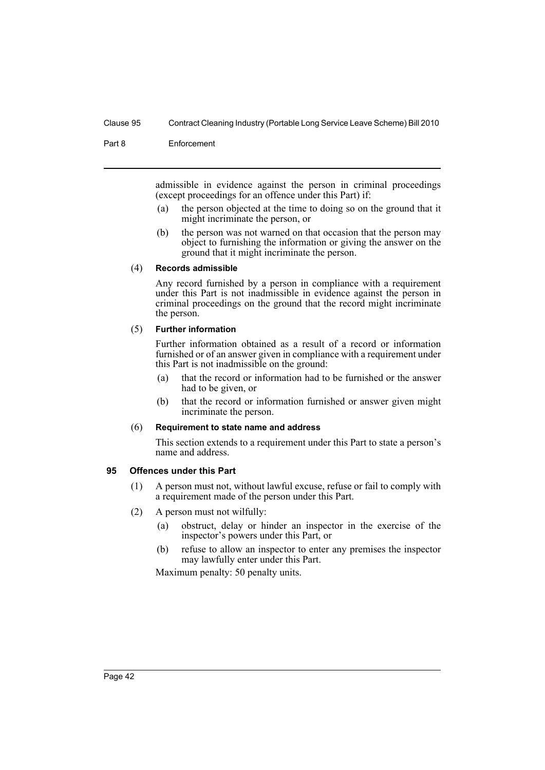admissible in evidence against the person in criminal proceedings (except proceedings for an offence under this Part) if:

(a) the person objected at the time to doing so on the ground that it might incriminate the person, or

(b) the person was not warned on that occasion that the person may object to furnishing the information or giving the answer on the ground that it might incriminate the person.

(4) **Records admissible**

Any record furnished by a person in compliance with a requirement under this Part is not inadmissible in evidence against the person in criminal proceedings on the ground that the record might incriminate the person.

(5) **Further information**

Further information obtained as a result of a record or information furnished or of an answer given in compliance with a requirement under this Part is not inadmissible on the ground:

(a) that the record or information had to be furnished or the answer had to be given, or

(b) that the record or information furnished or answer given might incriminate the person.

(6) **Requirement to state name and address**

This section extends to a requirement under this Part to state a person's name and address.

### 95 Offences under this Part

(1) A person must not, without lawful excuse, refuse or fail to comply with a requirement made of the person under this Part.

(2) A person must not wilfully:

(a) obstruct, delay or hinder an inspector in the exercise of the inspector's powers under this Part, or

(b) refuse to allow an inspector to enter any premises the inspector may lawfully enter under this Part.

Maximum penalty: 50 penalty units.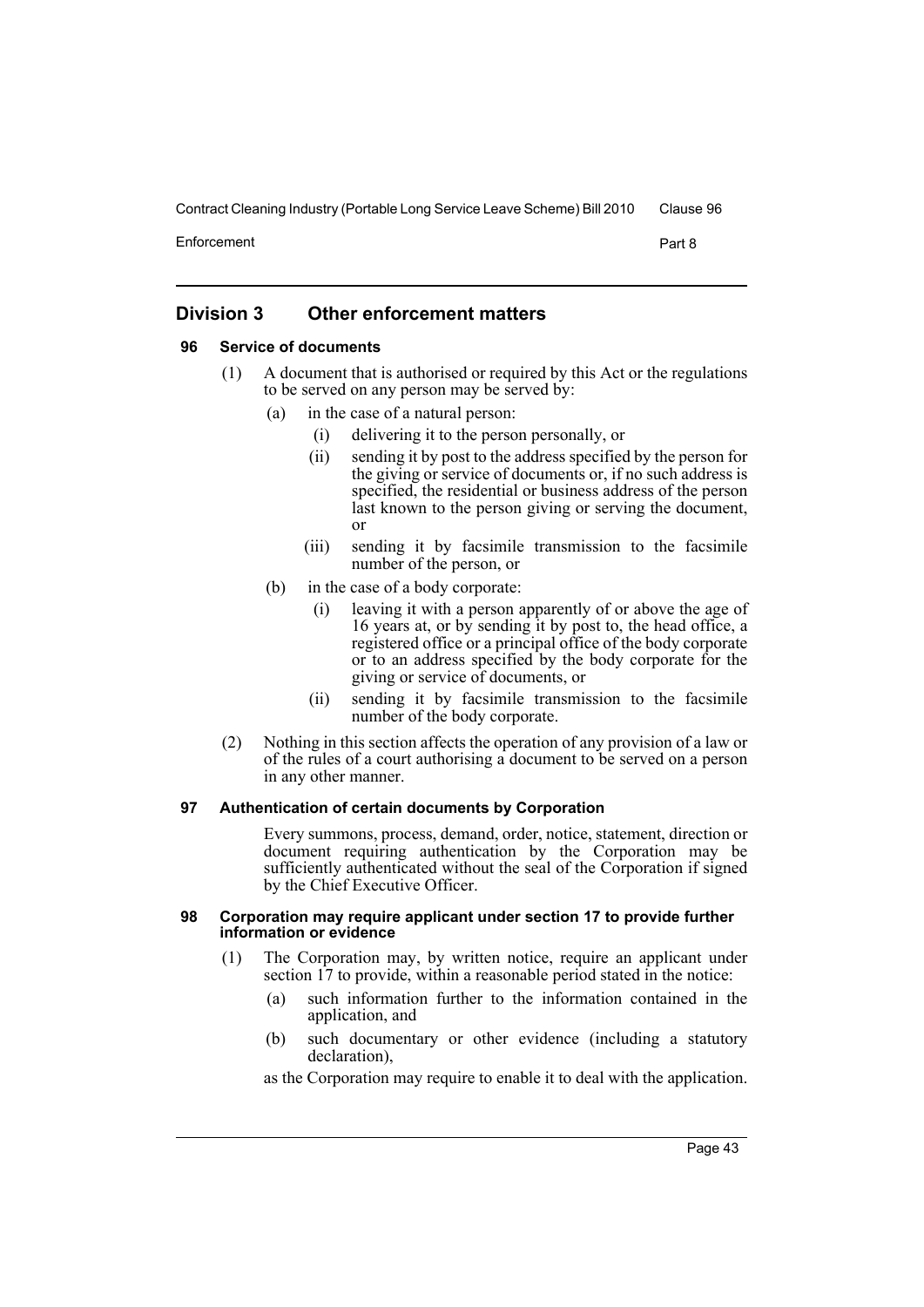## Division 3 Other enforcement matters

### 96 Service of documents

(1) A document that is authorised or required by this Act or the regulations to be served on any person may be served by:

  (a) in the case of a natural person:

    (i) delivering it to the person personally, or

    (ii) sending it by post to the address specified by the person for the giving or service of documents or, if no such address is specified, the residential or business address of the person last known to the person giving or serving the document, or

    (iii) sending it by facsimile transmission to the facsimile number of the person, or

  (b) in the case of a body corporate:

    (i) leaving it with a person apparently of or above the age of 16 years at, or by sending it by post to, the head office, a registered office or a principal office of the body corporate or to an address specified by the body corporate for the giving or service of documents, or

    (ii) sending it by facsimile transmission to the facsimile number of the body corporate.

(2) Nothing in this section affects the operation of any provision of a law or of the rules of a court authorising a document to be served on a person in any other manner.

### 97 Authentication of certain documents by Corporation

Every summons, process, demand, order, notice, statement, direction or document requiring authentication by the Corporation may be sufficiently authenticated without the seal of the Corporation if signed by the Chief Executive Officer.

### 98 Corporation may require applicant under section 17 to provide further information or evidence

(1) The Corporation may, by written notice, require an applicant under section 17 to provide, within a reasonable period stated in the notice:

  (a) such information further to the information contained in the application, and

  (b) such documentary or other evidence (including a statutory declaration),

as the Corporation may require to enable it to deal with the application.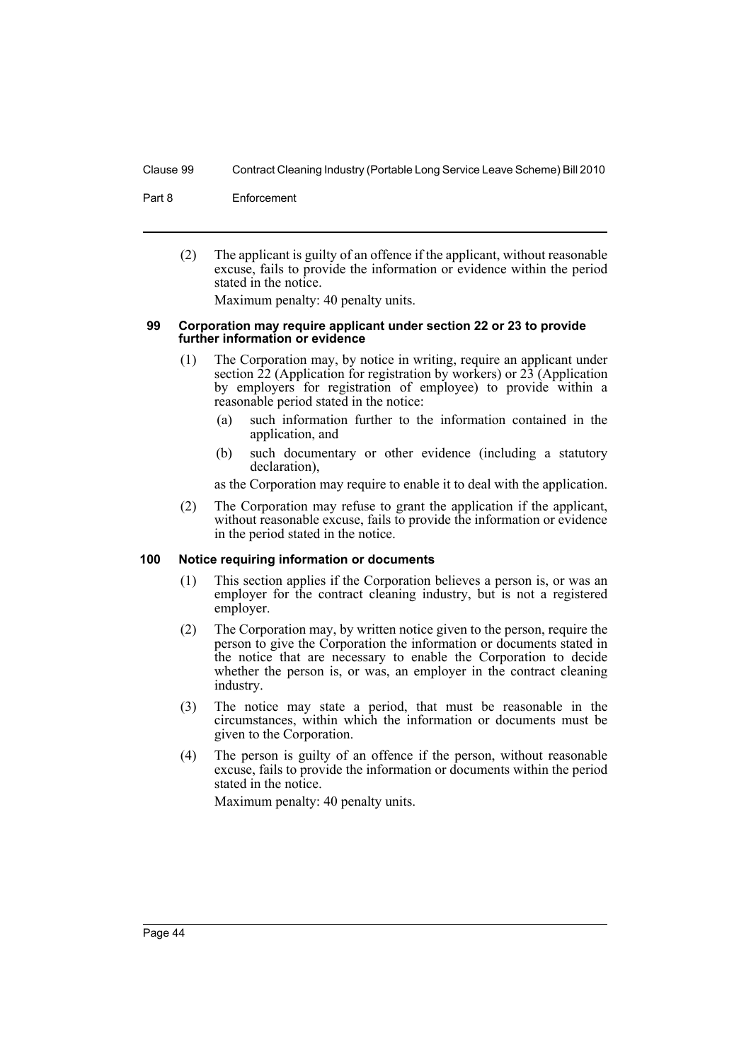(2) The applicant is guilty of an offence if the applicant, without reasonable excuse, fails to provide the information or evidence within the period stated in the notice.

Maximum penalty: 40 penalty units.

### 99 Corporation may require applicant under section 22 or 23 to provide further information or evidence

(1) The Corporation may, by notice in writing, require an applicant under section 22 (Application for registration by workers) or 23 (Application by employers for registration of employee) to provide within a reasonable period stated in the notice:

(a) such information further to the information contained in the application, and

(b) such documentary or other evidence (including a statutory declaration),

as the Corporation may require to enable it to deal with the application.

(2) The Corporation may refuse to grant the application if the applicant, without reasonable excuse, fails to provide the information or evidence in the period stated in the notice.

### 100 Notice requiring information or documents

(1) This section applies if the Corporation believes a person is, or was an employer for the contract cleaning industry, but is not a registered employer.

(2) The Corporation may, by written notice given to the person, require the person to give the Corporation the information or documents stated in the notice that are necessary to enable the Corporation to decide whether the person is, or was, an employer in the contract cleaning industry.

(3) The notice may state a period, that must be reasonable in the circumstances, within which the information or documents must be given to the Corporation.

(4) The person is guilty of an offence if the person, without reasonable excuse, fails to provide the information or documents within the period stated in the notice.

Maximum penalty: 40 penalty units.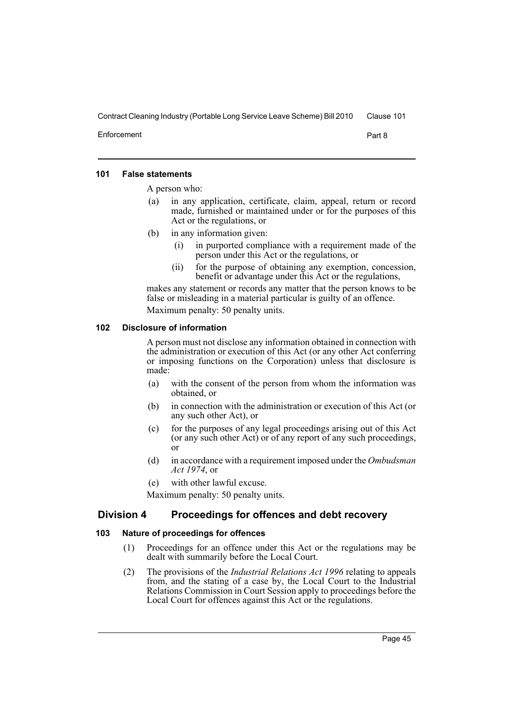#### 101 False statements

A person who:

(a) in any application, certificate, claim, appeal, return or record made, furnished or maintained under or for the purposes of this Act or the regulations, or

(b) in any information given:

  (i) in purported compliance with a requirement made of the person under this Act or the regulations, or

  (ii) for the purpose of obtaining any exemption, concession, benefit or advantage under this Act or the regulations,

makes any statement or records any matter that the person knows to be false or misleading in a material particular is guilty of an offence.

Maximum penalty: 50 penalty units.

#### 102 Disclosure of information

A person must not disclose any information obtained in connection with the administration or execution of this Act (or any other Act conferring or imposing functions on the Corporation) unless that disclosure is made:

(a) with the consent of the person from whom the information was obtained, or

(b) in connection with the administration or execution of this Act (or any such other Act), or

(c) for the purposes of any legal proceedings arising out of this Act (or any such other Act) or of any report of any such proceedings, or

(d) in accordance with a requirement imposed under the *Ombudsman Act 1974*, or

(e) with other lawful excuse.

Maximum penalty: 50 penalty units.

### Division 4 Proceedings for offences and debt recovery

#### 103 Nature of proceedings for offences

(1) Proceedings for an offence under this Act or the regulations may be dealt with summarily before the Local Court.

(2) The provisions of the *Industrial Relations Act 1996* relating to appeals from, and the stating of a case by, the Local Court to the Industrial Relations Commission in Court Session apply to proceedings before the Local Court for offences against this Act or the regulations.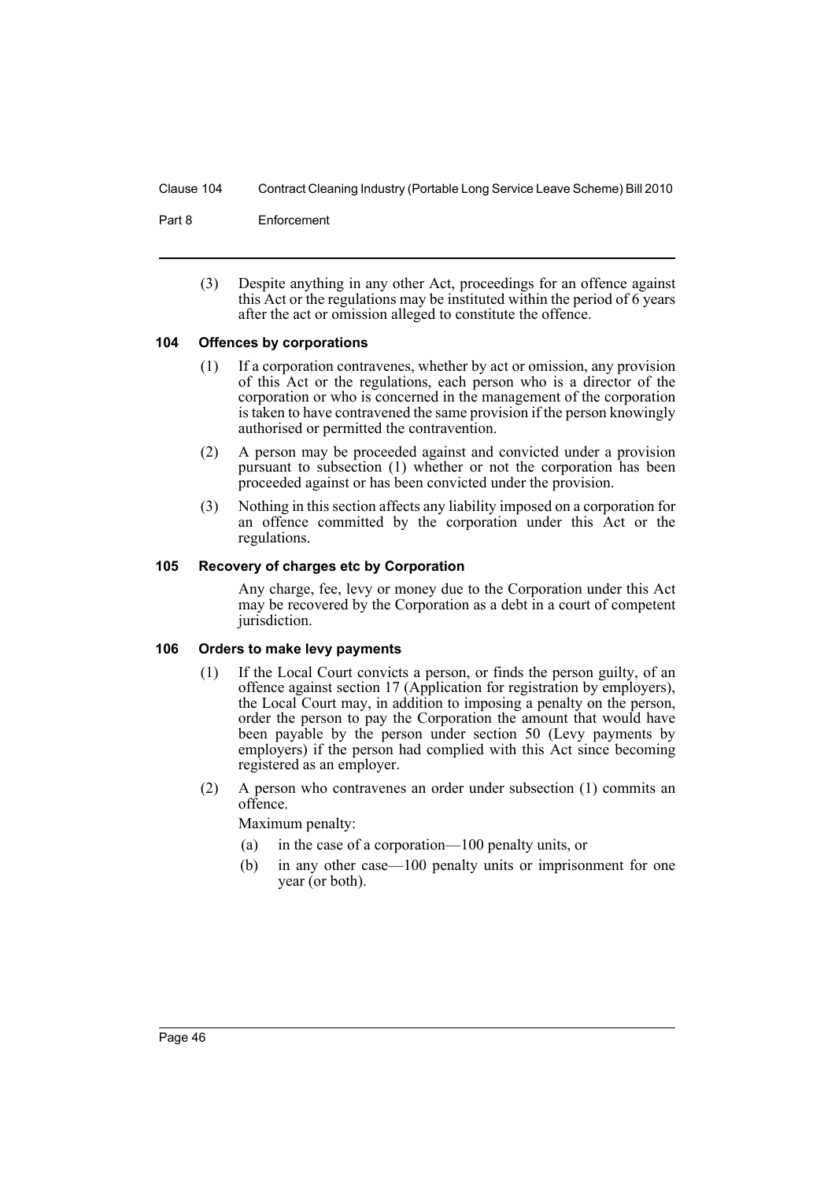(3) Despite anything in any other Act, proceedings for an offence against this Act or the regulations may be instituted within the period of 6 years after the act or omission alleged to constitute the offence.

#### 104 Offences by corporations

(1) If a corporation contravenes, whether by act or omission, any provision of this Act or the regulations, each person who is a director of the corporation or who is concerned in the management of the corporation is taken to have contravened the same provision if the person knowingly authorised or permitted the contravention.

(2) A person may be proceeded against and convicted under a provision pursuant to subsection (1) whether or not the corporation has been proceeded against or has been convicted under the provision.

(3) Nothing in this section affects any liability imposed on a corporation for an offence committed by the corporation under this Act or the regulations.

#### 105 Recovery of charges etc by Corporation

Any charge, fee, levy or money due to the Corporation under this Act may be recovered by the Corporation as a debt in a court of competent jurisdiction.

#### 106 Orders to make levy payments

(1) If the Local Court convicts a person, or finds the person guilty, of an offence against section 17 (Application for registration by employers), the Local Court may, in addition to imposing a penalty on the person, order the person to pay the Corporation the amount that would have been payable by the person under section 50 (Levy payments by employers) if the person had complied with this Act since becoming registered as an employer.

(2) A person who contravenes an order under subsection (1) commits an offence.

Maximum penalty:

(a) in the case of a corporation—100 penalty units, or

(b) in any other case—100 penalty units or imprisonment for one year (or both).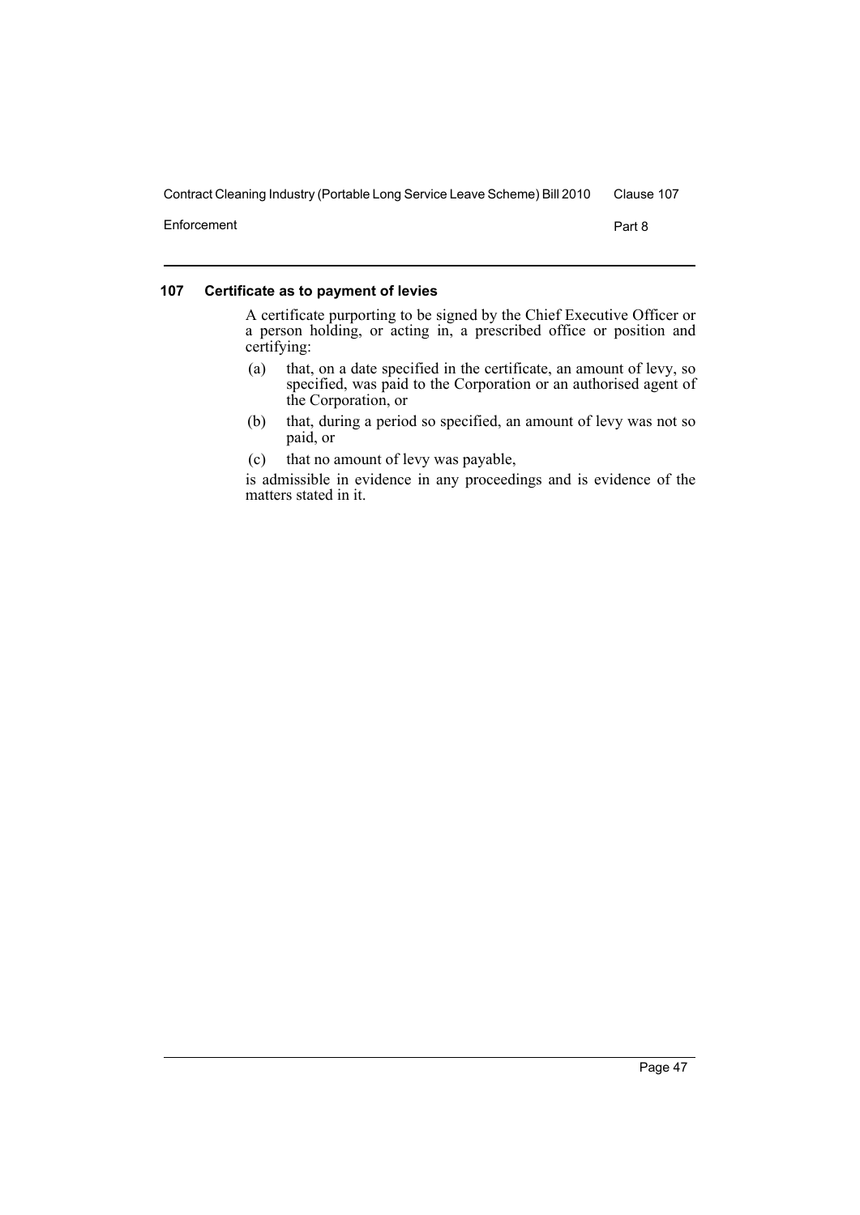## 107 Certificate as to payment of levies

A certificate purporting to be signed by the Chief Executive Officer or a person holding, or acting in, a prescribed office or position and certifying:

(a) that, on a date specified in the certificate, an amount of levy, so specified, was paid to the Corporation or an authorised agent of the Corporation, or

(b) that, during a period so specified, an amount of levy was not so paid, or

(c) that no amount of levy was payable,

is admissible in evidence in any proceedings and is evidence of the matters stated in it.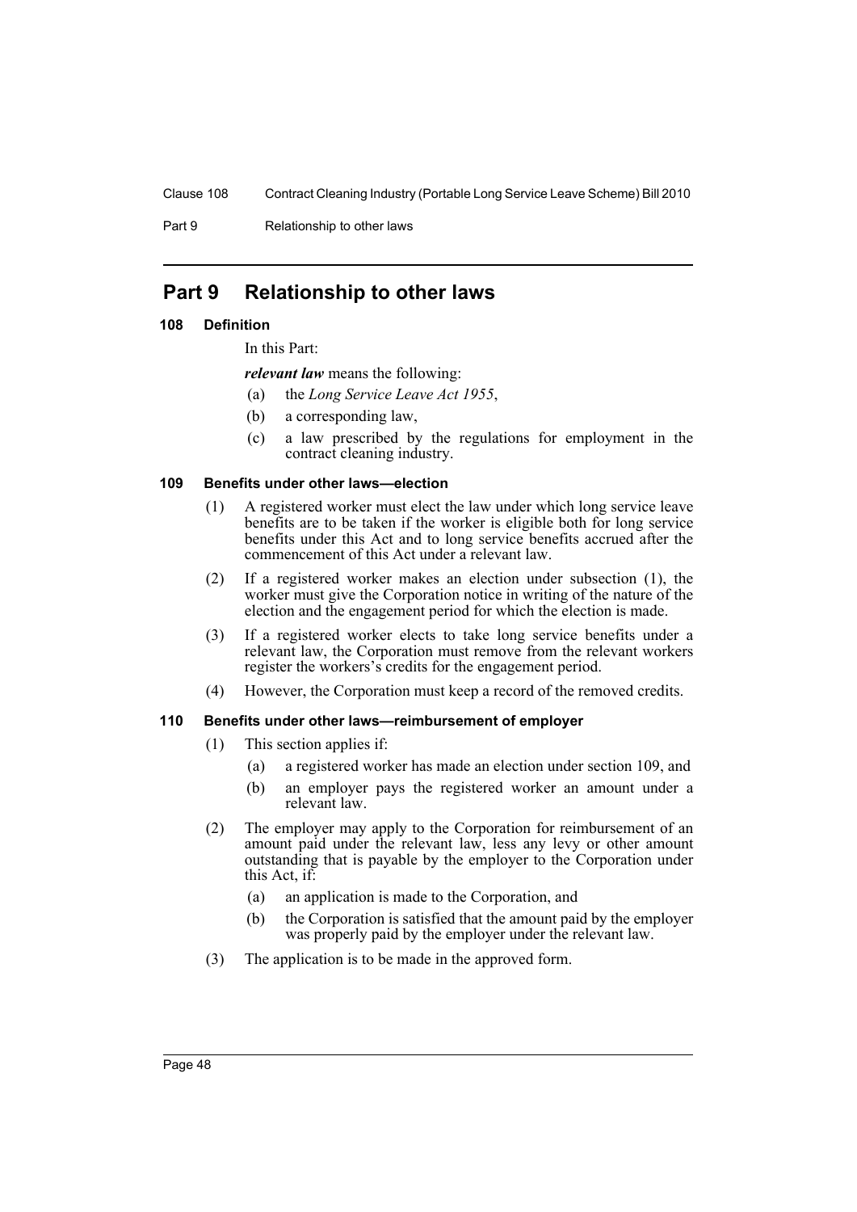# Part 9 Relationship to other laws

## 108 Definition

In this Part:

***relevant law*** means the following:

(a) the *Long Service Leave Act 1955*,

(b) a corresponding law,

(c) a law prescribed by the regulations for employment in the contract cleaning industry.

## 109 Benefits under other laws—election

(1) A registered worker must elect the law under which long service leave benefits are to be taken if the worker is eligible both for long service benefits under this Act and to long service benefits accrued after the commencement of this Act under a relevant law.

(2) If a registered worker makes an election under subsection (1), the worker must give the Corporation notice in writing of the nature of the election and the engagement period for which the election is made.

(3) If a registered worker elects to take long service benefits under a relevant law, the Corporation must remove from the relevant workers register the workers's credits for the engagement period.

(4) However, the Corporation must keep a record of the removed credits.

## 110 Benefits under other laws—reimbursement of employer

(1) This section applies if:

(a) a registered worker has made an election under section 109, and

(b) an employer pays the registered worker an amount under a relevant law.

(2) The employer may apply to the Corporation for reimbursement of an amount paid under the relevant law, less any levy or other amount outstanding that is payable by the employer to the Corporation under this Act, if:

(a) an application is made to the Corporation, and

(b) the Corporation is satisfied that the amount paid by the employer was properly paid by the employer under the relevant law.

(3) The application is to be made in the approved form.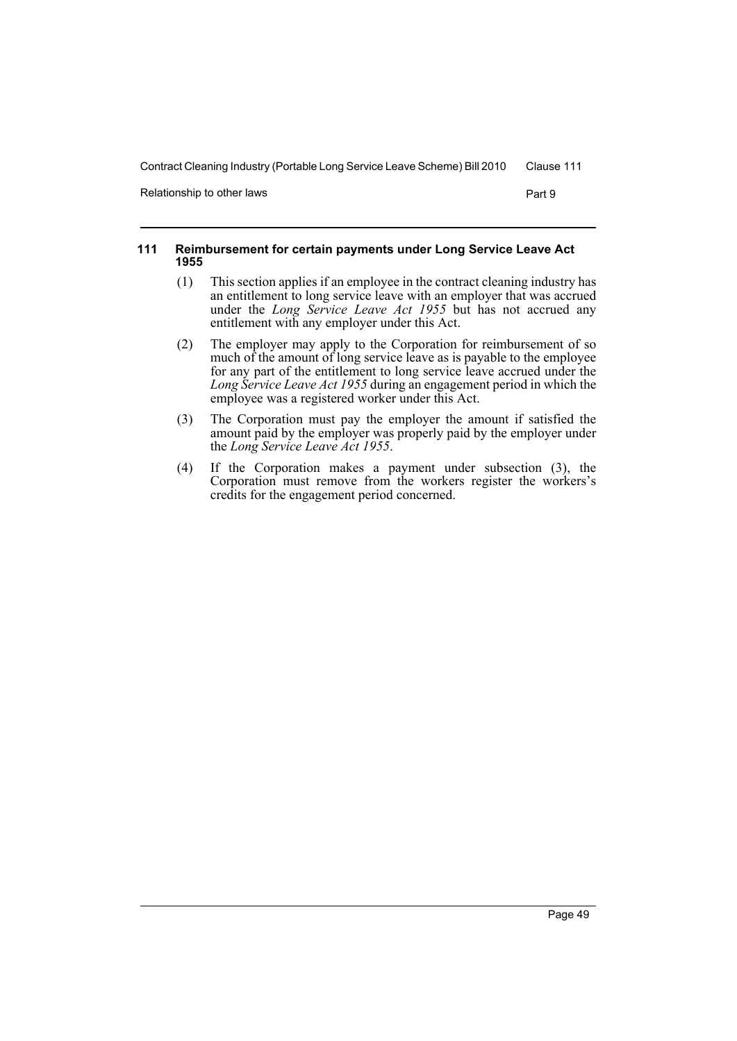#### 111 Reimbursement for certain payments under Long Service Leave Act 1955

(1) This section applies if an employee in the contract cleaning industry has an entitlement to long service leave with an employer that was accrued under the *Long Service Leave Act 1955* but has not accrued any entitlement with any employer under this Act.

(2) The employer may apply to the Corporation for reimbursement of so much of the amount of long service leave as is payable to the employee for any part of the entitlement to long service leave accrued under the *Long Service Leave Act 1955* during an engagement period in which the employee was a registered worker under this Act.

(3) The Corporation must pay the employer the amount if satisfied the amount paid by the employer was properly paid by the employer under the *Long Service Leave Act 1955*.

(4) If the Corporation makes a payment under subsection (3), the Corporation must remove from the workers register the workers's credits for the engagement period concerned.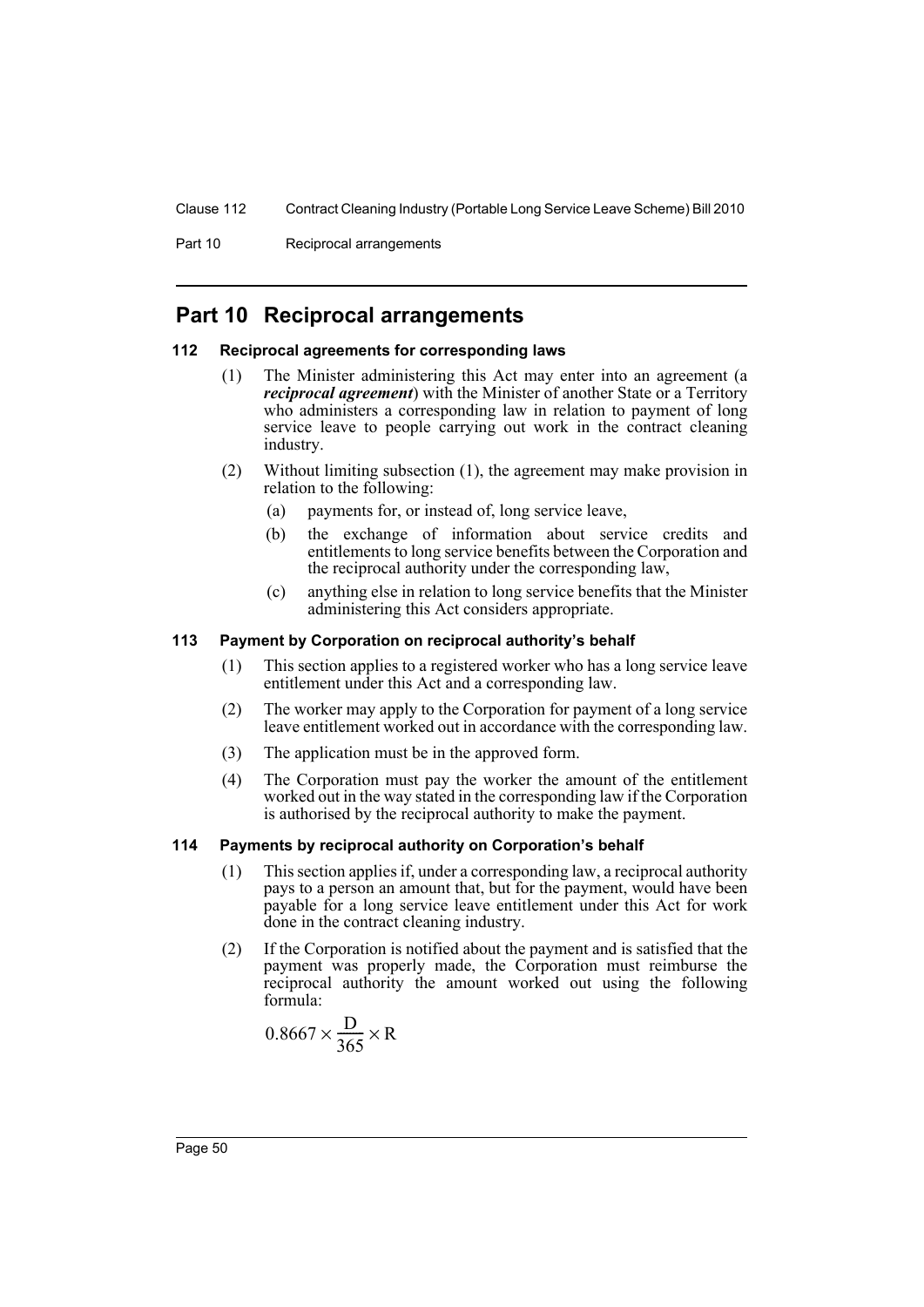# Part 10 Reciprocal arrangements

### 112 Reciprocal agreements for corresponding laws

(1) The Minister administering this Act may enter into an agreement (a ***reciprocal agreement***) with the Minister of another State or a Territory who administers a corresponding law in relation to payment of long service leave to people carrying out work in the contract cleaning industry.

(2) Without limiting subsection (1), the agreement may make provision in relation to the following:

(a) payments for, or instead of, long service leave,

(b) the exchange of information about service credits and entitlements to long service benefits between the Corporation and the reciprocal authority under the corresponding law,

(c) anything else in relation to long service benefits that the Minister administering this Act considers appropriate.

### 113 Payment by Corporation on reciprocal authority's behalf

(1) This section applies to a registered worker who has a long service leave entitlement under this Act and a corresponding law.

(2) The worker may apply to the Corporation for payment of a long service leave entitlement worked out in accordance with the corresponding law.

(3) The application must be in the approved form.

(4) The Corporation must pay the worker the amount of the entitlement worked out in the way stated in the corresponding law if the Corporation is authorised by the reciprocal authority to make the payment.

### 114 Payments by reciprocal authority on Corporation's behalf

(1) This section applies if, under a corresponding law, a reciprocal authority pays to a person an amount that, but for the payment, would have been payable for a long service leave entitlement under this Act for work done in the contract cleaning industry.

(2) If the Corporation is notified about the payment and is satisfied that the payment was properly made, the Corporation must reimburse the reciprocal authority the amount worked out using the following formula:

$$0.8667 \times \frac{D}{365} \times R$$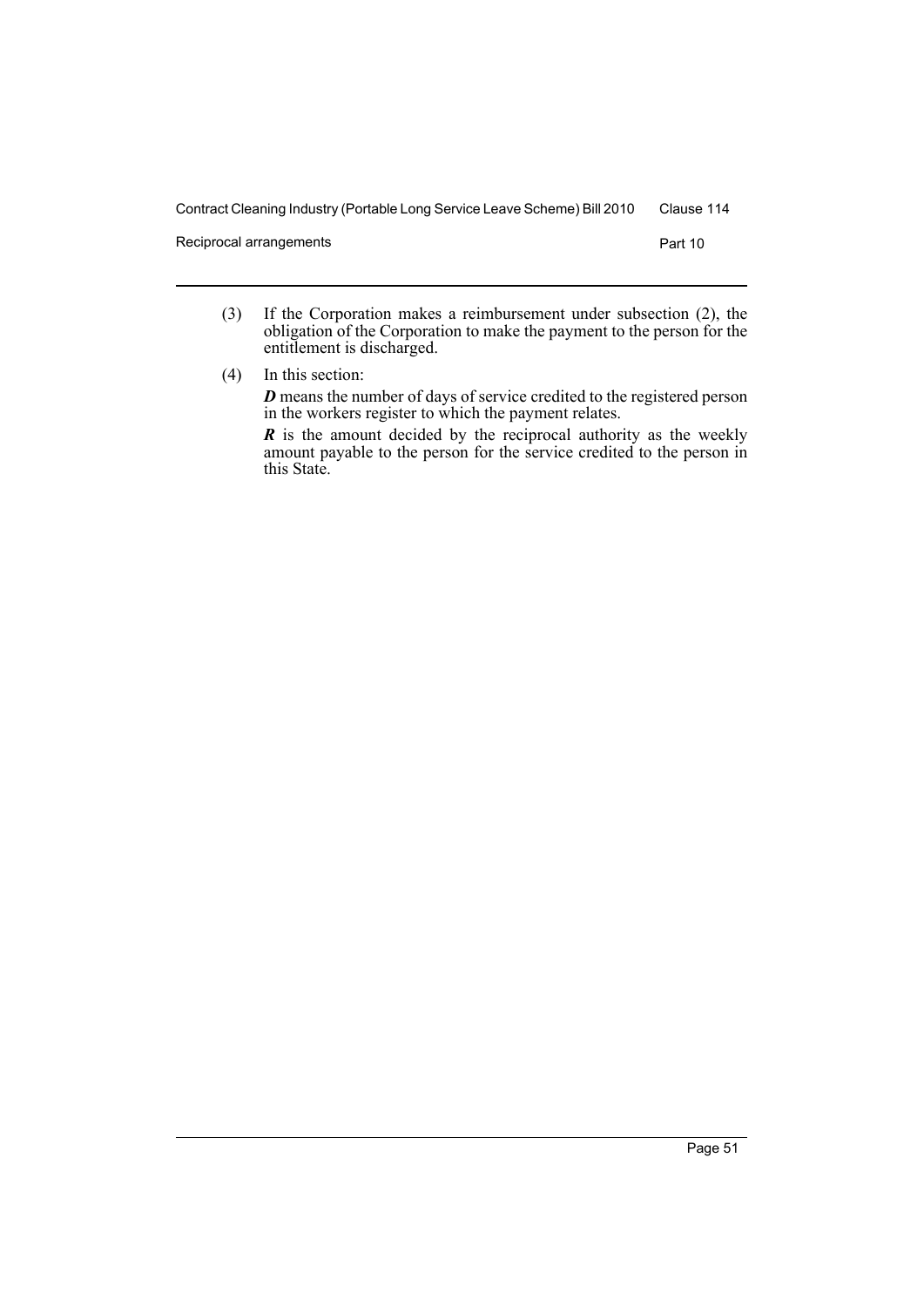(3) If the Corporation makes a reimbursement under subsection (2), the obligation of the Corporation to make the payment to the person for the entitlement is discharged.

(4) In this section:

***D*** means the number of days of service credited to the registered person in the workers register to which the payment relates.

***R*** is the amount decided by the reciprocal authority as the weekly amount payable to the person for the service credited to the person in this State.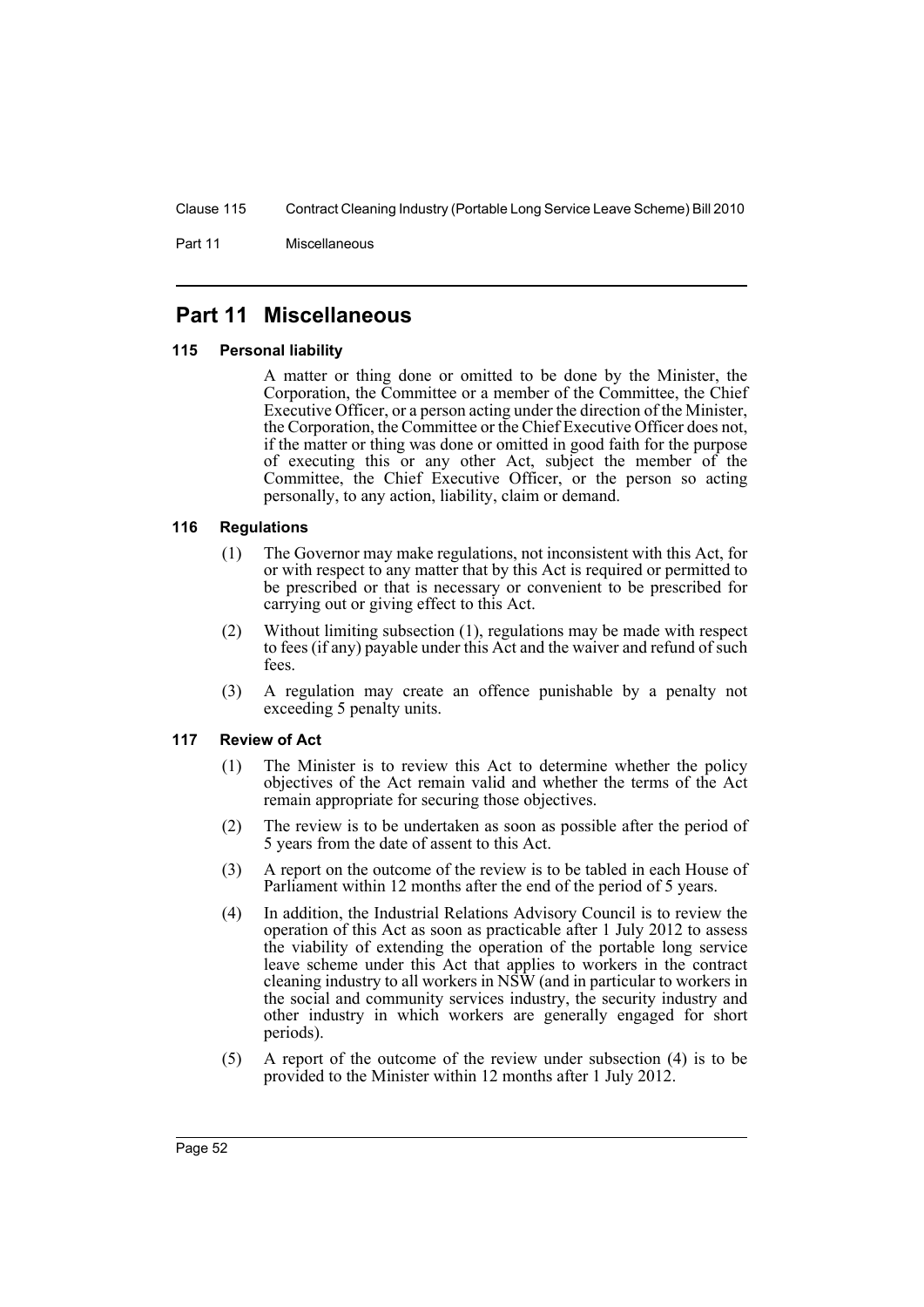## Part 11 Miscellaneous

### 115 Personal liability

A matter or thing done or omitted to be done by the Minister, the Corporation, the Committee or a member of the Committee, the Chief Executive Officer, or a person acting under the direction of the Minister, the Corporation, the Committee or the Chief Executive Officer does not, if the matter or thing was done or omitted in good faith for the purpose of executing this or any other Act, subject the member of the Committee, the Chief Executive Officer, or the person so acting personally, to any action, liability, claim or demand.

### 116 Regulations

(1) The Governor may make regulations, not inconsistent with this Act, for or with respect to any matter that by this Act is required or permitted to be prescribed or that is necessary or convenient to be prescribed for carrying out or giving effect to this Act.

(2) Without limiting subsection (1), regulations may be made with respect to fees (if any) payable under this Act and the waiver and refund of such fees.

(3) A regulation may create an offence punishable by a penalty not exceeding 5 penalty units.

### 117 Review of Act

(1) The Minister is to review this Act to determine whether the policy objectives of the Act remain valid and whether the terms of the Act remain appropriate for securing those objectives.

(2) The review is to be undertaken as soon as possible after the period of 5 years from the date of assent to this Act.

(3) A report on the outcome of the review is to be tabled in each House of Parliament within 12 months after the end of the period of 5 years.

(4) In addition, the Industrial Relations Advisory Council is to review the operation of this Act as soon as practicable after 1 July 2012 to assess the viability of extending the operation of the portable long service leave scheme under this Act that applies to workers in the contract cleaning industry to all workers in NSW (and in particular to workers in the social and community services industry, the security industry and other industry in which workers are generally engaged for short periods).

(5) A report of the outcome of the review under subsection (4) is to be provided to the Minister within 12 months after 1 July 2012.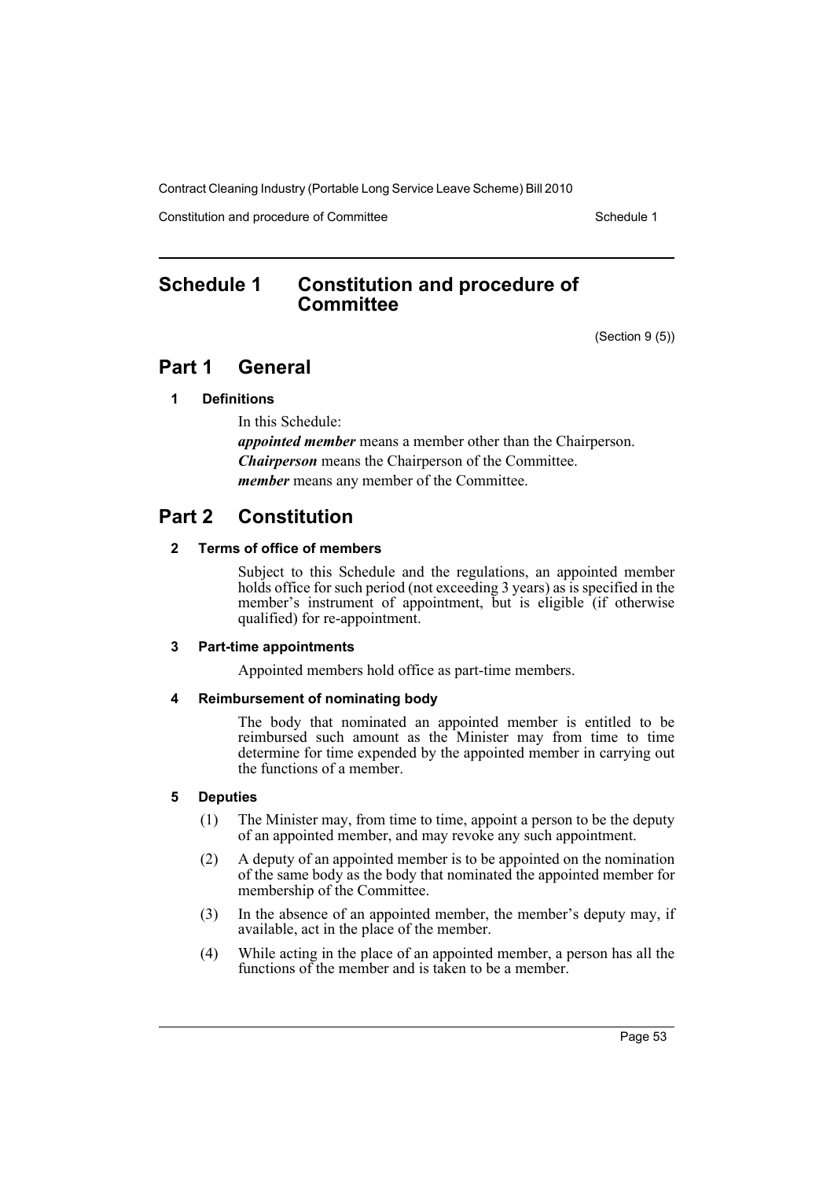# Schedule 1 Constitution and procedure of Committee

(Section 9 (5))

## Part 1 General

### 1 Definitions

In this Schedule:

***appointed member*** means a member other than the Chairperson.

***Chairperson*** means the Chairperson of the Committee.

***member*** means any member of the Committee.

## Part 2 Constitution

### 2 Terms of office of members

Subject to this Schedule and the regulations, an appointed member holds office for such period (not exceeding 3 years) as is specified in the member's instrument of appointment, but is eligible (if otherwise qualified) for re-appointment.

### 3 Part-time appointments

Appointed members hold office as part-time members.

### 4 Reimbursement of nominating body

The body that nominated an appointed member is entitled to be reimbursed such amount as the Minister may from time to time determine for time expended by the appointed member in carrying out the functions of a member.

### 5 Deputies

(1) The Minister may, from time to time, appoint a person to be the deputy of an appointed member, and may revoke any such appointment.

(2) A deputy of an appointed member is to be appointed on the nomination of the same body as the body that nominated the appointed member for membership of the Committee.

(3) In the absence of an appointed member, the member's deputy may, if available, act in the place of the member.

(4) While acting in the place of an appointed member, a person has all the functions of the member and is taken to be a member.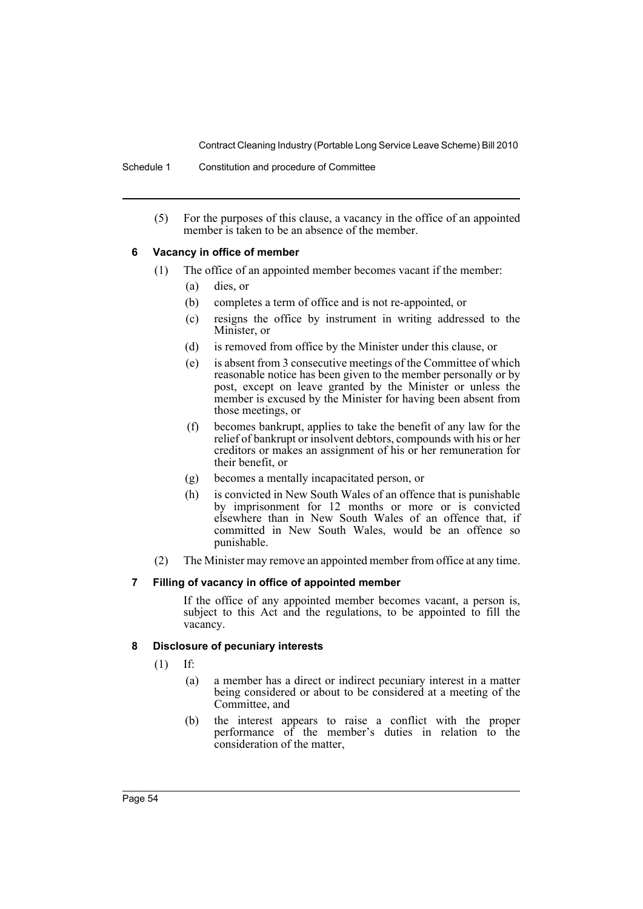(5) For the purposes of this clause, a vacancy in the office of an appointed member is taken to be an absence of the member.

### 6 Vacancy in office of member

(1) The office of an appointed member becomes vacant if the member:

- (a) dies, or
- (b) completes a term of office and is not re-appointed, or
- (c) resigns the office by instrument in writing addressed to the Minister, or
- (d) is removed from office by the Minister under this clause, or
- (e) is absent from 3 consecutive meetings of the Committee of which reasonable notice has been given to the member personally or by post, except on leave granted by the Minister or unless the member is excused by the Minister for having been absent from those meetings, or
- (f) becomes bankrupt, applies to take the benefit of any law for the relief of bankrupt or insolvent debtors, compounds with his or her creditors or makes an assignment of his or her remuneration for their benefit, or
- (g) becomes a mentally incapacitated person, or
- (h) is convicted in New South Wales of an offence that is punishable by imprisonment for 12 months or more or is convicted elsewhere than in New South Wales of an offence that, if committed in New South Wales, would be an offence so punishable.

(2) The Minister may remove an appointed member from office at any time.

### 7 Filling of vacancy in office of appointed member

If the office of any appointed member becomes vacant, a person is, subject to this Act and the regulations, to be appointed to fill the vacancy.

### 8 Disclosure of pecuniary interests

(1) If:

- (a) a member has a direct or indirect pecuniary interest in a matter being considered or about to be considered at a meeting of the Committee, and
- (b) the interest appears to raise a conflict with the proper performance of the member's duties in relation to the consideration of the matter,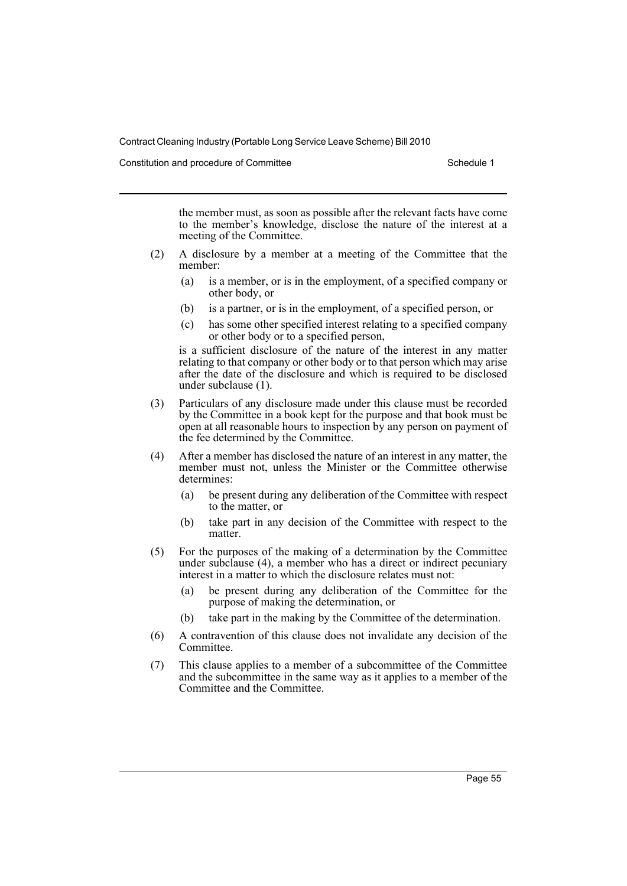the member must, as soon as possible after the relevant facts have come to the member's knowledge, disclose the nature of the interest at a meeting of the Committee.

(2) A disclosure by a member at a meeting of the Committee that the member:

- (a) is a member, or is in the employment, of a specified company or other body, or
- (b) is a partner, or is in the employment, of a specified person, or
- (c) has some other specified interest relating to a specified company or other body or to a specified person,

is a sufficient disclosure of the nature of the interest in any matter relating to that company or other body or to that person which may arise after the date of the disclosure and which is required to be disclosed under subclause (1).

(3) Particulars of any disclosure made under this clause must be recorded by the Committee in a book kept for the purpose and that book must be open at all reasonable hours to inspection by any person on payment of the fee determined by the Committee.

(4) After a member has disclosed the nature of an interest in any matter, the member must not, unless the Minister or the Committee otherwise determines:

- (a) be present during any deliberation of the Committee with respect to the matter, or
- (b) take part in any decision of the Committee with respect to the matter.

(5) For the purposes of the making of a determination by the Committee under subclause (4), a member who has a direct or indirect pecuniary interest in a matter to which the disclosure relates must not:

- (a) be present during any deliberation of the Committee for the purpose of making the determination, or
- (b) take part in the making by the Committee of the determination.

(6) A contravention of this clause does not invalidate any decision of the Committee.

(7) This clause applies to a member of a subcommittee of the Committee and the subcommittee in the same way as it applies to a member of the Committee and the Committee.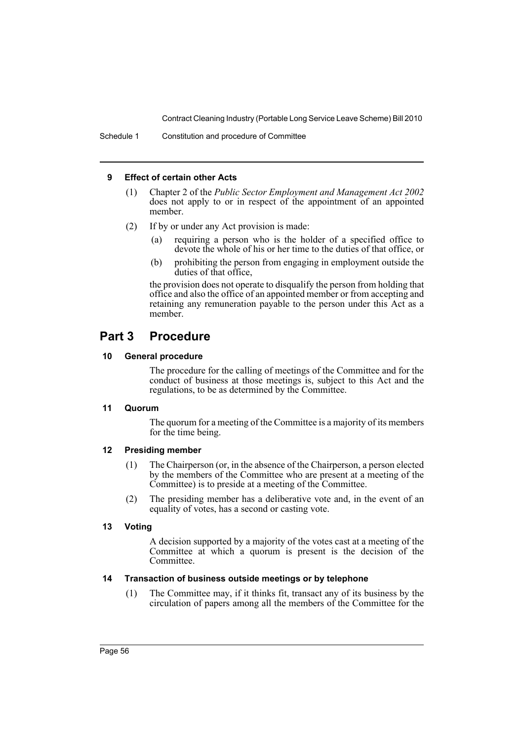**9 Effect of certain other Acts**

(1) Chapter 2 of the *Public Sector Employment and Management Act 2002* does not apply to or in respect of the appointment of an appointed member.

(2) If by or under any Act provision is made:

(a) requiring a person who is the holder of a specified office to devote the whole of his or her time to the duties of that office, or

(b) prohibiting the person from engaging in employment outside the duties of that office,

the provision does not operate to disqualify the person from holding that office and also the office of an appointed member or from accepting and retaining any remuneration payable to the person under this Act as a member.

## Part 3 Procedure

**10 General procedure**

The procedure for the calling of meetings of the Committee and for the conduct of business at those meetings is, subject to this Act and the regulations, to be as determined by the Committee.

**11 Quorum**

The quorum for a meeting of the Committee is a majority of its members for the time being.

**12 Presiding member**

(1) The Chairperson (or, in the absence of the Chairperson, a person elected by the members of the Committee who are present at a meeting of the Committee) is to preside at a meeting of the Committee.

(2) The presiding member has a deliberative vote and, in the event of an equality of votes, has a second or casting vote.

**13 Voting**

A decision supported by a majority of the votes cast at a meeting of the Committee at which a quorum is present is the decision of the Committee.

**14 Transaction of business outside meetings or by telephone**

(1) The Committee may, if it thinks fit, transact any of its business by the circulation of papers among all the members of the Committee for the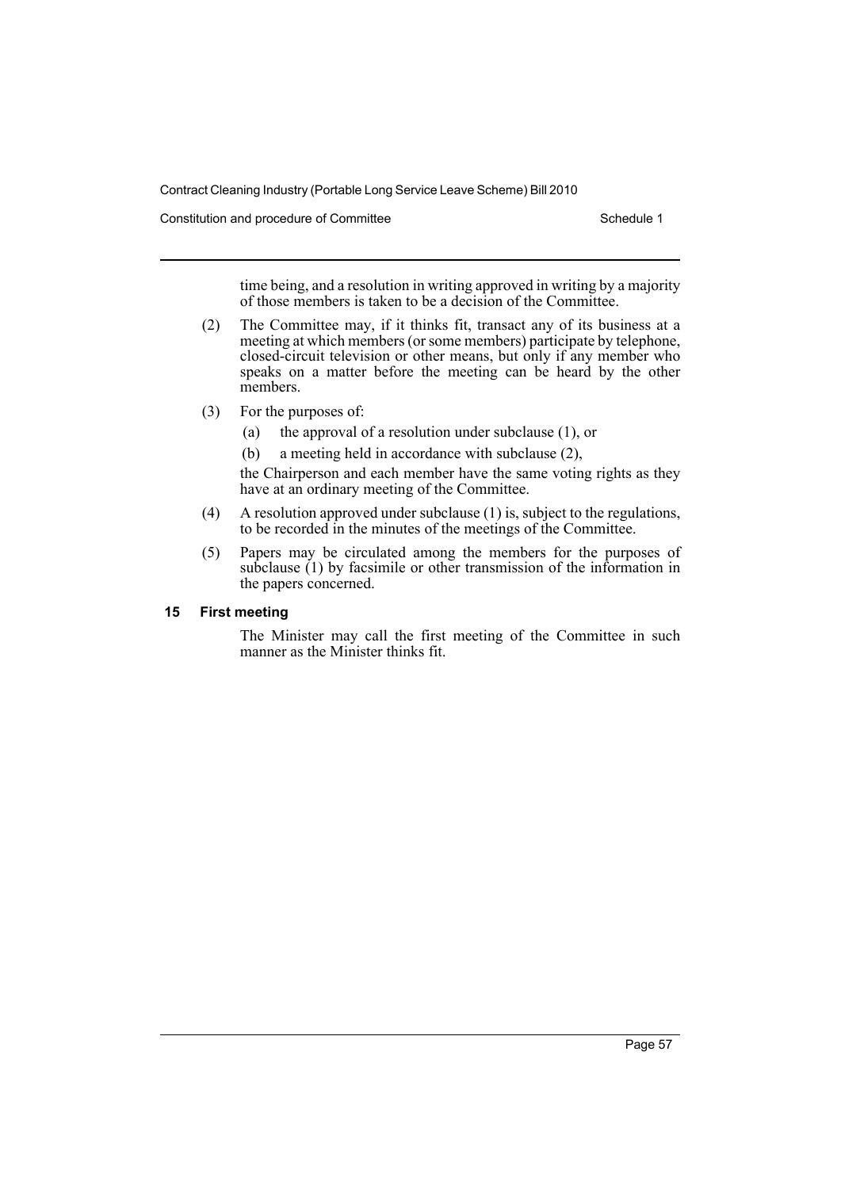time being, and a resolution in writing approved in writing by a majority of those members is taken to be a decision of the Committee.

(2) The Committee may, if it thinks fit, transact any of its business at a meeting at which members (or some members) participate by telephone, closed-circuit television or other means, but only if any member who speaks on a matter before the meeting can be heard by the other members.

(3) For the purposes of:

- (a) the approval of a resolution under subclause (1), or
- (b) a meeting held in accordance with subclause (2),

the Chairperson and each member have the same voting rights as they have at an ordinary meeting of the Committee.

(4) A resolution approved under subclause (1) is, subject to the regulations, to be recorded in the minutes of the meetings of the Committee.

(5) Papers may be circulated among the members for the purposes of subclause (1) by facsimile or other transmission of the information in the papers concerned.

### 15 First meeting

The Minister may call the first meeting of the Committee in such manner as the Minister thinks fit.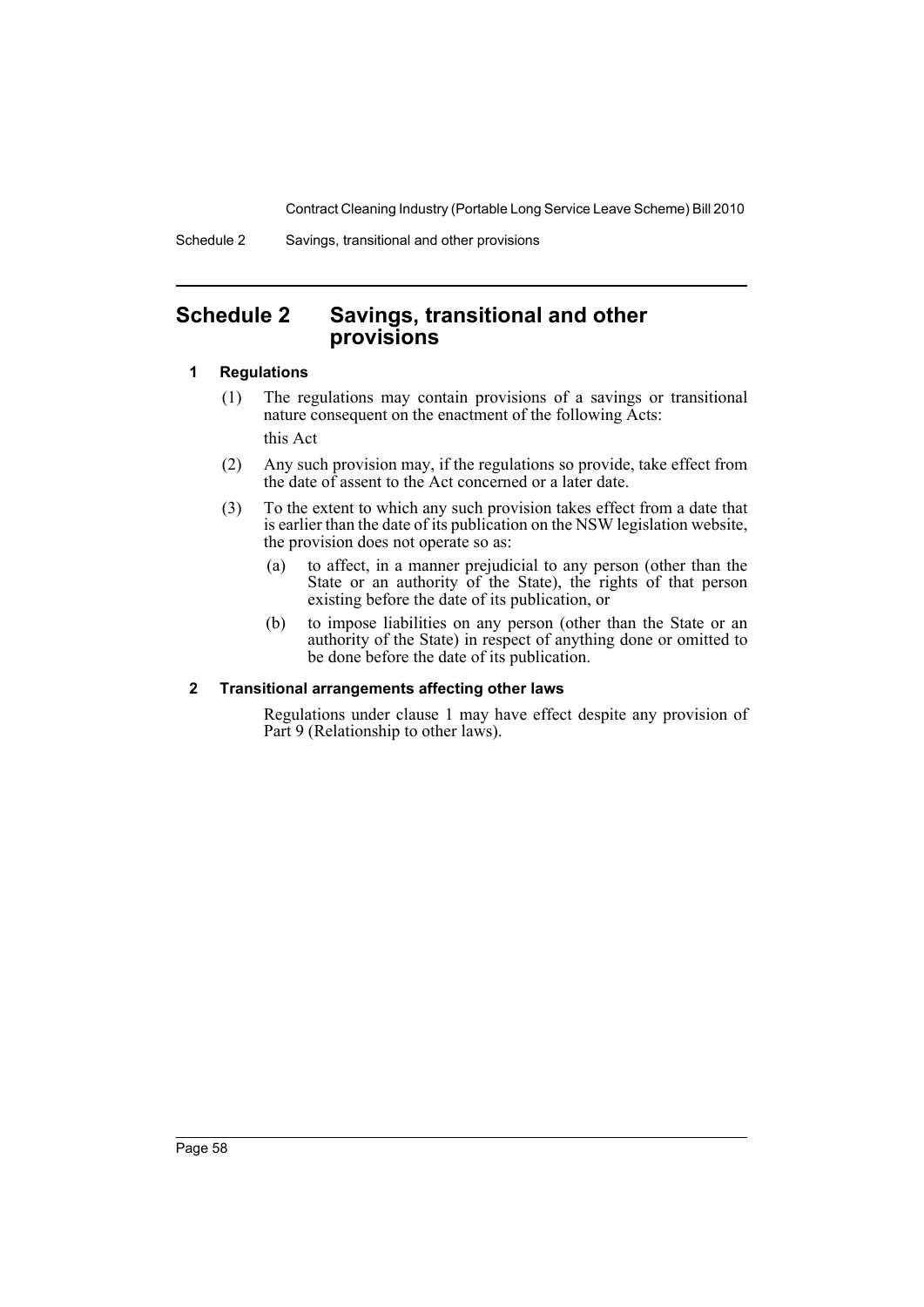# Schedule 2 Savings, transitional and other provisions

## 1 Regulations

(1) The regulations may contain provisions of a savings or transitional nature consequent on the enactment of the following Acts:

this Act

(2) Any such provision may, if the regulations so provide, take effect from the date of assent to the Act concerned or a later date.

(3) To the extent to which any such provision takes effect from a date that is earlier than the date of its publication on the NSW legislation website, the provision does not operate so as:

(a) to affect, in a manner prejudicial to any person (other than the State or an authority of the State), the rights of that person existing before the date of its publication, or

(b) to impose liabilities on any person (other than the State or an authority of the State) in respect of anything done or omitted to be done before the date of its publication.

## 2 Transitional arrangements affecting other laws

Regulations under clause 1 may have effect despite any provision of Part 9 (Relationship to other laws).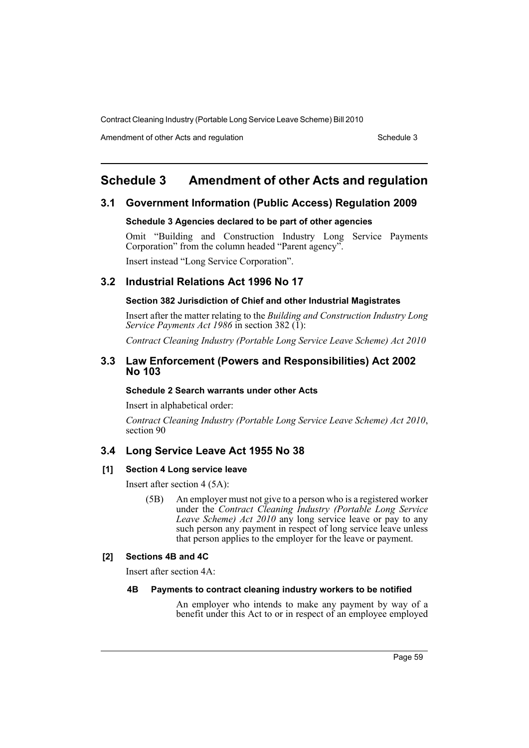# Schedule 3 Amendment of other Acts and regulation

## 3.1 Government Information (Public Access) Regulation 2009

### Schedule 3 Agencies declared to be part of other agencies

Omit "Building and Construction Industry Long Service Payments Corporation" from the column headed "Parent agency".

Insert instead "Long Service Corporation".

## 3.2 Industrial Relations Act 1996 No 17

### Section 382 Jurisdiction of Chief and other Industrial Magistrates

Insert after the matter relating to the *Building and Construction Industry Long Service Payments Act 1986* in section 382 (1):

*Contract Cleaning Industry (Portable Long Service Leave Scheme) Act 2010*

## 3.3 Law Enforcement (Powers and Responsibilities) Act 2002 No 103

### Schedule 2 Search warrants under other Acts

Insert in alphabetical order:

*Contract Cleaning Industry (Portable Long Service Leave Scheme) Act 2010*, section 90

## 3.4 Long Service Leave Act 1955 No 38

### [1] Section 4 Long service leave

Insert after section 4 (5A):

(5B) An employer must not give to a person who is a registered worker under the *Contract Cleaning Industry (Portable Long Service Leave Scheme) Act 2010* any long service leave or pay to any such person any payment in respect of long service leave unless that person applies to the employer for the leave or payment.

### [2] Sections 4B and 4C

Insert after section 4A:

#### 4B Payments to contract cleaning industry workers to be notified

An employer who intends to make any payment by way of a benefit under this Act to or in respect of an employee employed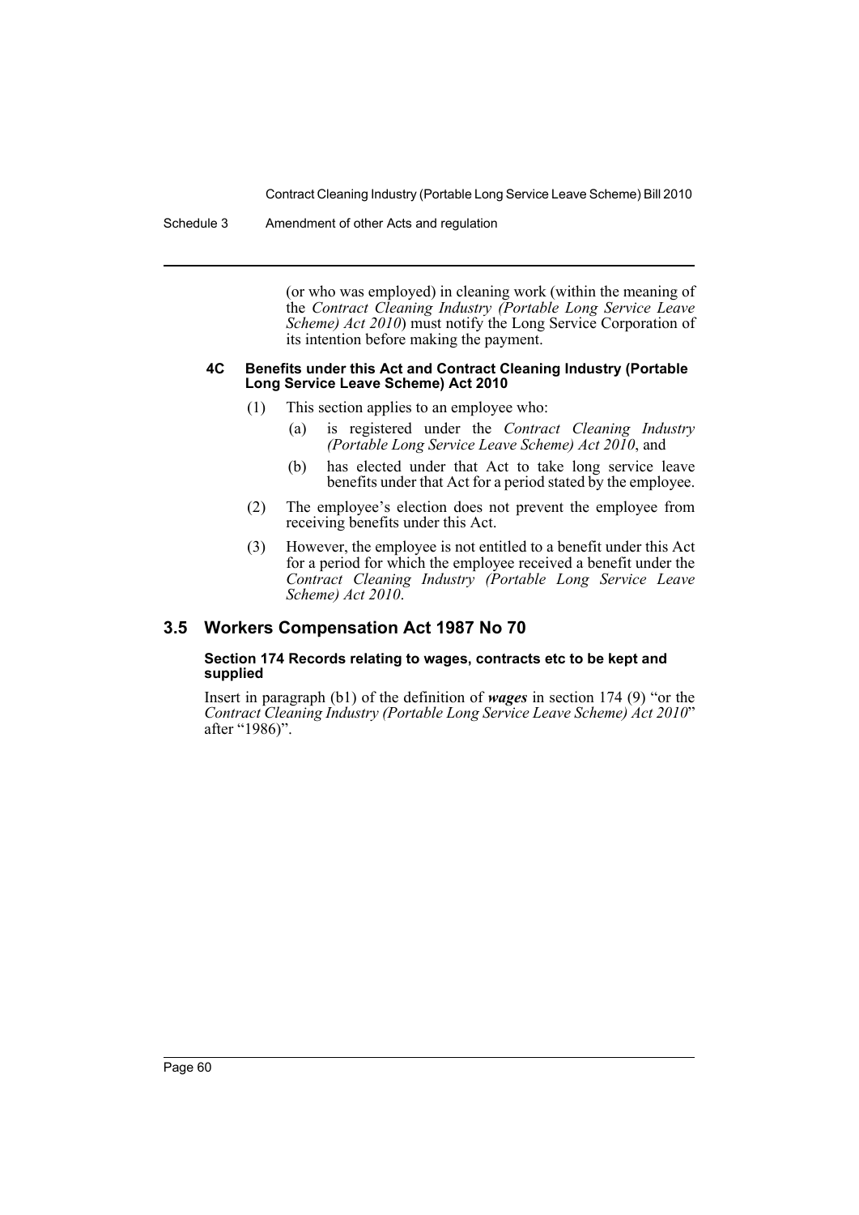(or who was employed) in cleaning work (within the meaning of the *Contract Cleaning Industry (Portable Long Service Leave Scheme) Act 2010*) must notify the Long Service Corporation of its intention before making the payment.

#### 4C Benefits under this Act and Contract Cleaning Industry (Portable Long Service Leave Scheme) Act 2010

(1) This section applies to an employee who:

(a) is registered under the *Contract Cleaning Industry (Portable Long Service Leave Scheme) Act 2010*, and

(b) has elected under that Act to take long service leave benefits under that Act for a period stated by the employee.

(2) The employee's election does not prevent the employee from receiving benefits under this Act.

(3) However, the employee is not entitled to a benefit under this Act for a period for which the employee received a benefit under the *Contract Cleaning Industry (Portable Long Service Leave Scheme) Act 2010*.

## 3.5 Workers Compensation Act 1987 No 70

#### Section 174 Records relating to wages, contracts etc to be kept and supplied

Insert in paragraph (b1) of the definition of ***wages*** in section 174 (9) "or the *Contract Cleaning Industry (Portable Long Service Leave Scheme) Act 2010*" after "1986)".